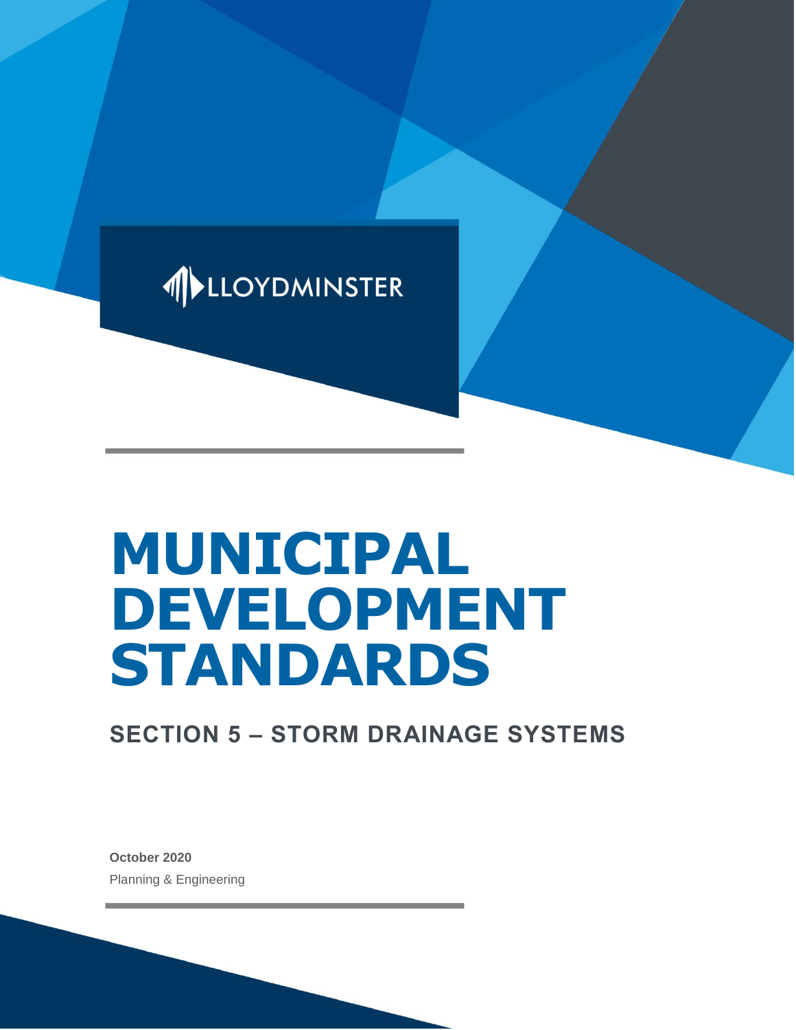LLOYDMINSTER

# MUNICIPAL DEVELOPMENT STANDARDS

## SECTION 5 – STORM DRAINAGE SYSTEMS

**October 2020**

Planning & Engineering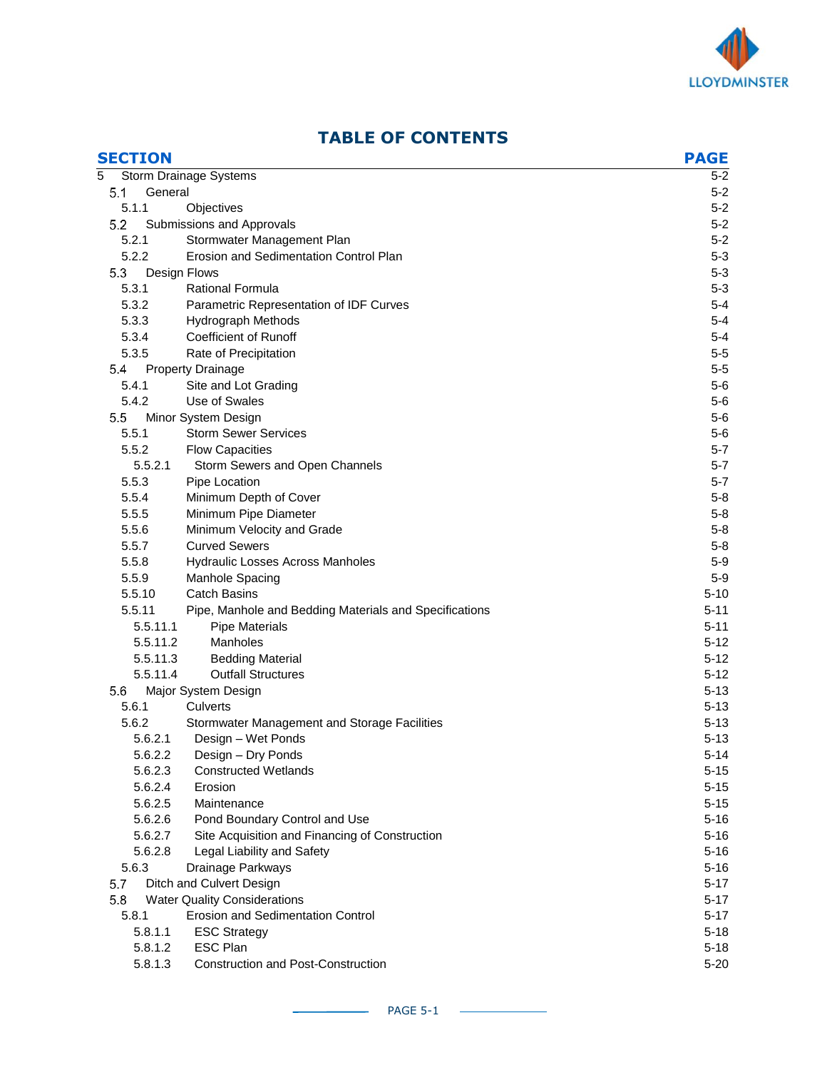# TABLE OF CONTENTS

| SECTION | | PAGE |
|---|---|---|
| 5 | Storm Drainage Systems | 5-2 |
| 5.1 | General | 5-2 |
| 5.1.1 | Objectives | 5-2 |
| 5.2 | Submissions and Approvals | 5-2 |
| 5.2.1 | Stormwater Management Plan | 5-2 |
| 5.2.2 | Erosion and Sedimentation Control Plan | 5-3 |
| 5.3 | Design Flows | 5-3 |
| 5.3.1 | Rational Formula | 5-3 |
| 5.3.2 | Parametric Representation of IDF Curves | 5-4 |
| 5.3.3 | Hydrograph Methods | 5-4 |
| 5.3.4 | Coefficient of Runoff | 5-4 |
| 5.3.5 | Rate of Precipitation | 5-5 |
| 5.4 | Property Drainage | 5-5 |
| 5.4.1 | Site and Lot Grading | 5-6 |
| 5.4.2 | Use of Swales | 5-6 |
| 5.5 | Minor System Design | 5-6 |
| 5.5.1 | Storm Sewer Services | 5-6 |
| 5.5.2 | Flow Capacities | 5-7 |
| 5.5.2.1 | Storm Sewers and Open Channels | 5-7 |
| 5.5.3 | Pipe Location | 5-7 |
| 5.5.4 | Minimum Depth of Cover | 5-8 |
| 5.5.5 | Minimum Pipe Diameter | 5-8 |
| 5.5.6 | Minimum Velocity and Grade | 5-8 |
| 5.5.7 | Curved Sewers | 5-8 |
| 5.5.8 | Hydraulic Losses Across Manholes | 5-9 |
| 5.5.9 | Manhole Spacing | 5-9 |
| 5.5.10 | Catch Basins | 5-10 |
| 5.5.11 | Pipe, Manhole and Bedding Materials and Specifications | 5-11 |
| 5.5.11.1 | Pipe Materials | 5-11 |
| 5.5.11.2 | Manholes | 5-12 |
| 5.5.11.3 | Bedding Material | 5-12 |
| 5.5.11.4 | Outfall Structures | 5-12 |
| 5.6 | Major System Design | 5-13 |
| 5.6.1 | Culverts | 5-13 |
| 5.6.2 | Stormwater Management and Storage Facilities | 5-13 |
| 5.6.2.1 | Design – Wet Ponds | 5-13 |
| 5.6.2.2 | Design – Dry Ponds | 5-14 |
| 5.6.2.3 | Constructed Wetlands | 5-15 |
| 5.6.2.4 | Erosion | 5-15 |
| 5.6.2.5 | Maintenance | 5-15 |
| 5.6.2.6 | Pond Boundary Control and Use | 5-16 |
| 5.6.2.7 | Site Acquisition and Financing of Construction | 5-16 |
| 5.6.2.8 | Legal Liability and Safety | 5-16 |
| 5.6.3 | Drainage Parkways | 5-16 |
| 5.7 | Ditch and Culvert Design | 5-17 |
| 5.8 | Water Quality Considerations | 5-17 |
| 5.8.1 | Erosion and Sedimentation Control | 5-17 |
| 5.8.1.1 | ESC Strategy | 5-18 |
| 5.8.1.2 | ESC Plan | 5-18 |
| 5.8.1.3 | Construction and Post-Construction | 5-20 |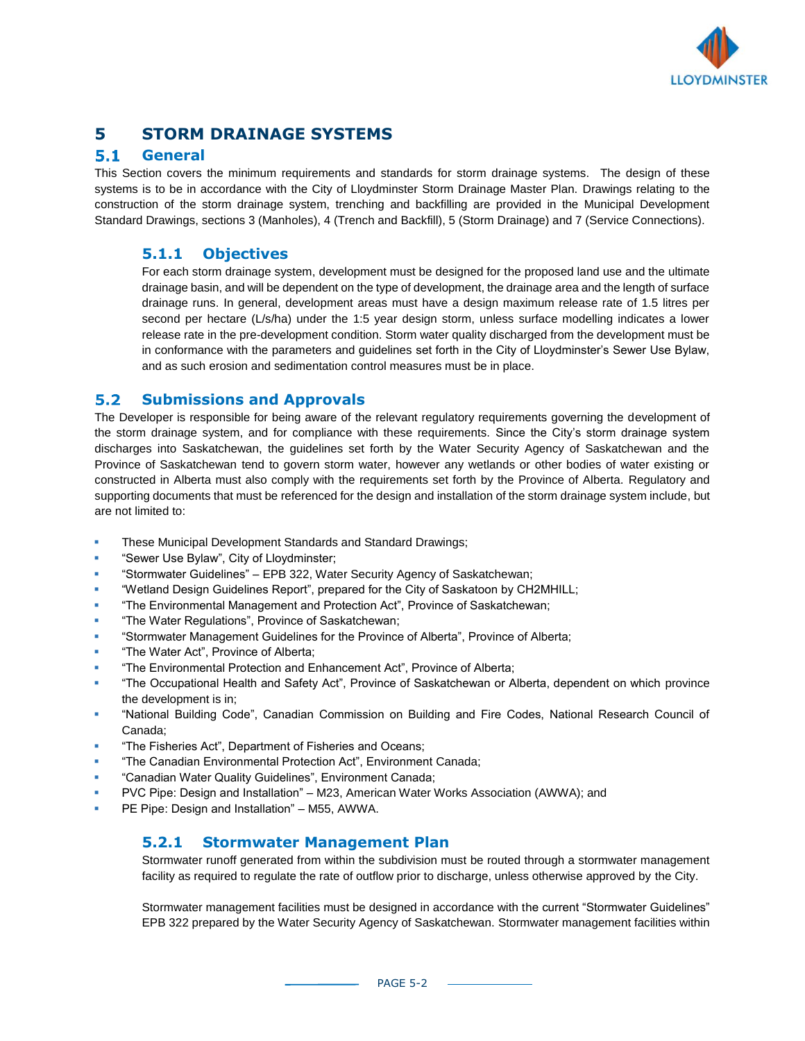# 5 STORM DRAINAGE SYSTEMS

## 5.1 General

This Section covers the minimum requirements and standards for storm drainage systems. The design of these systems is to be in accordance with the City of Lloydminster Storm Drainage Master Plan. Drawings relating to the construction of the storm drainage system, trenching and backfilling are provided in the Municipal Development Standard Drawings, sections 3 (Manholes), 4 (Trench and Backfill), 5 (Storm Drainage) and 7 (Service Connections).

### 5.1.1 Objectives

For each storm drainage system, development must be designed for the proposed land use and the ultimate drainage basin, and will be dependent on the type of development, the drainage area and the length of surface drainage runs. In general, development areas must have a design maximum release rate of 1.5 litres per second per hectare (L/s/ha) under the 1:5 year design storm, unless surface modelling indicates a lower release rate in the pre-development condition. Storm water quality discharged from the development must be in conformance with the parameters and guidelines set forth in the City of Lloydminster's Sewer Use Bylaw, and as such erosion and sedimentation control measures must be in place.

## 5.2 Submissions and Approvals

The Developer is responsible for being aware of the relevant regulatory requirements governing the development of the storm drainage system, and for compliance with these requirements. Since the City's storm drainage system discharges into Saskatchewan, the guidelines set forth by the Water Security Agency of Saskatchewan and the Province of Saskatchewan tend to govern storm water, however any wetlands or other bodies of water existing or constructed in Alberta must also comply with the requirements set forth by the Province of Alberta. Regulatory and supporting documents that must be referenced for the design and installation of the storm drainage system include, but are not limited to:

- These Municipal Development Standards and Standard Drawings;
- "Sewer Use Bylaw", City of Lloydminster;
- "Stormwater Guidelines" – EPB 322, Water Security Agency of Saskatchewan;
- "Wetland Design Guidelines Report", prepared for the City of Saskatoon by CH2MHILL;
- "The Environmental Management and Protection Act", Province of Saskatchewan;
- "The Water Regulations", Province of Saskatchewan;
- "Stormwater Management Guidelines for the Province of Alberta", Province of Alberta;
- "The Water Act", Province of Alberta;
- "The Environmental Protection and Enhancement Act", Province of Alberta;
- "The Occupational Health and Safety Act", Province of Saskatchewan or Alberta, dependent on which province the development is in;
- "National Building Code", Canadian Commission on Building and Fire Codes, National Research Council of Canada;
- "The Fisheries Act", Department of Fisheries and Oceans;
- "The Canadian Environmental Protection Act", Environment Canada;
- "Canadian Water Quality Guidelines", Environment Canada;
- PVC Pipe: Design and Installation" – M23, American Water Works Association (AWWA); and
- PE Pipe: Design and Installation" – M55, AWWA.

### 5.2.1 Stormwater Management Plan

Stormwater runoff generated from within the subdivision must be routed through a stormwater management facility as required to regulate the rate of outflow prior to discharge, unless otherwise approved by the City.

Stormwater management facilities must be designed in accordance with the current "Stormwater Guidelines" EPB 322 prepared by the Water Security Agency of Saskatchewan. Stormwater management facilities within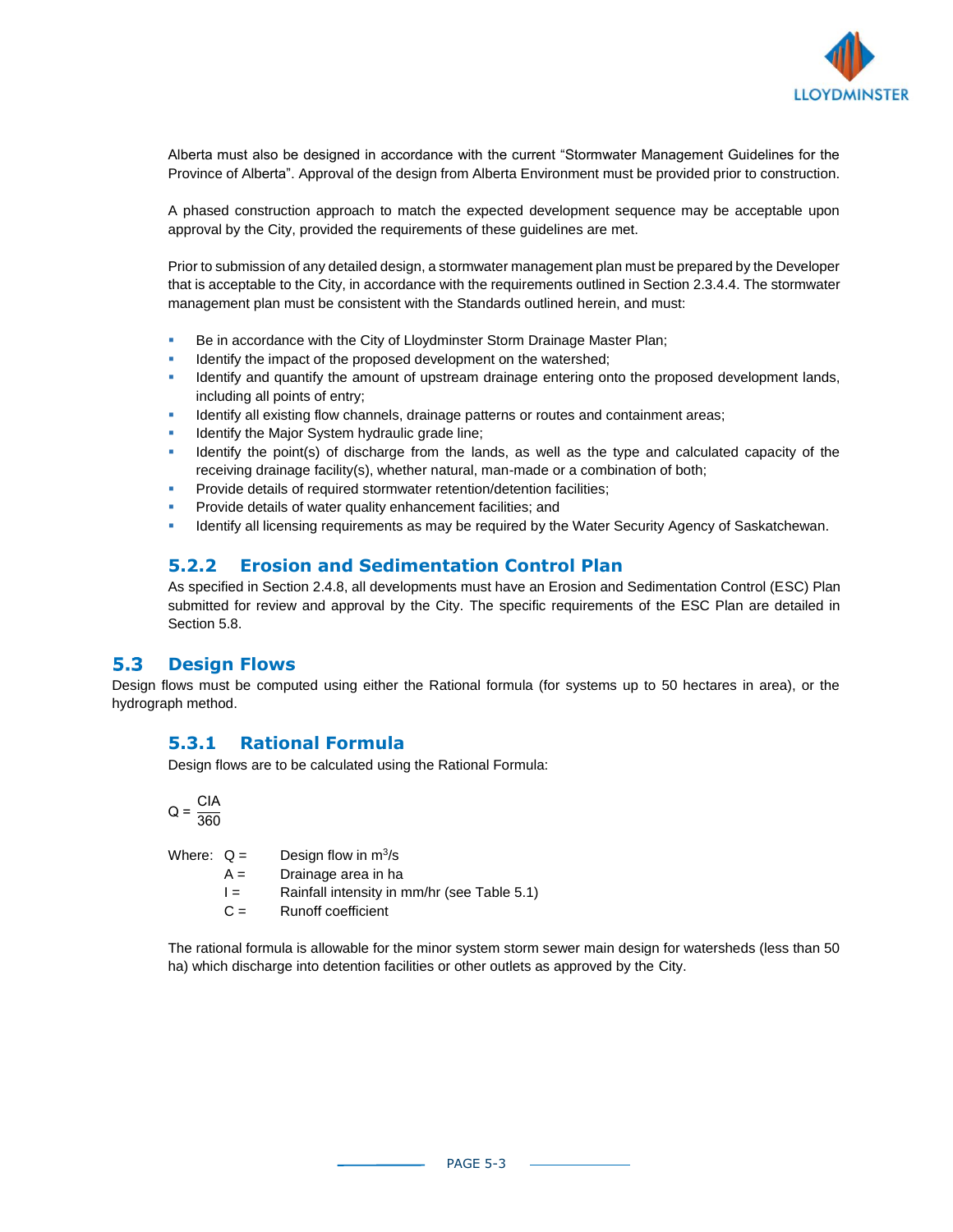Alberta must also be designed in accordance with the current "Stormwater Management Guidelines for the Province of Alberta". Approval of the design from Alberta Environment must be provided prior to construction.

A phased construction approach to match the expected development sequence may be acceptable upon approval by the City, provided the requirements of these guidelines are met.

Prior to submission of any detailed design, a stormwater management plan must be prepared by the Developer that is acceptable to the City, in accordance with the requirements outlined in Section 2.3.4.4. The stormwater management plan must be consistent with the Standards outlined herein, and must:

- Be in accordance with the City of Lloydminster Storm Drainage Master Plan;
- Identify the impact of the proposed development on the watershed;
- Identify and quantify the amount of upstream drainage entering onto the proposed development lands, including all points of entry;
- Identify all existing flow channels, drainage patterns or routes and containment areas;
- Identify the Major System hydraulic grade line;
- Identify the point(s) of discharge from the lands, as well as the type and calculated capacity of the receiving drainage facility(s), whether natural, man-made or a combination of both;
- Provide details of required stormwater retention/detention facilities;
- Provide details of water quality enhancement facilities; and
- Identify all licensing requirements as may be required by the Water Security Agency of Saskatchewan.

### 5.2.2 Erosion and Sedimentation Control Plan

As specified in Section 2.4.8, all developments must have an Erosion and Sedimentation Control (ESC) Plan submitted for review and approval by the City. The specific requirements of the ESC Plan are detailed in Section 5.8.

## 5.3 Design Flows

Design flows must be computed using either the Rational formula (for systems up to 50 hectares in area), or the hydrograph method.

### 5.3.1 Rational Formula

Design flows are to be calculated using the Rational Formula:

$$Q = \frac{CIA}{360}$$

Where:
- $Q$ = Design flow in $m^3/s$
- $A$ = Drainage area in ha
- $I$ = Rainfall intensity in mm/hr (see Table 5.1)
- $C$ = Runoff coefficient

The rational formula is allowable for the minor system storm sewer main design for watersheds (less than 50 ha) which discharge into detention facilities or other outlets as approved by the City.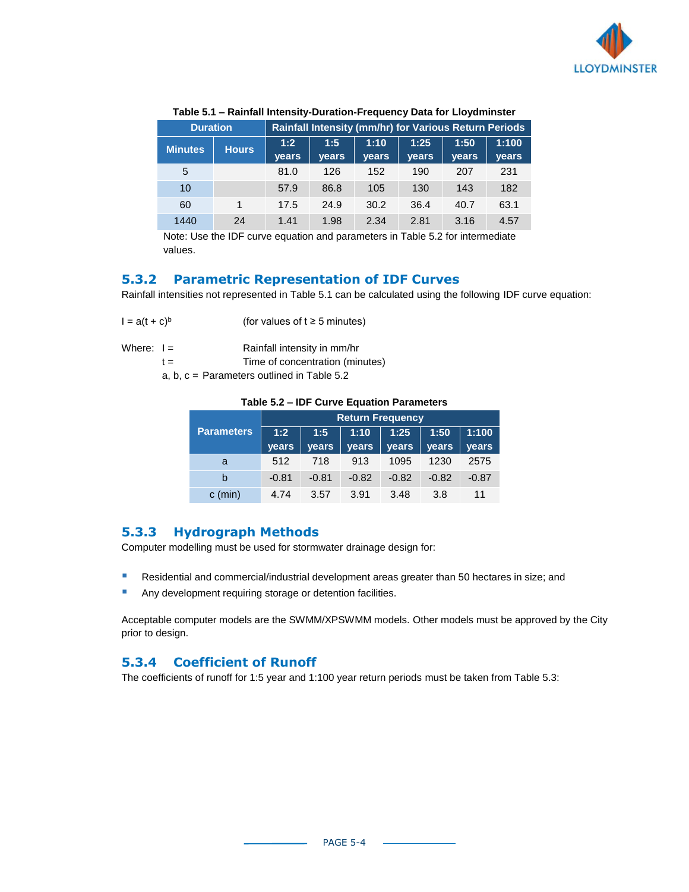**Table 5.1 – Rainfall Intensity-Duration-Frequency Data for Lloydminster**

| Duration | | Rainfall Intensity (mm/hr) for Various Return Periods | | | | | |
|---|---|---|---|---|---|---|---|
| Minutes | Hours | 1:2 years | 1:5 years | 1:10 years | 1:25 years | 1:50 years | 1:100 years |
| 5 | | 81.0 | 126 | 152 | 190 | 207 | 231 |
| 10 | | 57.9 | 86.8 | 105 | 130 | 143 | 182 |
| 60 | 1 | 17.5 | 24.9 | 30.2 | 36.4 | 40.7 | 63.1 |
| 1440 | 24 | 1.41 | 1.98 | 2.34 | 2.81 | 3.16 | 4.57 |

Note: Use the IDF curve equation and parameters in Table 5.2 for intermediate values.

### 5.3.2 Parametric Representation of IDF Curves

Rainfall intensities not represented in Table 5.1 can be calculated using the following IDF curve equation:

$I = a(t + c)^b$ (for values of $t \geq 5$ minutes)

Where: $I$ = Rainfall intensity in mm/hr

$t$ = Time of concentration (minutes)

a, b, c = Parameters outlined in Table 5.2

**Table 5.2 – IDF Curve Equation Parameters**

| Parameters | Return Frequency | | | | | |
|---|---|---|---|---|---|---|
| | 1:2 years | 1:5 years | 1:10 years | 1:25 years | 1:50 years | 1:100 years |
| a | 512 | 718 | 913 | 1095 | 1230 | 2575 |
| b | -0.81 | -0.81 | -0.82 | -0.82 | -0.82 | -0.87 |
| c (min) | 4.74 | 3.57 | 3.91 | 3.48 | 3.8 | 11 |

### 5.3.3 Hydrograph Methods

Computer modelling must be used for stormwater drainage design for:

- Residential and commercial/industrial development areas greater than 50 hectares in size; and
- Any development requiring storage or detention facilities.

Acceptable computer models are the SWMM/XPSWMM models. Other models must be approved by the City prior to design.

### 5.3.4 Coefficient of Runoff

The coefficients of runoff for 1:5 year and 1:100 year return periods must be taken from Table 5.3: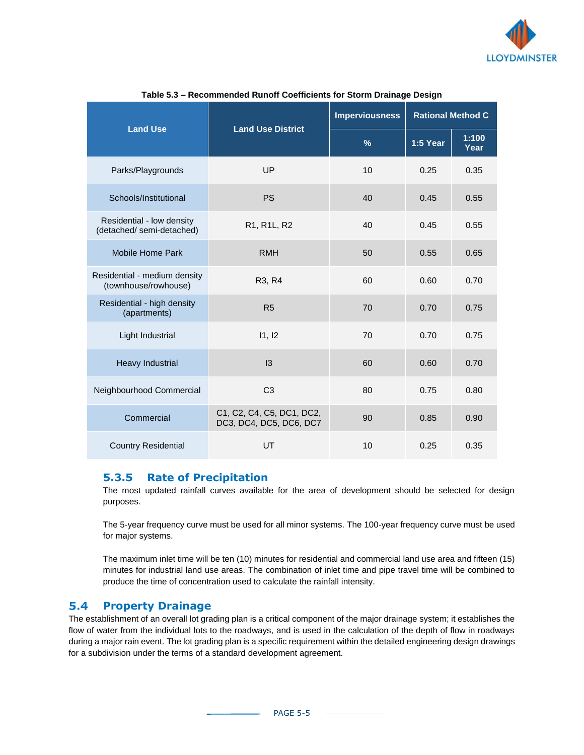**Table 5.3 – Recommended Runoff Coefficients for Storm Drainage Design**

| Land Use | Land Use District | Imperviousness | Rational Method C | |
|---|---|---|---|---|
| | | % | 1:5 Year | 1:100 Year |
| Parks/Playgrounds | UP | 10 | 0.25 | 0.35 |
| Schools/Institutional | PS | 40 | 0.45 | 0.55 |
| Residential - low density (detached/ semi-detached) | R1, R1L, R2 | 40 | 0.45 | 0.55 |
| Mobile Home Park | RMH | 50 | 0.55 | 0.65 |
| Residential - medium density (townhouse/rowhouse) | R3, R4 | 60 | 0.60 | 0.70 |
| Residential - high density (apartments) | R5 | 70 | 0.70 | 0.75 |
| Light Industrial | I1, I2 | 70 | 0.70 | 0.75 |
| Heavy Industrial | I3 | 60 | 0.60 | 0.70 |
| Neighbourhood Commercial | C3 | 80 | 0.75 | 0.80 |
| Commercial | C1, C2, C4, C5, DC1, DC2, DC3, DC4, DC5, DC6, DC7 | 90 | 0.85 | 0.90 |
| Country Residential | UT | 10 | 0.25 | 0.35 |

### 5.3.5 Rate of Precipitation

The most updated rainfall curves available for the area of development should be selected for design purposes.

The 5-year frequency curve must be used for all minor systems. The 100-year frequency curve must be used for major systems.

The maximum inlet time will be ten (10) minutes for residential and commercial land use area and fifteen (15) minutes for industrial land use areas. The combination of inlet time and pipe travel time will be combined to produce the time of concentration used to calculate the rainfall intensity.

## 5.4 Property Drainage

The establishment of an overall lot grading plan is a critical component of the major drainage system; it establishes the flow of water from the individual lots to the roadways, and is used in the calculation of the depth of flow in roadways during a major rain event. The lot grading plan is a specific requirement within the detailed engineering design drawings for a subdivision under the terms of a standard development agreement.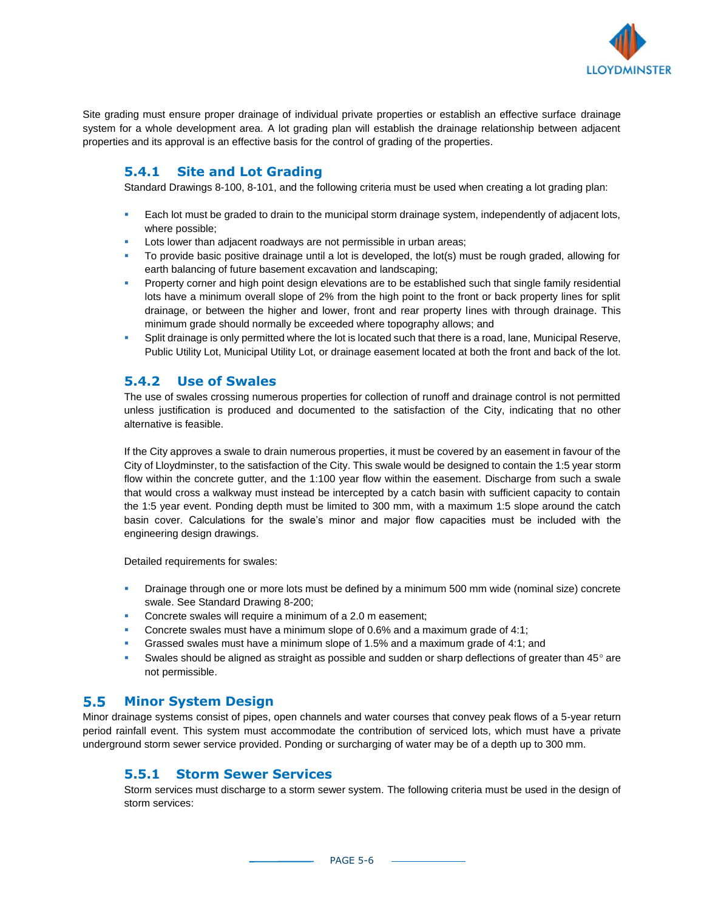Site grading must ensure proper drainage of individual private properties or establish an effective surface drainage system for a whole development area. A lot grading plan will establish the drainage relationship between adjacent properties and its approval is an effective basis for the control of grading of the properties.

### 5.4.1 Site and Lot Grading

Standard Drawings 8-100, 8-101, and the following criteria must be used when creating a lot grading plan:

- Each lot must be graded to drain to the municipal storm drainage system, independently of adjacent lots, where possible;
- Lots lower than adjacent roadways are not permissible in urban areas;
- To provide basic positive drainage until a lot is developed, the lot(s) must be rough graded, allowing for earth balancing of future basement excavation and landscaping;
- Property corner and high point design elevations are to be established such that single family residential lots have a minimum overall slope of 2% from the high point to the front or back property lines for split drainage, or between the higher and lower, front and rear property lines with through drainage. This minimum grade should normally be exceeded where topography allows; and
- Split drainage is only permitted where the lot is located such that there is a road, lane, Municipal Reserve, Public Utility Lot, Municipal Utility Lot, or drainage easement located at both the front and back of the lot.

### 5.4.2 Use of Swales

The use of swales crossing numerous properties for collection of runoff and drainage control is not permitted unless justification is produced and documented to the satisfaction of the City, indicating that no other alternative is feasible.

If the City approves a swale to drain numerous properties, it must be covered by an easement in favour of the City of Lloydminster, to the satisfaction of the City. This swale would be designed to contain the 1:5 year storm flow within the concrete gutter, and the 1:100 year flow within the easement. Discharge from such a swale that would cross a walkway must instead be intercepted by a catch basin with sufficient capacity to contain the 1:5 year event. Ponding depth must be limited to 300 mm, with a maximum 1:5 slope around the catch basin cover. Calculations for the swale's minor and major flow capacities must be included with the engineering design drawings.

Detailed requirements for swales:

- Drainage through one or more lots must be defined by a minimum 500 mm wide (nominal size) concrete swale. See Standard Drawing 8-200;
- Concrete swales will require a minimum of a 2.0 m easement;
- Concrete swales must have a minimum slope of 0.6% and a maximum grade of 4:1;
- Grassed swales must have a minimum slope of 1.5% and a maximum grade of 4:1; and
- Swales should be aligned as straight as possible and sudden or sharp deflections of greater than 45° are not permissible.

## 5.5 Minor System Design

Minor drainage systems consist of pipes, open channels and water courses that convey peak flows of a 5-year return period rainfall event. This system must accommodate the contribution of serviced lots, which must have a private underground storm sewer service provided. Ponding or surcharging of water may be of a depth up to 300 mm.

### 5.5.1 Storm Sewer Services

Storm services must discharge to a storm sewer system. The following criteria must be used in the design of storm services: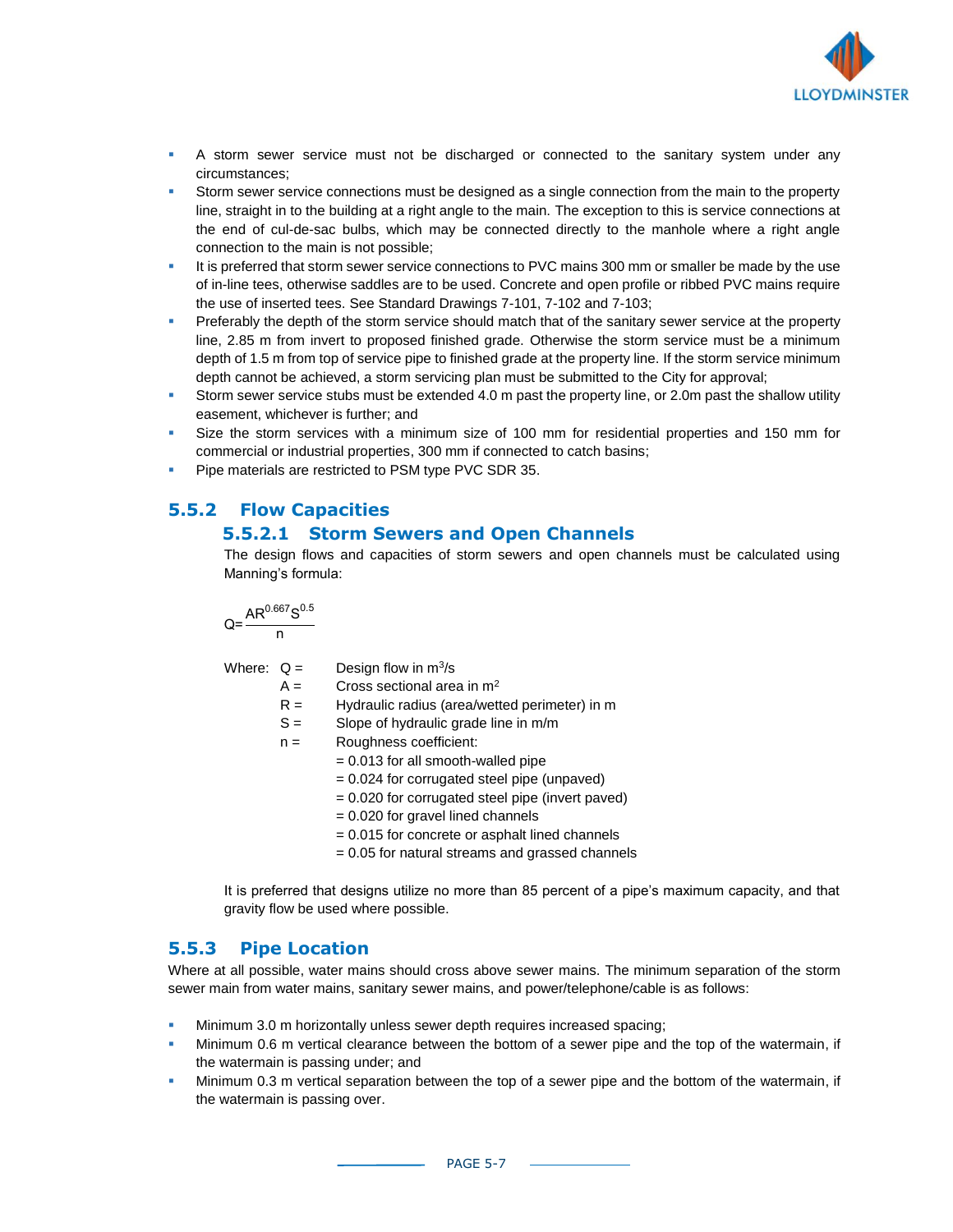- A storm sewer service must not be discharged or connected to the sanitary system under any circumstances;
- Storm sewer service connections must be designed as a single connection from the main to the property line, straight in to the building at a right angle to the main. The exception to this is service connections at the end of cul-de-sac bulbs, which may be connected directly to the manhole where a right angle connection to the main is not possible;
- It is preferred that storm sewer service connections to PVC mains 300 mm or smaller be made by the use of in-line tees, otherwise saddles are to be used. Concrete and open profile or ribbed PVC mains require the use of inserted tees. See Standard Drawings 7-101, 7-102 and 7-103;
- Preferably the depth of the storm service should match that of the sanitary sewer service at the property line, 2.85 m from invert to proposed finished grade. Otherwise the storm service must be a minimum depth of 1.5 m from top of service pipe to finished grade at the property line. If the storm service minimum depth cannot be achieved, a storm servicing plan must be submitted to the City for approval;
- Storm sewer service stubs must be extended 4.0 m past the property line, or 2.0m past the shallow utility easement, whichever is further; and
- Size the storm services with a minimum size of 100 mm for residential properties and 150 mm for commercial or industrial properties, 300 mm if connected to catch basins;
- Pipe materials are restricted to PSM type PVC SDR 35.

## 5.5.2 Flow Capacities

### 5.5.2.1 Storm Sewers and Open Channels

The design flows and capacities of storm sewers and open channels must be calculated using Manning's formula:

$$Q = \frac{AR^{0.667}S^{0.5}}{n}$$

Where:
- $Q$ = Design flow in $m^3/s$
- $A$ = Cross sectional area in $m^2$
- $R$ = Hydraulic radius (area/wetted perimeter) in m
- $S$ = Slope of hydraulic grade line in m/m
- $n$ = Roughness coefficient:
  - = 0.013 for all smooth-walled pipe
  - = 0.024 for corrugated steel pipe (unpaved)
  - = 0.020 for corrugated steel pipe (invert paved)
  - = 0.020 for gravel lined channels
  - = 0.015 for concrete or asphalt lined channels
  - = 0.05 for natural streams and grassed channels

It is preferred that designs utilize no more than 85 percent of a pipe's maximum capacity, and that gravity flow be used where possible.

## 5.5.3 Pipe Location

Where at all possible, water mains should cross above sewer mains. The minimum separation of the storm sewer main from water mains, sanitary sewer mains, and power/telephone/cable is as follows:

- Minimum 3.0 m horizontally unless sewer depth requires increased spacing;
- Minimum 0.6 m vertical clearance between the bottom of a sewer pipe and the top of the watermain, if the watermain is passing under; and
- Minimum 0.3 m vertical separation between the top of a sewer pipe and the bottom of the watermain, if the watermain is passing over.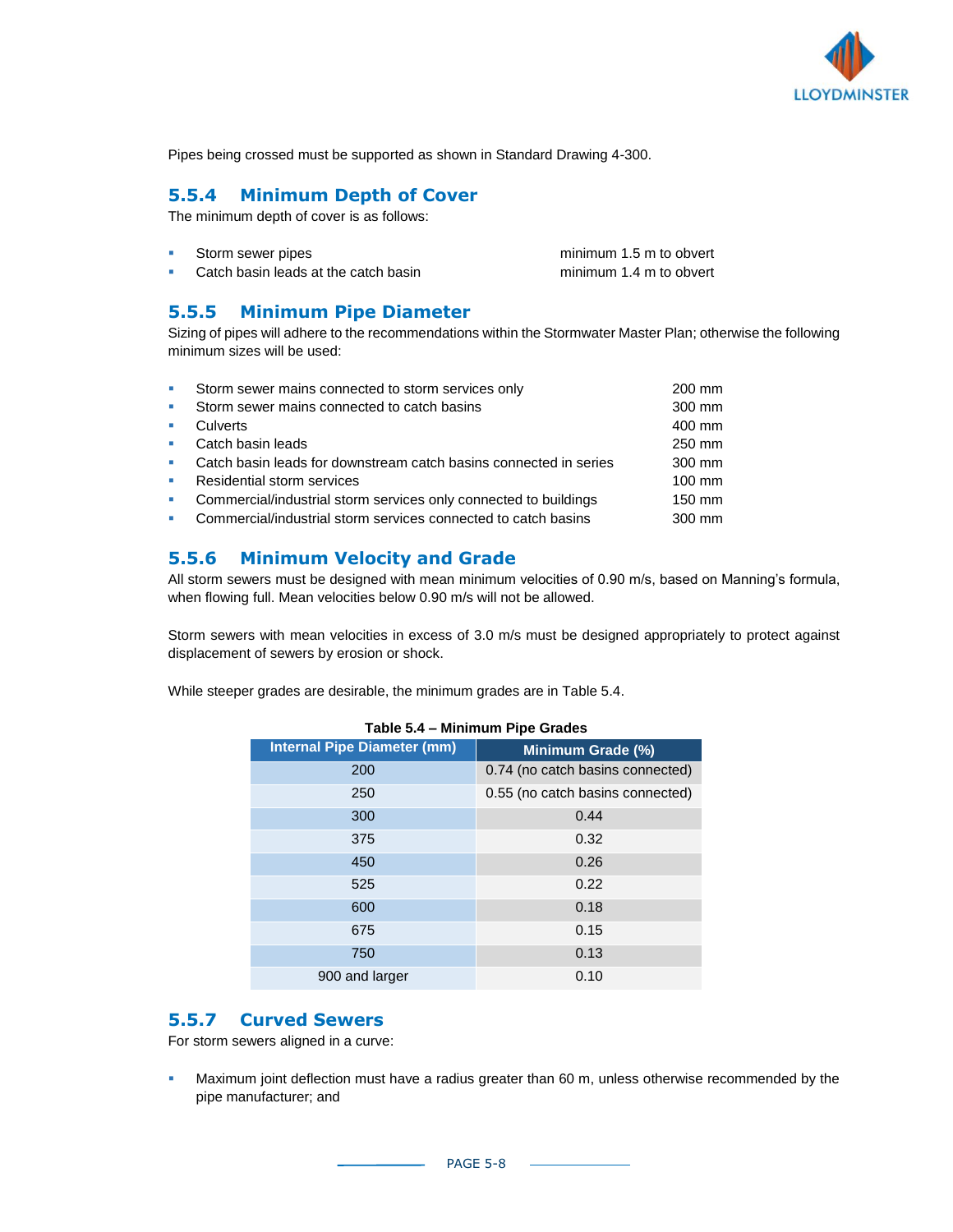Pipes being crossed must be supported as shown in Standard Drawing 4-300.

### 5.5.4 Minimum Depth of Cover

The minimum depth of cover is as follows:

- Storm sewer pipes minimum 1.5 m to obvert
- Catch basin leads at the catch basin minimum 1.4 m to obvert

### 5.5.5 Minimum Pipe Diameter

Sizing of pipes will adhere to the recommendations within the Stormwater Master Plan; otherwise the following minimum sizes will be used:

- Storm sewer mains connected to storm services only 200 mm
- Storm sewer mains connected to catch basins 300 mm
- Culverts 400 mm
- Catch basin leads 250 mm
- Catch basin leads for downstream catch basins connected in series 300 mm
- Residential storm services 100 mm
- Commercial/industrial storm services only connected to buildings 150 mm
- Commercial/industrial storm services connected to catch basins 300 mm

### 5.5.6 Minimum Velocity and Grade

All storm sewers must be designed with mean minimum velocities of 0.90 m/s, based on Manning's formula, when flowing full. Mean velocities below 0.90 m/s will not be allowed.

Storm sewers with mean velocities in excess of 3.0 m/s must be designed appropriately to protect against displacement of sewers by erosion or shock.

While steeper grades are desirable, the minimum grades are in Table 5.4.

**Table 5.4 – Minimum Pipe Grades**

| Internal Pipe Diameter (mm) | Minimum Grade (%) |
|---|---|
| 200 | 0.74 (no catch basins connected) |
| 250 | 0.55 (no catch basins connected) |
| 300 | 0.44 |
| 375 | 0.32 |
| 450 | 0.26 |
| 525 | 0.22 |
| 600 | 0.18 |
| 675 | 0.15 |
| 750 | 0.13 |
| 900 and larger | 0.10 |

### 5.5.7 Curved Sewers

For storm sewers aligned in a curve:

- Maximum joint deflection must have a radius greater than 60 m, unless otherwise recommended by the pipe manufacturer; and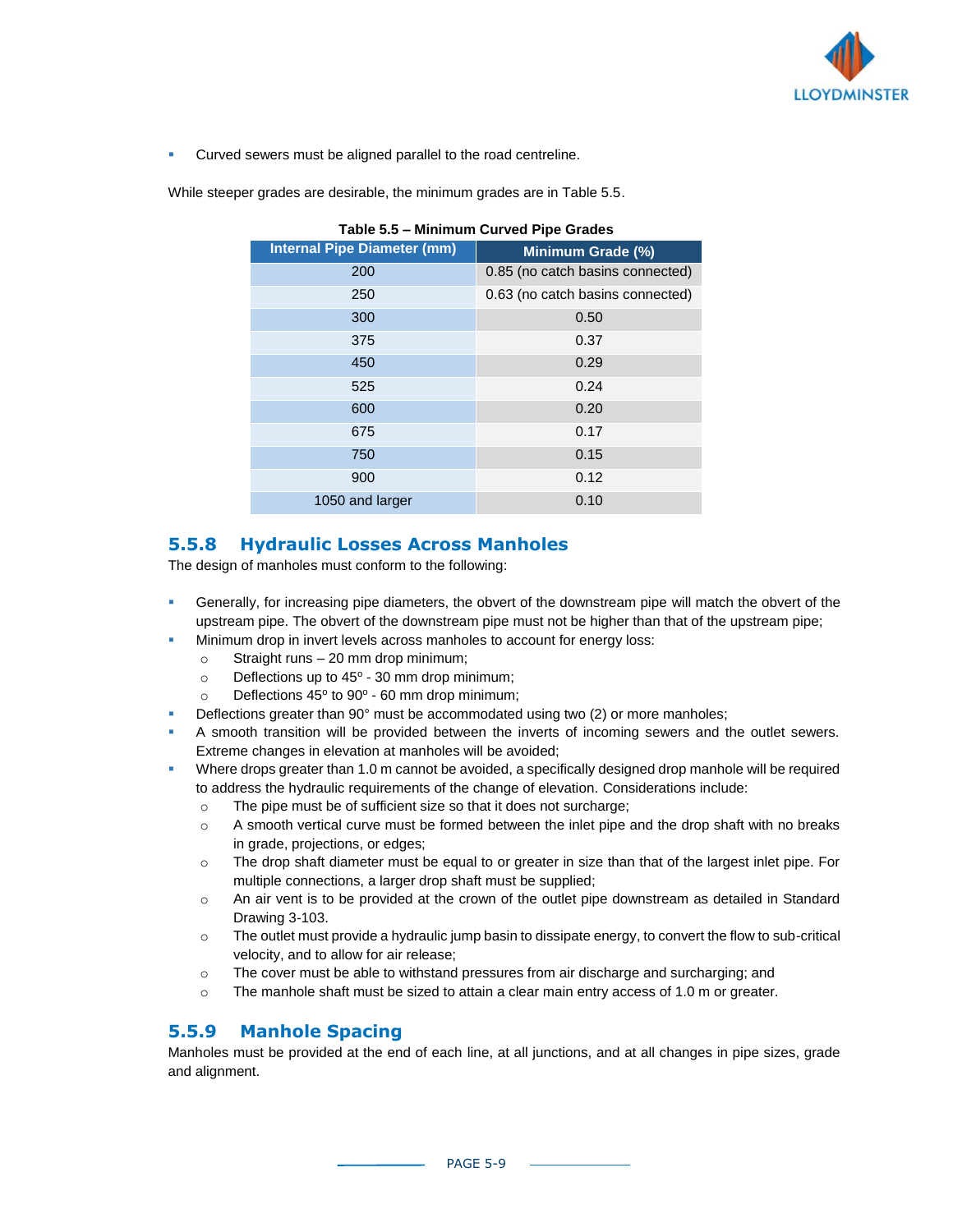- Curved sewers must be aligned parallel to the road centreline.

While steeper grades are desirable, the minimum grades are in Table 5.5.

**Table 5.5 – Minimum Curved Pipe Grades**

| Internal Pipe Diameter (mm) | Minimum Grade (%) |
|---|---|
| 200 | 0.85 (no catch basins connected) |
| 250 | 0.63 (no catch basins connected) |
| 300 | 0.50 |
| 375 | 0.37 |
| 450 | 0.29 |
| 525 | 0.24 |
| 600 | 0.20 |
| 675 | 0.17 |
| 750 | 0.15 |
| 900 | 0.12 |
| 1050 and larger | 0.10 |

### 5.5.8 Hydraulic Losses Across Manholes

The design of manholes must conform to the following:

- Generally, for increasing pipe diameters, the obvert of the downstream pipe will match the obvert of the upstream pipe. The obvert of the downstream pipe must not be higher than that of the upstream pipe;
- Minimum drop in invert levels across manholes to account for energy loss:
  - Straight runs – 20 mm drop minimum;
  - Deflections up to 45º - 30 mm drop minimum;
  - Deflections 45º to 90º - 60 mm drop minimum;
- Deflections greater than 90° must be accommodated using two (2) or more manholes;
- A smooth transition will be provided between the inverts of incoming sewers and the outlet sewers. Extreme changes in elevation at manholes will be avoided;
- Where drops greater than 1.0 m cannot be avoided, a specifically designed drop manhole will be required to address the hydraulic requirements of the change of elevation. Considerations include:
  - The pipe must be of sufficient size so that it does not surcharge;
  - A smooth vertical curve must be formed between the inlet pipe and the drop shaft with no breaks in grade, projections, or edges;
  - The drop shaft diameter must be equal to or greater in size than that of the largest inlet pipe. For multiple connections, a larger drop shaft must be supplied;
  - An air vent is to be provided at the crown of the outlet pipe downstream as detailed in Standard Drawing 3-103.
  - The outlet must provide a hydraulic jump basin to dissipate energy, to convert the flow to sub-critical velocity, and to allow for air release;
  - The cover must be able to withstand pressures from air discharge and surcharging; and
  - The manhole shaft must be sized to attain a clear main entry access of 1.0 m or greater.

### 5.5.9 Manhole Spacing

Manholes must be provided at the end of each line, at all junctions, and at all changes in pipe sizes, grade and alignment.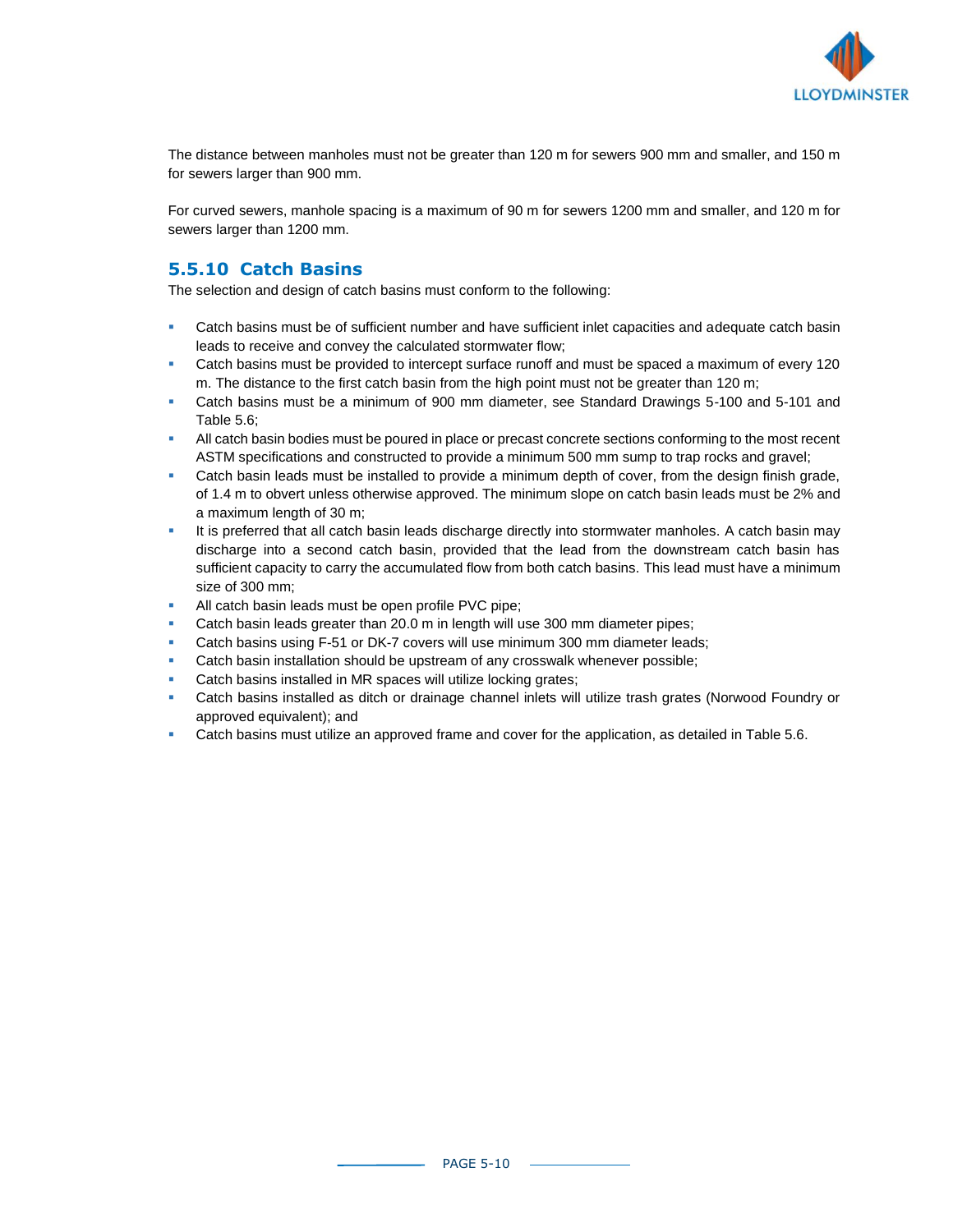The distance between manholes must not be greater than 120 m for sewers 900 mm and smaller, and 150 m for sewers larger than 900 mm.

For curved sewers, manhole spacing is a maximum of 90 m for sewers 1200 mm and smaller, and 120 m for sewers larger than 1200 mm.

### 5.5.10 Catch Basins

The selection and design of catch basins must conform to the following:

- Catch basins must be of sufficient number and have sufficient inlet capacities and adequate catch basin leads to receive and convey the calculated stormwater flow;
- Catch basins must be provided to intercept surface runoff and must be spaced a maximum of every 120 m. The distance to the first catch basin from the high point must not be greater than 120 m;
- Catch basins must be a minimum of 900 mm diameter, see Standard Drawings 5-100 and 5-101 and Table 5.6;
- All catch basin bodies must be poured in place or precast concrete sections conforming to the most recent ASTM specifications and constructed to provide a minimum 500 mm sump to trap rocks and gravel;
- Catch basin leads must be installed to provide a minimum depth of cover, from the design finish grade, of 1.4 m to obvert unless otherwise approved. The minimum slope on catch basin leads must be 2% and a maximum length of 30 m;
- It is preferred that all catch basin leads discharge directly into stormwater manholes. A catch basin may discharge into a second catch basin, provided that the lead from the downstream catch basin has sufficient capacity to carry the accumulated flow from both catch basins. This lead must have a minimum size of 300 mm;
- All catch basin leads must be open profile PVC pipe;
- Catch basin leads greater than 20.0 m in length will use 300 mm diameter pipes;
- Catch basins using F-51 or DK-7 covers will use minimum 300 mm diameter leads;
- Catch basin installation should be upstream of any crosswalk whenever possible;
- Catch basins installed in MR spaces will utilize locking grates;
- Catch basins installed as ditch or drainage channel inlets will utilize trash grates (Norwood Foundry or approved equivalent); and
- Catch basins must utilize an approved frame and cover for the application, as detailed in Table 5.6.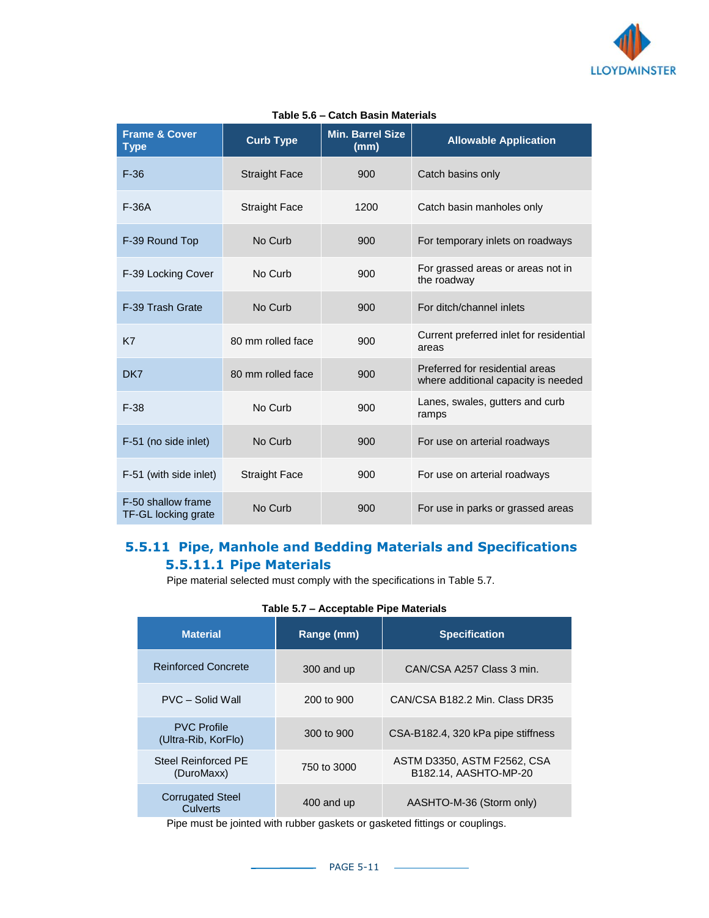**Table 5.6 – Catch Basin Materials**

| Frame & Cover Type | Curb Type | Min. Barrel Size (mm) | Allowable Application |
|---|---|---|---|
| F-36 | Straight Face | 900 | Catch basins only |
| F-36A | Straight Face | 1200 | Catch basin manholes only |
| F-39 Round Top | No Curb | 900 | For temporary inlets on roadways |
| F-39 Locking Cover | No Curb | 900 | For grassed areas or areas not in the roadway |
| F-39 Trash Grate | No Curb | 900 | For ditch/channel inlets |
| K7 | 80 mm rolled face | 900 | Current preferred inlet for residential areas |
| DK7 | 80 mm rolled face | 900 | Preferred for residential areas where additional capacity is needed |
| F-38 | No Curb | 900 | Lanes, swales, gutters and curb ramps |
| F-51 (no side inlet) | No Curb | 900 | For use on arterial roadways |
| F-51 (with side inlet) | Straight Face | 900 | For use on arterial roadways |
| F-50 shallow frame TF-GL locking grate | No Curb | 900 | For use in parks or grassed areas |

## 5.5.11 Pipe, Manhole and Bedding Materials and Specifications

### 5.5.11.1 Pipe Materials

Pipe material selected must comply with the specifications in Table 5.7.

**Table 5.7 – Acceptable Pipe Materials**

| Material | Range (mm) | Specification |
|---|---|---|
| Reinforced Concrete | 300 and up | CAN/CSA A257 Class 3 min. |
| PVC – Solid Wall | 200 to 900 | CAN/CSA B182.2 Min. Class DR35 |
| PVC Profile (Ultra-Rib, KorFlo) | 300 to 900 | CSA-B182.4, 320 kPa pipe stiffness |
| Steel Reinforced PE (DuroMaxx) | 750 to 3000 | ASTM D3350, ASTM F2562, CSA B182.14, AASHTO-MP-20 |
| Corrugated Steel Culverts | 400 and up | AASHTO-M-36 (Storm only) |

Pipe must be jointed with rubber gaskets or gasketed fittings or couplings.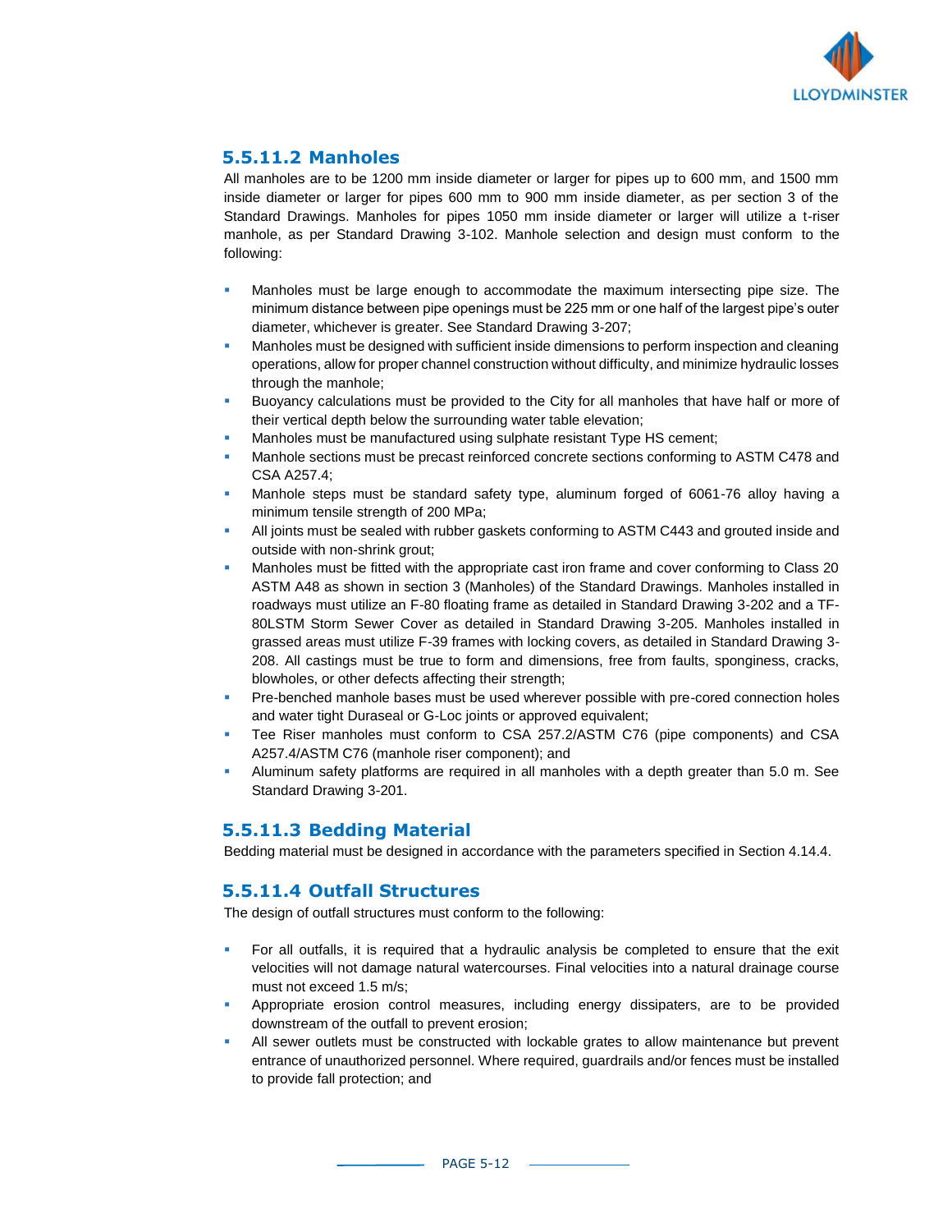### 5.5.11.2 Manholes

All manholes are to be 1200 mm inside diameter or larger for pipes up to 600 mm, and 1500 mm inside diameter or larger for pipes 600 mm to 900 mm inside diameter, as per section 3 of the Standard Drawings. Manholes for pipes 1050 mm inside diameter or larger will utilize a t-riser manhole, as per Standard Drawing 3-102. Manhole selection and design must conform to the following:

- Manholes must be large enough to accommodate the maximum intersecting pipe size. The minimum distance between pipe openings must be 225 mm or one half of the largest pipe's outer diameter, whichever is greater. See Standard Drawing 3-207;
- Manholes must be designed with sufficient inside dimensions to perform inspection and cleaning operations, allow for proper channel construction without difficulty, and minimize hydraulic losses through the manhole;
- Buoyancy calculations must be provided to the City for all manholes that have half or more of their vertical depth below the surrounding water table elevation;
- Manholes must be manufactured using sulphate resistant Type HS cement;
- Manhole sections must be precast reinforced concrete sections conforming to ASTM C478 and CSA A257.4;
- Manhole steps must be standard safety type, aluminum forged of 6061-76 alloy having a minimum tensile strength of 200 MPa;
- All joints must be sealed with rubber gaskets conforming to ASTM C443 and grouted inside and outside with non-shrink grout;
- Manholes must be fitted with the appropriate cast iron frame and cover conforming to Class 20 ASTM A48 as shown in section 3 (Manholes) of the Standard Drawings. Manholes installed in roadways must utilize an F-80 floating frame as detailed in Standard Drawing 3-202 and a TF-80LSTM Storm Sewer Cover as detailed in Standard Drawing 3-205. Manholes installed in grassed areas must utilize F-39 frames with locking covers, as detailed in Standard Drawing 3-208. All castings must be true to form and dimensions, free from faults, sponginess, cracks, blowholes, or other defects affecting their strength;
- Pre-benched manhole bases must be used wherever possible with pre-cored connection holes and water tight Duraseal or G-Loc joints or approved equivalent;
- Tee Riser manholes must conform to CSA 257.2/ASTM C76 (pipe components) and CSA A257.4/ASTM C76 (manhole riser component); and
- Aluminum safety platforms are required in all manholes with a depth greater than 5.0 m. See Standard Drawing 3-201.

### 5.5.11.3 Bedding Material

Bedding material must be designed in accordance with the parameters specified in Section 4.14.4.

### 5.5.11.4 Outfall Structures

The design of outfall structures must conform to the following:

- For all outfalls, it is required that a hydraulic analysis be completed to ensure that the exit velocities will not damage natural watercourses. Final velocities into a natural drainage course must not exceed 1.5 m/s;
- Appropriate erosion control measures, including energy dissipaters, are to be provided downstream of the outfall to prevent erosion;
- All sewer outlets must be constructed with lockable grates to allow maintenance but prevent entrance of unauthorized personnel. Where required, guardrails and/or fences must be installed to provide fall protection; and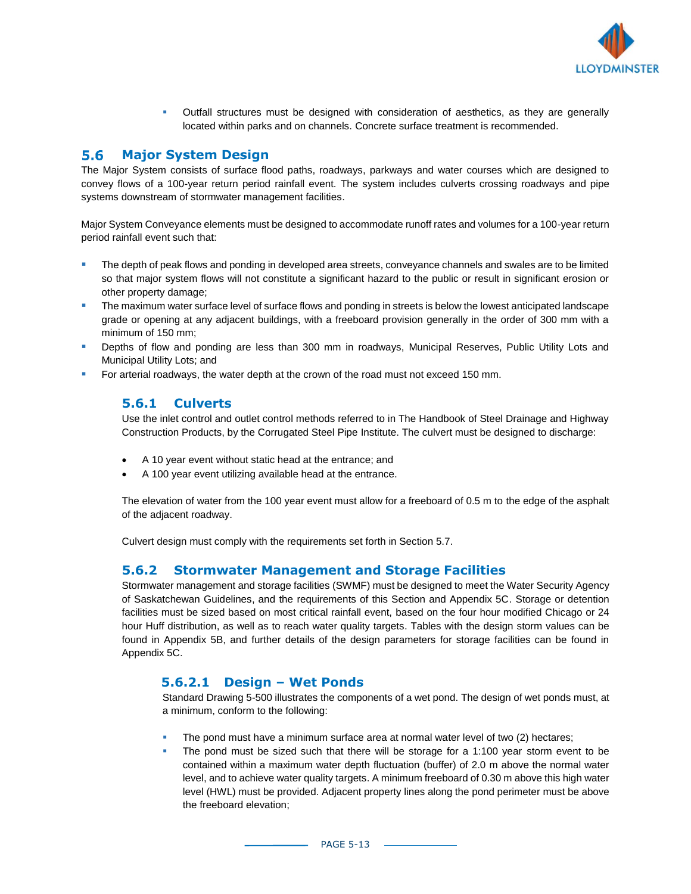- Outfall structures must be designed with consideration of aesthetics, as they are generally located within parks and on channels. Concrete surface treatment is recommended.

## 5.6 Major System Design

The Major System consists of surface flood paths, roadways, parkways and water courses which are designed to convey flows of a 100-year return period rainfall event. The system includes culverts crossing roadways and pipe systems downstream of stormwater management facilities.

Major System Conveyance elements must be designed to accommodate runoff rates and volumes for a 100-year return period rainfall event such that:

- The depth of peak flows and ponding in developed area streets, conveyance channels and swales are to be limited so that major system flows will not constitute a significant hazard to the public or result in significant erosion or other property damage;
- The maximum water surface level of surface flows and ponding in streets is below the lowest anticipated landscape grade or opening at any adjacent buildings, with a freeboard provision generally in the order of 300 mm with a minimum of 150 mm;
- Depths of flow and ponding are less than 300 mm in roadways, Municipal Reserves, Public Utility Lots and Municipal Utility Lots; and
- For arterial roadways, the water depth at the crown of the road must not exceed 150 mm.

### 5.6.1 Culverts

Use the inlet control and outlet control methods referred to in The Handbook of Steel Drainage and Highway Construction Products, by the Corrugated Steel Pipe Institute. The culvert must be designed to discharge:

- A 10 year event without static head at the entrance; and
- A 100 year event utilizing available head at the entrance.

The elevation of water from the 100 year event must allow for a freeboard of 0.5 m to the edge of the asphalt of the adjacent roadway.

Culvert design must comply with the requirements set forth in Section 5.7.

### 5.6.2 Stormwater Management and Storage Facilities

Stormwater management and storage facilities (SWMF) must be designed to meet the Water Security Agency of Saskatchewan Guidelines, and the requirements of this Section and Appendix 5C. Storage or detention facilities must be sized based on most critical rainfall event, based on the four hour modified Chicago or 24 hour Huff distribution, as well as to reach water quality targets. Tables with the design storm values can be found in Appendix 5B, and further details of the design parameters for storage facilities can be found in Appendix 5C.

#### 5.6.2.1 Design – Wet Ponds

Standard Drawing 5-500 illustrates the components of a wet pond. The design of wet ponds must, at a minimum, conform to the following:

- The pond must have a minimum surface area at normal water level of two (2) hectares;
- The pond must be sized such that there will be storage for a 1:100 year storm event to be contained within a maximum water depth fluctuation (buffer) of 2.0 m above the normal water level, and to achieve water quality targets. A minimum freeboard of 0.30 m above this high water level (HWL) must be provided. Adjacent property lines along the pond perimeter must be above the freeboard elevation;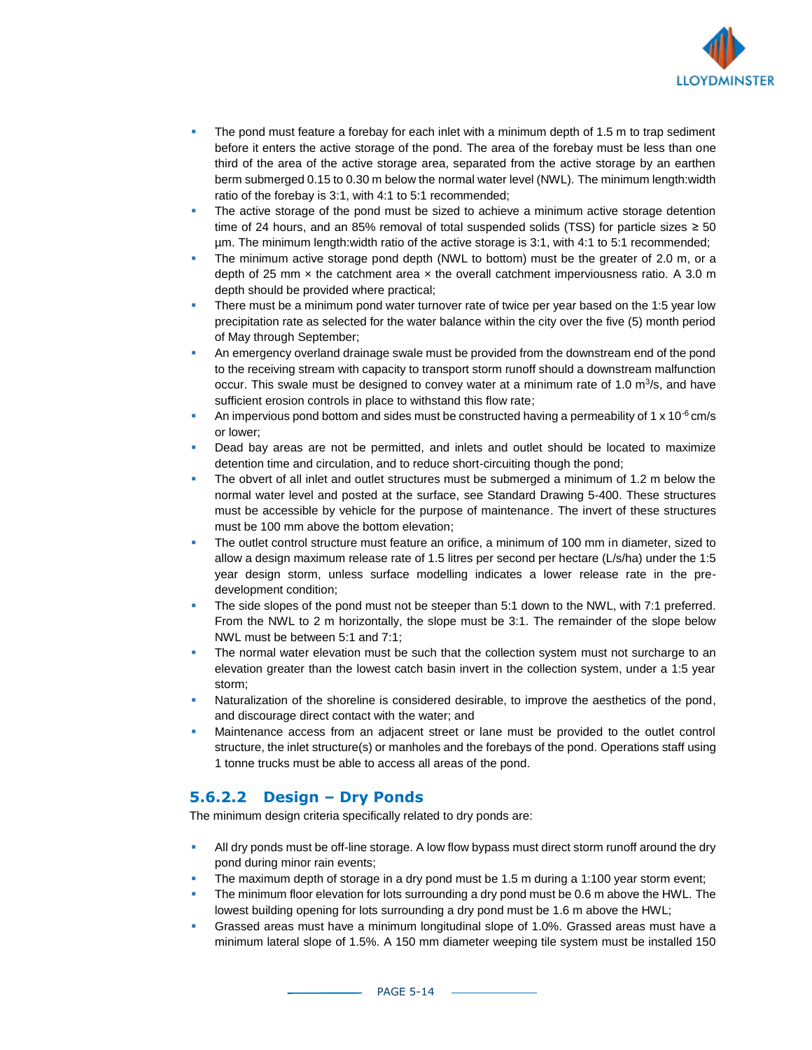- The pond must feature a forebay for each inlet with a minimum depth of 1.5 m to trap sediment before it enters the active storage of the pond. The area of the forebay must be less than one third of the area of the active storage area, separated from the active storage by an earthen berm submerged 0.15 to 0.30 m below the normal water level (NWL). The minimum length:width ratio of the forebay is 3:1, with 4:1 to 5:1 recommended;
- The active storage of the pond must be sized to achieve a minimum active storage detention time of 24 hours, and an 85% removal of total suspended solids (TSS) for particle sizes ≥ 50 µm. The minimum length:width ratio of the active storage is 3:1, with 4:1 to 5:1 recommended;
- The minimum active storage pond depth (NWL to bottom) must be the greater of 2.0 m, or a depth of 25 mm × the catchment area × the overall catchment imperviousness ratio. A 3.0 m depth should be provided where practical;
- There must be a minimum pond water turnover rate of twice per year based on the 1:5 year low precipitation rate as selected for the water balance within the city over the five (5) month period of May through September;
- An emergency overland drainage swale must be provided from the downstream end of the pond to the receiving stream with capacity to transport storm runoff should a downstream malfunction occur. This swale must be designed to convey water at a minimum rate of 1.0 $m^3/s$, and have sufficient erosion controls in place to withstand this flow rate;
- An impervious pond bottom and sides must be constructed having a permeability of $1 \times 10^{-6}$ cm/s or lower;
- Dead bay areas are not be permitted, and inlets and outlet should be located to maximize detention time and circulation, and to reduce short-circuiting though the pond;
- The obvert of all inlet and outlet structures must be submerged a minimum of 1.2 m below the normal water level and posted at the surface, see Standard Drawing 5-400. These structures must be accessible by vehicle for the purpose of maintenance. The invert of these structures must be 100 mm above the bottom elevation;
- The outlet control structure must feature an orifice, a minimum of 100 mm in diameter, sized to allow a design maximum release rate of 1.5 litres per second per hectare (L/s/ha) under the 1:5 year design storm, unless surface modelling indicates a lower release rate in the pre-development condition;
- The side slopes of the pond must not be steeper than 5:1 down to the NWL, with 7:1 preferred. From the NWL to 2 m horizontally, the slope must be 3:1. The remainder of the slope below NWL must be between 5:1 and 7:1;
- The normal water elevation must be such that the collection system must not surcharge to an elevation greater than the lowest catch basin invert in the collection system, under a 1:5 year storm;
- Naturalization of the shoreline is considered desirable, to improve the aesthetics of the pond, and discourage direct contact with the water; and
- Maintenance access from an adjacent street or lane must be provided to the outlet control structure, the inlet structure(s) or manholes and the forebays of the pond. Operations staff using 1 tonne trucks must be able to access all areas of the pond.

### 5.6.2.2 Design – Dry Ponds

The minimum design criteria specifically related to dry ponds are:

- All dry ponds must be off-line storage. A low flow bypass must direct storm runoff around the dry pond during minor rain events;
- The maximum depth of storage in a dry pond must be 1.5 m during a 1:100 year storm event;
- The minimum floor elevation for lots surrounding a dry pond must be 0.6 m above the HWL. The lowest building opening for lots surrounding a dry pond must be 1.6 m above the HWL;
- Grassed areas must have a minimum longitudinal slope of 1.0%. Grassed areas must have a minimum lateral slope of 1.5%. A 150 mm diameter weeping tile system must be installed 150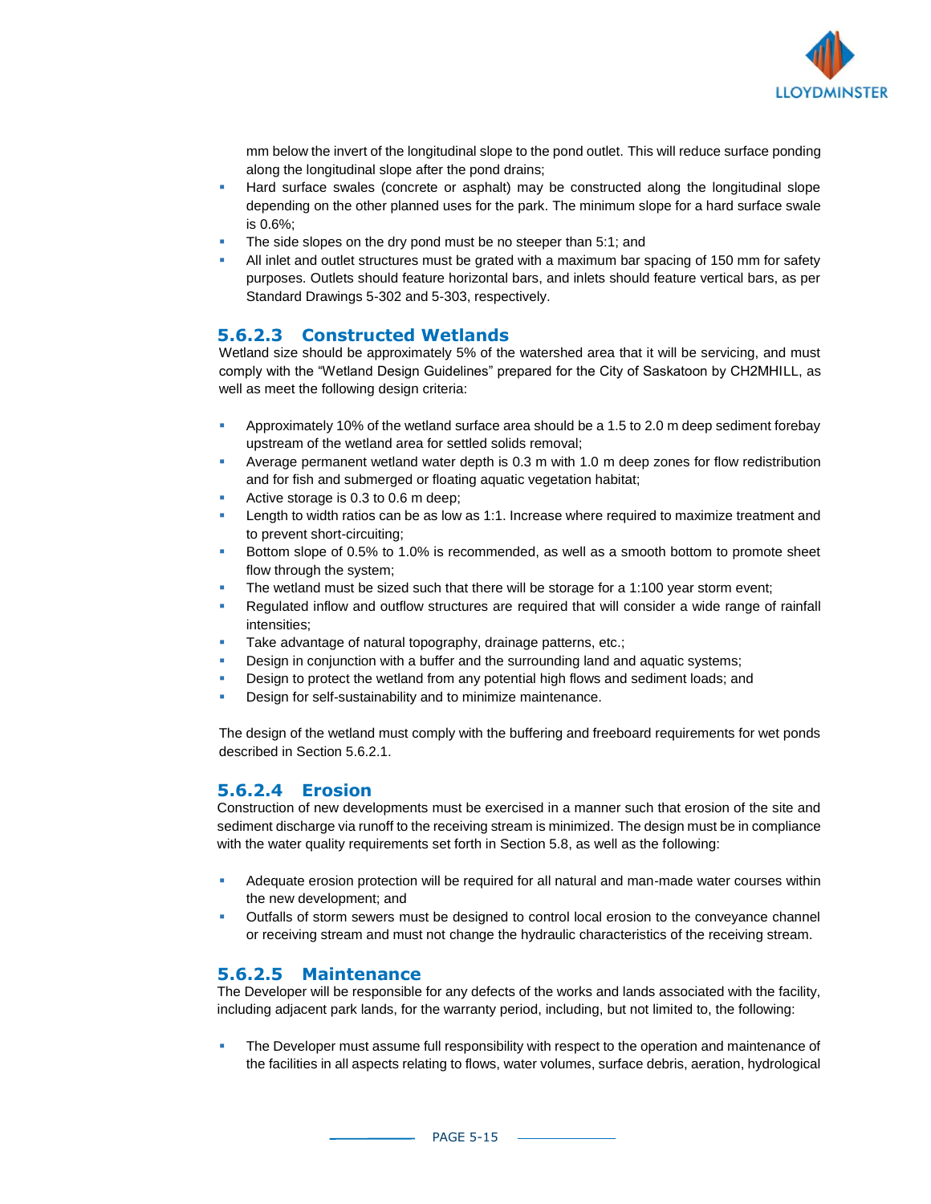mm below the invert of the longitudinal slope to the pond outlet. This will reduce surface ponding along the longitudinal slope after the pond drains;

- Hard surface swales (concrete or asphalt) may be constructed along the longitudinal slope depending on the other planned uses for the park. The minimum slope for a hard surface swale is 0.6%;
- The side slopes on the dry pond must be no steeper than 5:1; and
- All inlet and outlet structures must be grated with a maximum bar spacing of 150 mm for safety purposes. Outlets should feature horizontal bars, and inlets should feature vertical bars, as per Standard Drawings 5-302 and 5-303, respectively.

#### 5.6.2.3 Constructed Wetlands

Wetland size should be approximately 5% of the watershed area that it will be servicing, and must comply with the "Wetland Design Guidelines" prepared for the City of Saskatoon by CH2MHILL, as well as meet the following design criteria:

- Approximately 10% of the wetland surface area should be a 1.5 to 2.0 m deep sediment forebay upstream of the wetland area for settled solids removal;
- Average permanent wetland water depth is 0.3 m with 1.0 m deep zones for flow redistribution and for fish and submerged or floating aquatic vegetation habitat;
- Active storage is 0.3 to 0.6 m deep;
- Length to width ratios can be as low as 1:1. Increase where required to maximize treatment and to prevent short-circuiting;
- Bottom slope of 0.5% to 1.0% is recommended, as well as a smooth bottom to promote sheet flow through the system;
- The wetland must be sized such that there will be storage for a 1:100 year storm event;
- Regulated inflow and outflow structures are required that will consider a wide range of rainfall intensities;
- Take advantage of natural topography, drainage patterns, etc.;
- Design in conjunction with a buffer and the surrounding land and aquatic systems;
- Design to protect the wetland from any potential high flows and sediment loads; and
- Design for self-sustainability and to minimize maintenance.

The design of the wetland must comply with the buffering and freeboard requirements for wet ponds described in Section 5.6.2.1.

#### 5.6.2.4 Erosion

Construction of new developments must be exercised in a manner such that erosion of the site and sediment discharge via runoff to the receiving stream is minimized. The design must be in compliance with the water quality requirements set forth in Section 5.8, as well as the following:

- Adequate erosion protection will be required for all natural and man-made water courses within the new development; and
- Outfalls of storm sewers must be designed to control local erosion to the conveyance channel or receiving stream and must not change the hydraulic characteristics of the receiving stream.

#### 5.6.2.5 Maintenance

The Developer will be responsible for any defects of the works and lands associated with the facility, including adjacent park lands, for the warranty period, including, but not limited to, the following:

- The Developer must assume full responsibility with respect to the operation and maintenance of the facilities in all aspects relating to flows, water volumes, surface debris, aeration, hydrological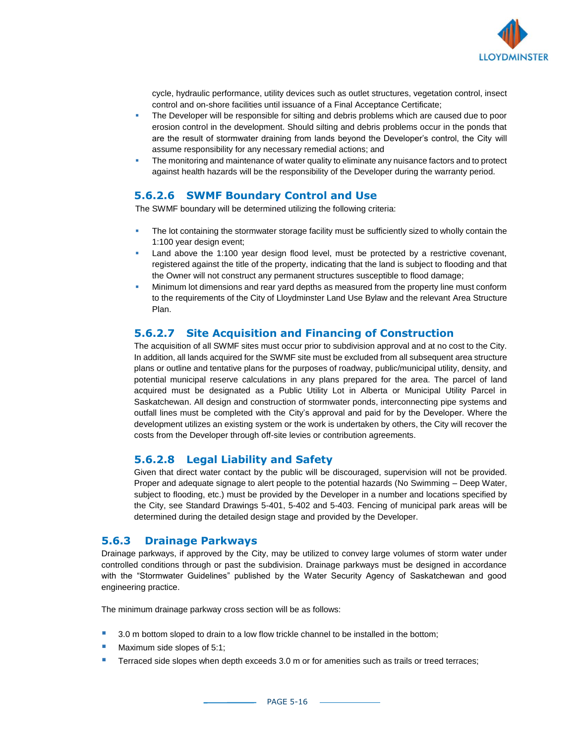cycle, hydraulic performance, utility devices such as outlet structures, vegetation control, insect control and on-shore facilities until issuance of a Final Acceptance Certificate;

- The Developer will be responsible for silting and debris problems which are caused due to poor erosion control in the development. Should silting and debris problems occur in the ponds that are the result of stormwater draining from lands beyond the Developer's control, the City will assume responsibility for any necessary remedial actions; and
- The monitoring and maintenance of water quality to eliminate any nuisance factors and to protect against health hazards will be the responsibility of the Developer during the warranty period.

#### 5.6.2.6 SWMF Boundary Control and Use

The SWMF boundary will be determined utilizing the following criteria:

- The lot containing the stormwater storage facility must be sufficiently sized to wholly contain the 1:100 year design event;
- Land above the 1:100 year design flood level, must be protected by a restrictive covenant, registered against the title of the property, indicating that the land is subject to flooding and that the Owner will not construct any permanent structures susceptible to flood damage;
- Minimum lot dimensions and rear yard depths as measured from the property line must conform to the requirements of the City of Lloydminster Land Use Bylaw and the relevant Area Structure Plan.

#### 5.6.2.7 Site Acquisition and Financing of Construction

The acquisition of all SWMF sites must occur prior to subdivision approval and at no cost to the City. In addition, all lands acquired for the SWMF site must be excluded from all subsequent area structure plans or outline and tentative plans for the purposes of roadway, public/municipal utility, density, and potential municipal reserve calculations in any plans prepared for the area. The parcel of land acquired must be designated as a Public Utility Lot in Alberta or Municipal Utility Parcel in Saskatchewan. All design and construction of stormwater ponds, interconnecting pipe systems and outfall lines must be completed with the City's approval and paid for by the Developer. Where the development utilizes an existing system or the work is undertaken by others, the City will recover the costs from the Developer through off-site levies or contribution agreements.

#### 5.6.2.8 Legal Liability and Safety

Given that direct water contact by the public will be discouraged, supervision will not be provided. Proper and adequate signage to alert people to the potential hazards (No Swimming – Deep Water, subject to flooding, etc.) must be provided by the Developer in a number and locations specified by the City, see Standard Drawings 5-401, 5-402 and 5-403. Fencing of municipal park areas will be determined during the detailed design stage and provided by the Developer.

### 5.6.3 Drainage Parkways

Drainage parkways, if approved by the City, may be utilized to convey large volumes of storm water under controlled conditions through or past the subdivision. Drainage parkways must be designed in accordance with the "Stormwater Guidelines" published by the Water Security Agency of Saskatchewan and good engineering practice.

The minimum drainage parkway cross section will be as follows:

- 3.0 m bottom sloped to drain to a low flow trickle channel to be installed in the bottom;
- Maximum side slopes of 5:1;
- Terraced side slopes when depth exceeds 3.0 m or for amenities such as trails or treed terraces;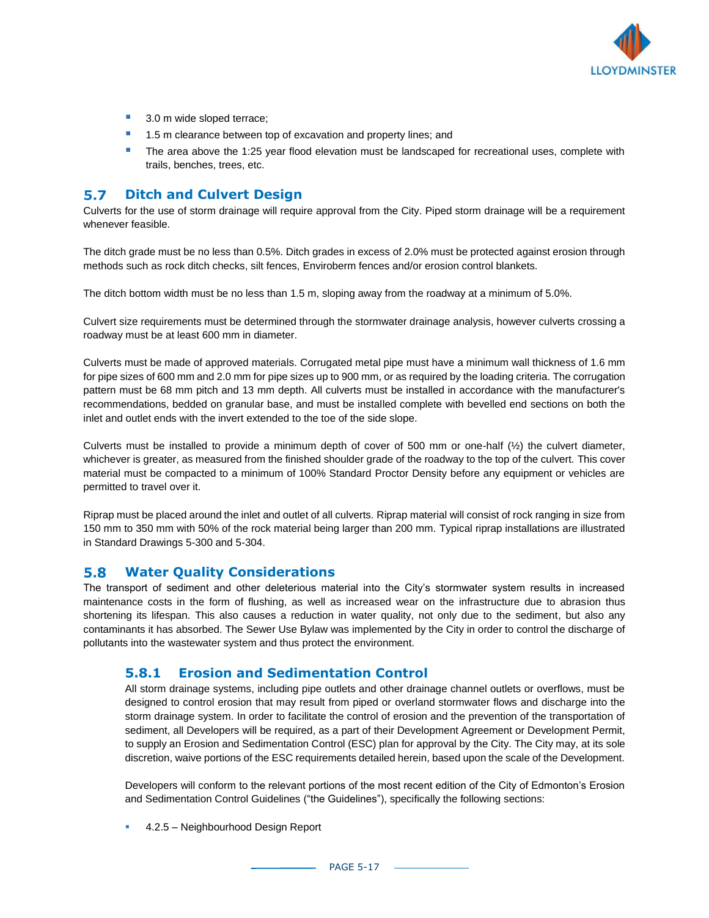- 3.0 m wide sloped terrace;
- 1.5 m clearance between top of excavation and property lines; and
- The area above the 1:25 year flood elevation must be landscaped for recreational uses, complete with trails, benches, trees, etc.

## 5.7 Ditch and Culvert Design

Culverts for the use of storm drainage will require approval from the City. Piped storm drainage will be a requirement whenever feasible.

The ditch grade must be no less than 0.5%. Ditch grades in excess of 2.0% must be protected against erosion through methods such as rock ditch checks, silt fences, Enviroberm fences and/or erosion control blankets.

The ditch bottom width must be no less than 1.5 m, sloping away from the roadway at a minimum of 5.0%.

Culvert size requirements must be determined through the stormwater drainage analysis, however culverts crossing a roadway must be at least 600 mm in diameter.

Culverts must be made of approved materials. Corrugated metal pipe must have a minimum wall thickness of 1.6 mm for pipe sizes of 600 mm and 2.0 mm for pipe sizes up to 900 mm, or as required by the loading criteria. The corrugation pattern must be 68 mm pitch and 13 mm depth. All culverts must be installed in accordance with the manufacturer's recommendations, bedded on granular base, and must be installed complete with bevelled end sections on both the inlet and outlet ends with the invert extended to the toe of the side slope.

Culverts must be installed to provide a minimum depth of cover of 500 mm or one-half (½) the culvert diameter, whichever is greater, as measured from the finished shoulder grade of the roadway to the top of the culvert. This cover material must be compacted to a minimum of 100% Standard Proctor Density before any equipment or vehicles are permitted to travel over it.

Riprap must be placed around the inlet and outlet of all culverts. Riprap material will consist of rock ranging in size from 150 mm to 350 mm with 50% of the rock material being larger than 200 mm. Typical riprap installations are illustrated in Standard Drawings 5-300 and 5-304.

## 5.8 Water Quality Considerations

The transport of sediment and other deleterious material into the City's stormwater system results in increased maintenance costs in the form of flushing, as well as increased wear on the infrastructure due to abrasion thus shortening its lifespan. This also causes a reduction in water quality, not only due to the sediment, but also any contaminants it has absorbed. The Sewer Use Bylaw was implemented by the City in order to control the discharge of pollutants into the wastewater system and thus protect the environment.

### 5.8.1 Erosion and Sedimentation Control

All storm drainage systems, including pipe outlets and other drainage channel outlets or overflows, must be designed to control erosion that may result from piped or overland stormwater flows and discharge into the storm drainage system. In order to facilitate the control of erosion and the prevention of the transportation of sediment, all Developers will be required, as a part of their Development Agreement or Development Permit, to supply an Erosion and Sedimentation Control (ESC) plan for approval by the City. The City may, at its sole discretion, waive portions of the ESC requirements detailed herein, based upon the scale of the Development.

Developers will conform to the relevant portions of the most recent edition of the City of Edmonton's Erosion and Sedimentation Control Guidelines ("the Guidelines"), specifically the following sections:

- 4.2.5 – Neighbourhood Design Report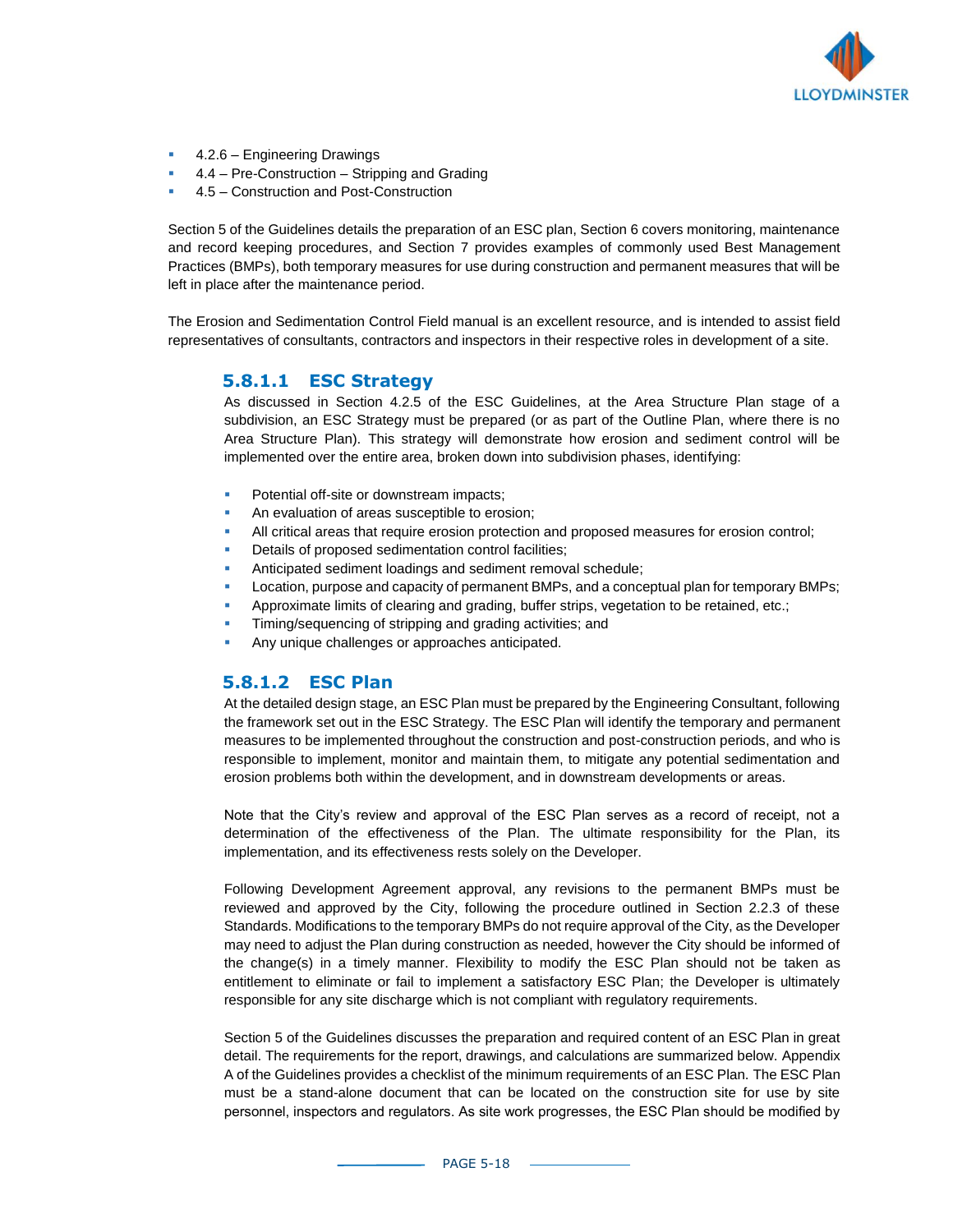- 4.2.6 – Engineering Drawings
- 4.4 – Pre-Construction – Stripping and Grading
- 4.5 – Construction and Post-Construction

Section 5 of the Guidelines details the preparation of an ESC plan, Section 6 covers monitoring, maintenance and record keeping procedures, and Section 7 provides examples of commonly used Best Management Practices (BMPs), both temporary measures for use during construction and permanent measures that will be left in place after the maintenance period.

The Erosion and Sedimentation Control Field manual is an excellent resource, and is intended to assist field representatives of consultants, contractors and inspectors in their respective roles in development of a site.

#### 5.8.1.1 ESC Strategy

As discussed in Section 4.2.5 of the ESC Guidelines, at the Area Structure Plan stage of a subdivision, an ESC Strategy must be prepared (or as part of the Outline Plan, where there is no Area Structure Plan). This strategy will demonstrate how erosion and sediment control will be implemented over the entire area, broken down into subdivision phases, identifying:

- Potential off-site or downstream impacts;
- An evaluation of areas susceptible to erosion;
- All critical areas that require erosion protection and proposed measures for erosion control;
- Details of proposed sedimentation control facilities;
- Anticipated sediment loadings and sediment removal schedule;
- Location, purpose and capacity of permanent BMPs, and a conceptual plan for temporary BMPs;
- Approximate limits of clearing and grading, buffer strips, vegetation to be retained, etc.;
- Timing/sequencing of stripping and grading activities; and
- Any unique challenges or approaches anticipated.

#### 5.8.1.2 ESC Plan

At the detailed design stage, an ESC Plan must be prepared by the Engineering Consultant, following the framework set out in the ESC Strategy. The ESC Plan will identify the temporary and permanent measures to be implemented throughout the construction and post-construction periods, and who is responsible to implement, monitor and maintain them, to mitigate any potential sedimentation and erosion problems both within the development, and in downstream developments or areas.

Note that the City's review and approval of the ESC Plan serves as a record of receipt, not a determination of the effectiveness of the Plan. The ultimate responsibility for the Plan, its implementation, and its effectiveness rests solely on the Developer.

Following Development Agreement approval, any revisions to the permanent BMPs must be reviewed and approved by the City, following the procedure outlined in Section 2.2.3 of these Standards. Modifications to the temporary BMPs do not require approval of the City, as the Developer may need to adjust the Plan during construction as needed, however the City should be informed of the change(s) in a timely manner. Flexibility to modify the ESC Plan should not be taken as entitlement to eliminate or fail to implement a satisfactory ESC Plan; the Developer is ultimately responsible for any site discharge which is not compliant with regulatory requirements.

Section 5 of the Guidelines discusses the preparation and required content of an ESC Plan in great detail. The requirements for the report, drawings, and calculations are summarized below. Appendix A of the Guidelines provides a checklist of the minimum requirements of an ESC Plan. The ESC Plan must be a stand-alone document that can be located on the construction site for use by site personnel, inspectors and regulators. As site work progresses, the ESC Plan should be modified by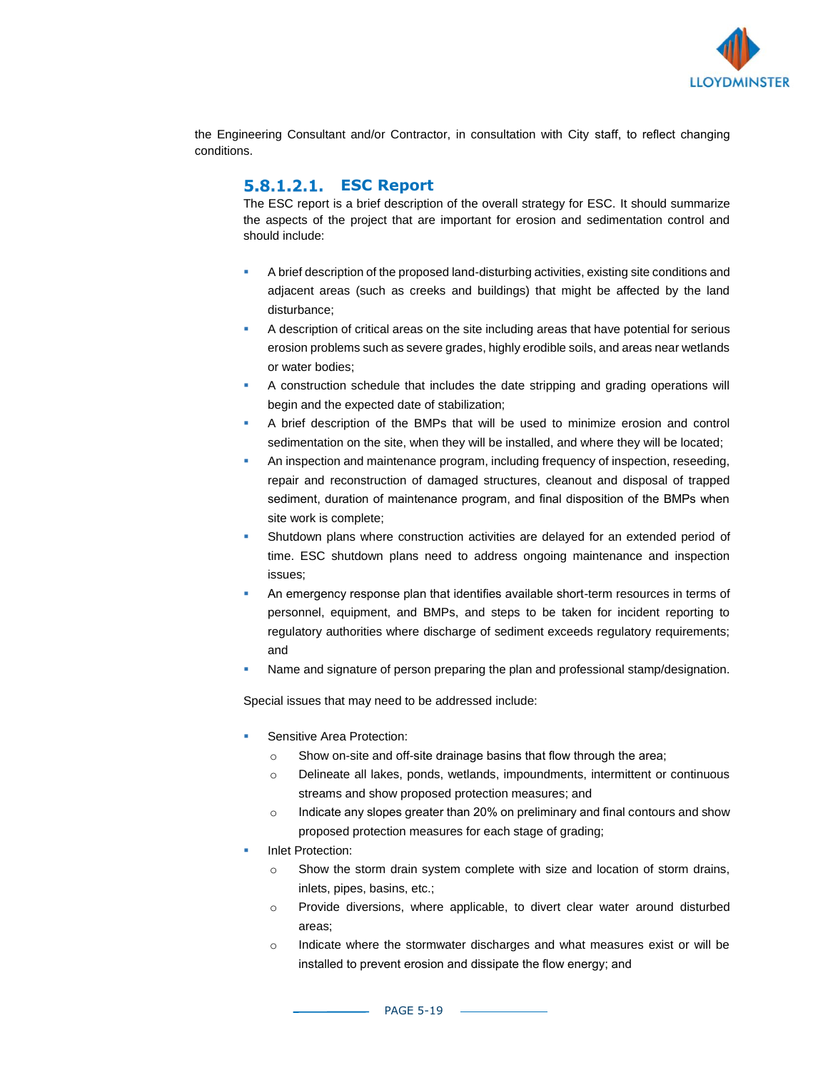the Engineering Consultant and/or Contractor, in consultation with City staff, to reflect changing conditions.

#### 5.8.1.2.1. ESC Report

The ESC report is a brief description of the overall strategy for ESC. It should summarize the aspects of the project that are important for erosion and sedimentation control and should include:

- A brief description of the proposed land-disturbing activities, existing site conditions and adjacent areas (such as creeks and buildings) that might be affected by the land disturbance;
- A description of critical areas on the site including areas that have potential for serious erosion problems such as severe grades, highly erodible soils, and areas near wetlands or water bodies;
- A construction schedule that includes the date stripping and grading operations will begin and the expected date of stabilization;
- A brief description of the BMPs that will be used to minimize erosion and control sedimentation on the site, when they will be installed, and where they will be located;
- An inspection and maintenance program, including frequency of inspection, reseeding, repair and reconstruction of damaged structures, cleanout and disposal of trapped sediment, duration of maintenance program, and final disposition of the BMPs when site work is complete;
- Shutdown plans where construction activities are delayed for an extended period of time. ESC shutdown plans need to address ongoing maintenance and inspection issues;
- An emergency response plan that identifies available short-term resources in terms of personnel, equipment, and BMPs, and steps to be taken for incident reporting to regulatory authorities where discharge of sediment exceeds regulatory requirements; and
- Name and signature of person preparing the plan and professional stamp/designation.

Special issues that may need to be addressed include:

- Sensitive Area Protection:
  - Show on-site and off-site drainage basins that flow through the area;
  - Delineate all lakes, ponds, wetlands, impoundments, intermittent or continuous streams and show proposed protection measures; and
  - Indicate any slopes greater than 20% on preliminary and final contours and show proposed protection measures for each stage of grading;
- Inlet Protection:
  - Show the storm drain system complete with size and location of storm drains, inlets, pipes, basins, etc.;
  - Provide diversions, where applicable, to divert clear water around disturbed areas;
  - Indicate where the stormwater discharges and what measures exist or will be installed to prevent erosion and dissipate the flow energy; and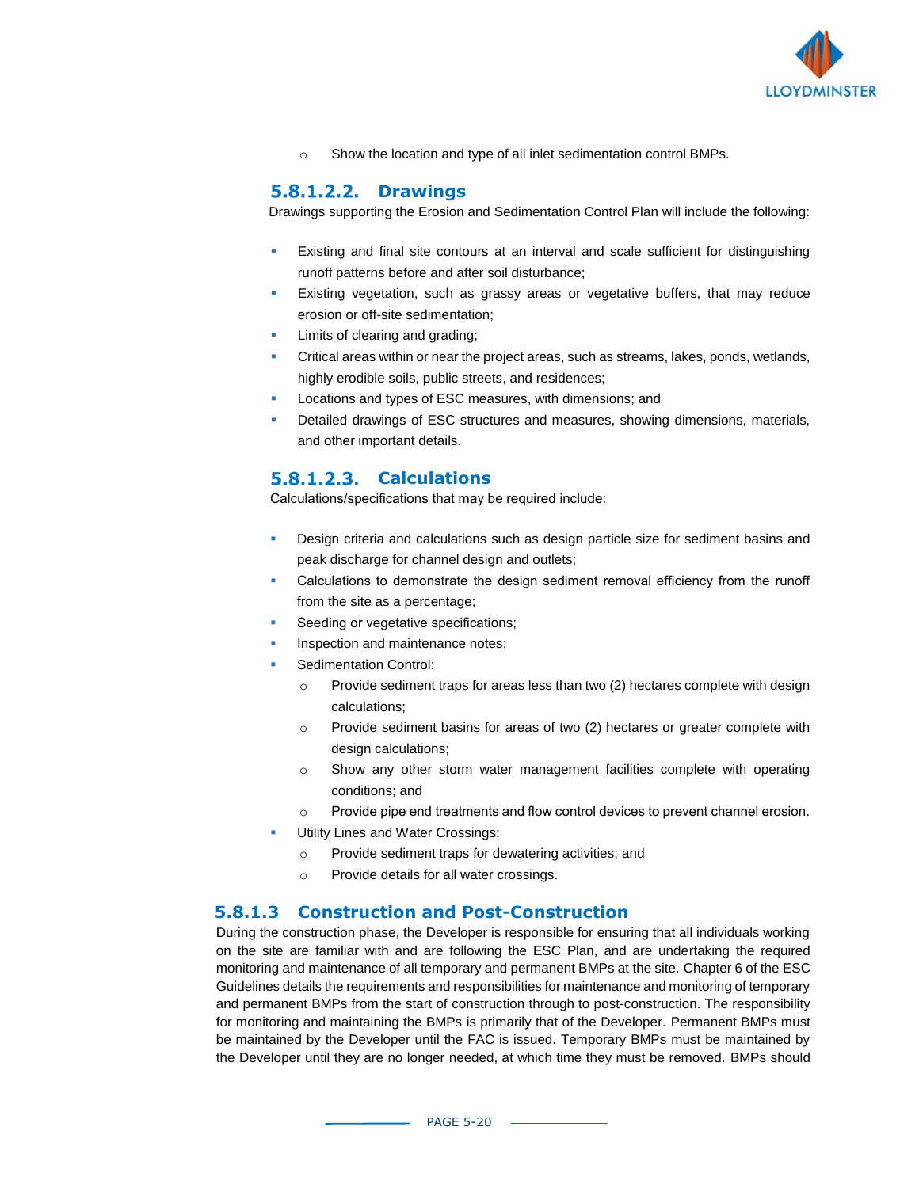- Show the location and type of all inlet sedimentation control BMPs.

#### 5.8.1.2.2. Drawings

Drawings supporting the Erosion and Sedimentation Control Plan will include the following:

- Existing and final site contours at an interval and scale sufficient for distinguishing runoff patterns before and after soil disturbance;
- Existing vegetation, such as grassy areas or vegetative buffers, that may reduce erosion or off-site sedimentation;
- Limits of clearing and grading;
- Critical areas within or near the project areas, such as streams, lakes, ponds, wetlands, highly erodible soils, public streets, and residences;
- Locations and types of ESC measures, with dimensions; and
- Detailed drawings of ESC structures and measures, showing dimensions, materials, and other important details.

#### 5.8.1.2.3. Calculations

Calculations/specifications that may be required include:

- Design criteria and calculations such as design particle size for sediment basins and peak discharge for channel design and outlets;
- Calculations to demonstrate the design sediment removal efficiency from the runoff from the site as a percentage;
- Seeding or vegetative specifications;
- Inspection and maintenance notes;
- Sedimentation Control:
  - Provide sediment traps for areas less than two (2) hectares complete with design calculations;
  - Provide sediment basins for areas of two (2) hectares or greater complete with design calculations;
  - Show any other storm water management facilities complete with operating conditions; and
  - Provide pipe end treatments and flow control devices to prevent channel erosion.
- Utility Lines and Water Crossings:
  - Provide sediment traps for dewatering activities; and
  - Provide details for all water crossings.

### 5.8.1.3 Construction and Post-Construction

During the construction phase, the Developer is responsible for ensuring that all individuals working on the site are familiar with and are following the ESC Plan, and are undertaking the required monitoring and maintenance of all temporary and permanent BMPs at the site. Chapter 6 of the ESC Guidelines details the requirements and responsibilities for maintenance and monitoring of temporary and permanent BMPs from the start of construction through to post-construction. The responsibility for monitoring and maintaining the BMPs is primarily that of the Developer. Permanent BMPs must be maintained by the Developer until the FAC is issued. Temporary BMPs must be maintained by the Developer until they are no longer needed, at which time they must be removed. BMPs should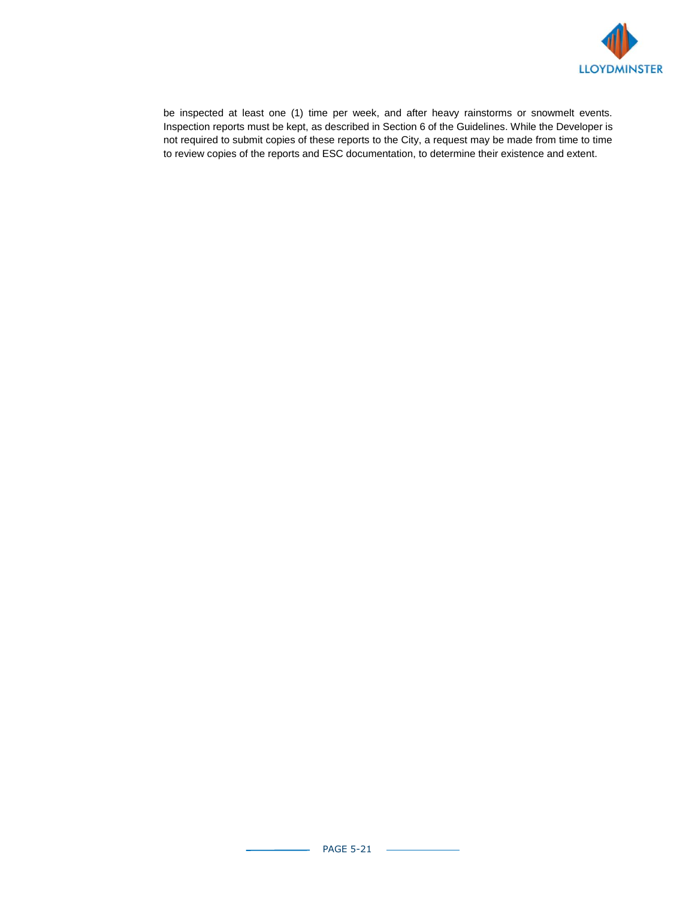be inspected at least one (1) time per week, and after heavy rainstorms or snowmelt events. Inspection reports must be kept, as described in Section 6 of the Guidelines. While the Developer is not required to submit copies of these reports to the City, a request may be made from time to time to review copies of the reports and ESC documentation, to determine their existence and extent.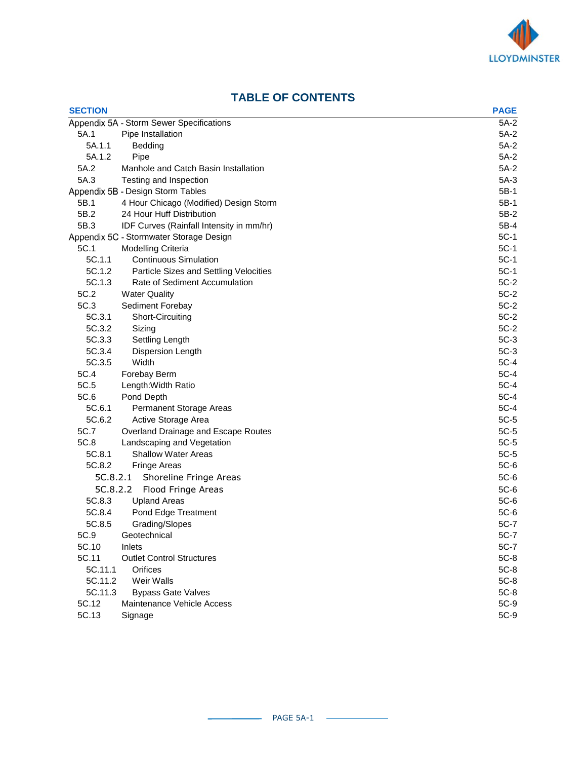# TABLE OF CONTENTS

| SECTION | | PAGE |
|---|---|---|
| Appendix 5A - Storm Sewer Specifications | | 5A-2 |
| 5A.1 | Pipe Installation | 5A-2 |
| 5A.1.1 | Bedding | 5A-2 |
| 5A.1.2 | Pipe | 5A-2 |
| 5A.2 | Manhole and Catch Basin Installation | 5A-2 |
| 5A.3 | Testing and Inspection | 5A-3 |
| Appendix 5B - Design Storm Tables | | 5B-1 |
| 5B.1 | 4 Hour Chicago (Modified) Design Storm | 5B-1 |
| 5B.2 | 24 Hour Huff Distribution | 5B-2 |
| 5B.3 | IDF Curves (Rainfall Intensity in mm/hr) | 5B-4 |
| Appendix 5C - Stormwater Storage Design | | 5C-1 |
| 5C.1 | Modelling Criteria | 5C-1 |
| 5C.1.1 | Continuous Simulation | 5C-1 |
| 5C.1.2 | Particle Sizes and Settling Velocities | 5C-1 |
| 5C.1.3 | Rate of Sediment Accumulation | 5C-2 |
| 5C.2 | Water Quality | 5C-2 |
| 5C.3 | Sediment Forebay | 5C-2 |
| 5C.3.1 | Short-Circuiting | 5C-2 |
| 5C.3.2 | Sizing | 5C-2 |
| 5C.3.3 | Settling Length | 5C-3 |
| 5C.3.4 | Dispersion Length | 5C-3 |
| 5C.3.5 | Width | 5C-4 |
| 5C.4 | Forebay Berm | 5C-4 |
| 5C.5 | Length:Width Ratio | 5C-4 |
| 5C.6 | Pond Depth | 5C-4 |
| 5C.6.1 | Permanent Storage Areas | 5C-4 |
| 5C.6.2 | Active Storage Area | 5C-5 |
| 5C.7 | Overland Drainage and Escape Routes | 5C-5 |
| 5C.8 | Landscaping and Vegetation | 5C-5 |
| 5C.8.1 | Shallow Water Areas | 5C-5 |
| 5C.8.2 | Fringe Areas | 5C-6 |
| 5C.8.2.1 | Shoreline Fringe Areas | 5C-6 |
| 5C.8.2.2 | Flood Fringe Areas | 5C-6 |
| 5C.8.3 | Upland Areas | 5C-6 |
| 5C.8.4 | Pond Edge Treatment | 5C-6 |
| 5C.8.5 | Grading/Slopes | 5C-7 |
| 5C.9 | Geotechnical | 5C-7 |
| 5C.10 | Inlets | 5C-7 |
| 5C.11 | Outlet Control Structures | 5C-8 |
| 5C.11.1 | Orifices | 5C-8 |
| 5C.11.2 | Weir Walls | 5C-8 |
| 5C.11.3 | Bypass Gate Valves | 5C-8 |
| 5C.12 | Maintenance Vehicle Access | 5C-9 |
| 5C.13 | Signage | 5C-9 |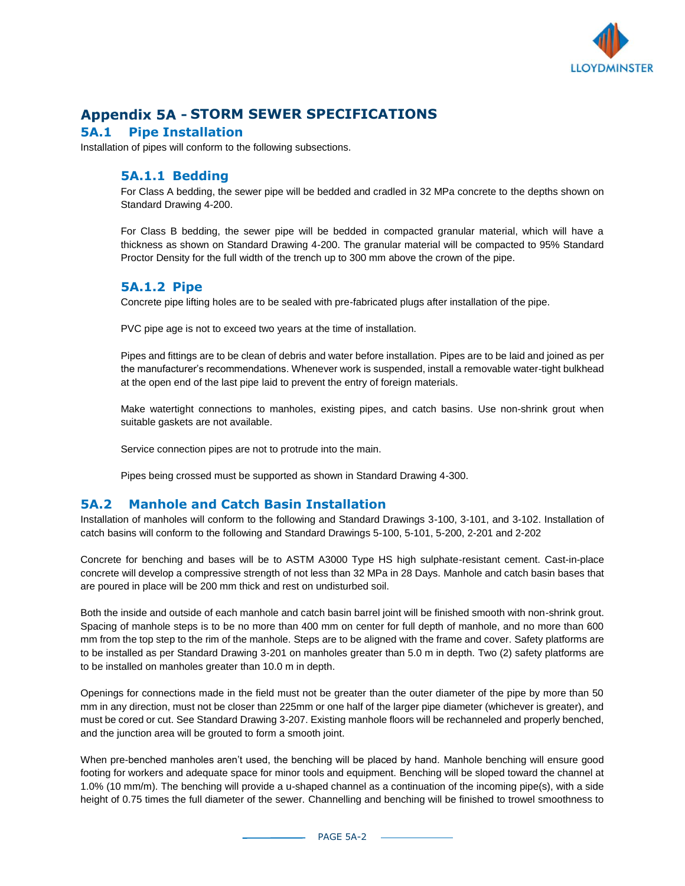# Appendix 5A - STORM SEWER SPECIFICATIONS

## 5A.1 Pipe Installation

Installation of pipes will conform to the following subsections.

### 5A.1.1 Bedding

For Class A bedding, the sewer pipe will be bedded and cradled in 32 MPa concrete to the depths shown on Standard Drawing 4-200.

For Class B bedding, the sewer pipe will be bedded in compacted granular material, which will have a thickness as shown on Standard Drawing 4-200. The granular material will be compacted to 95% Standard Proctor Density for the full width of the trench up to 300 mm above the crown of the pipe.

### 5A.1.2 Pipe

Concrete pipe lifting holes are to be sealed with pre-fabricated plugs after installation of the pipe.

PVC pipe age is not to exceed two years at the time of installation.

Pipes and fittings are to be clean of debris and water before installation. Pipes are to be laid and joined as per the manufacturer's recommendations. Whenever work is suspended, install a removable water-tight bulkhead at the open end of the last pipe laid to prevent the entry of foreign materials.

Make watertight connections to manholes, existing pipes, and catch basins. Use non-shrink grout when suitable gaskets are not available.

Service connection pipes are not to protrude into the main.

Pipes being crossed must be supported as shown in Standard Drawing 4-300.

## 5A.2 Manhole and Catch Basin Installation

Installation of manholes will conform to the following and Standard Drawings 3-100, 3-101, and 3-102. Installation of catch basins will conform to the following and Standard Drawings 5-100, 5-101, 5-200, 2-201 and 2-202

Concrete for benching and bases will be to ASTM A3000 Type HS high sulphate-resistant cement. Cast-in-place concrete will develop a compressive strength of not less than 32 MPa in 28 Days. Manhole and catch basin bases that are poured in place will be 200 mm thick and rest on undisturbed soil.

Both the inside and outside of each manhole and catch basin barrel joint will be finished smooth with non-shrink grout. Spacing of manhole steps is to be no more than 400 mm on center for full depth of manhole, and no more than 600 mm from the top step to the rim of the manhole. Steps are to be aligned with the frame and cover. Safety platforms are to be installed as per Standard Drawing 3-201 on manholes greater than 5.0 m in depth. Two (2) safety platforms are to be installed on manholes greater than 10.0 m in depth.

Openings for connections made in the field must not be greater than the outer diameter of the pipe by more than 50 mm in any direction, must not be closer than 225mm or one half of the larger pipe diameter (whichever is greater), and must be cored or cut. See Standard Drawing 3-207. Existing manhole floors will be rechanneled and properly benched, and the junction area will be grouted to form a smooth joint.

When pre-benched manholes aren't used, the benching will be placed by hand. Manhole benching will ensure good footing for workers and adequate space for minor tools and equipment. Benching will be sloped toward the channel at 1.0% (10 mm/m). The benching will provide a u-shaped channel as a continuation of the incoming pipe(s), with a side height of 0.75 times the full diameter of the sewer. Channelling and benching will be finished to trowel smoothness to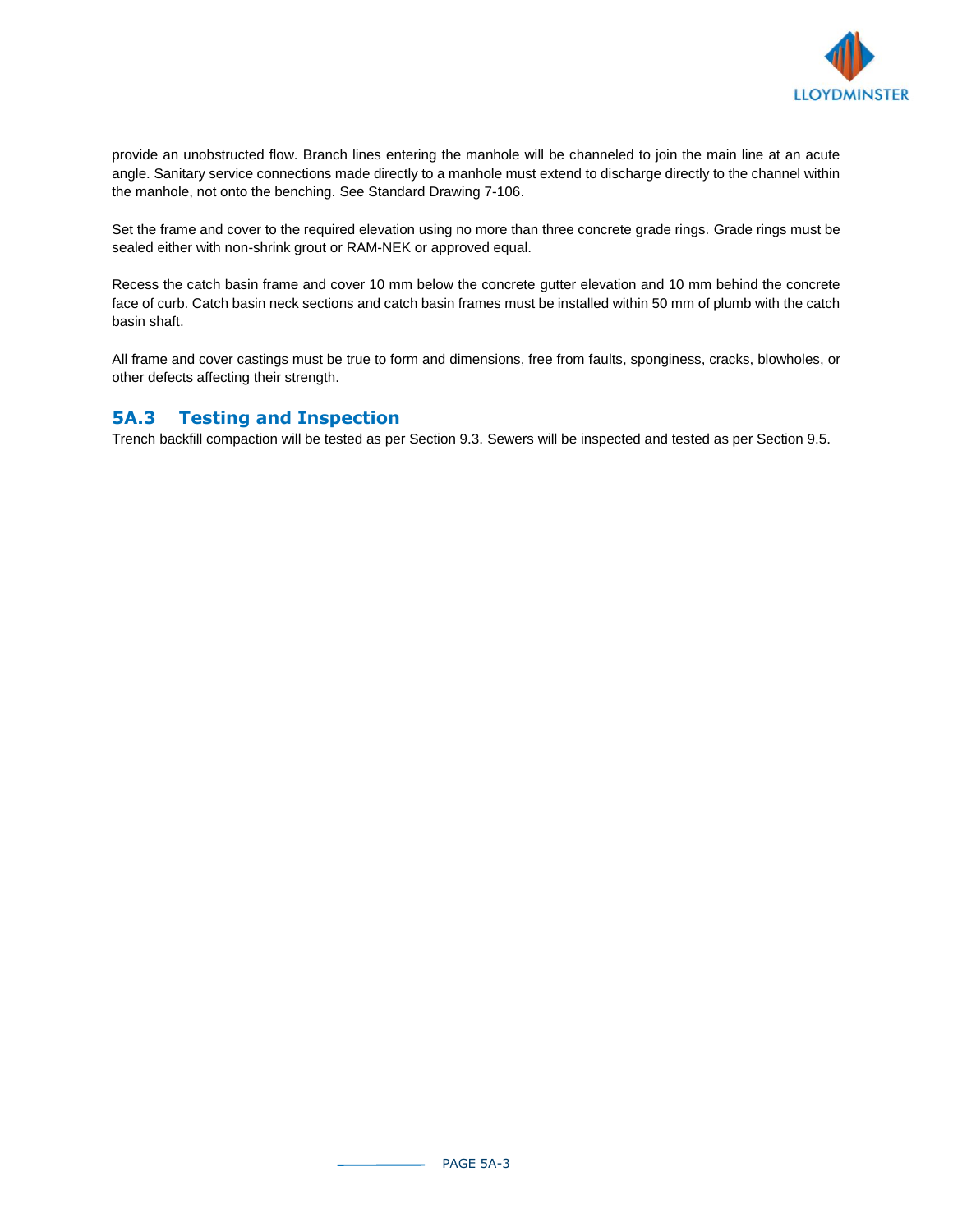provide an unobstructed flow. Branch lines entering the manhole will be channeled to join the main line at an acute angle. Sanitary service connections made directly to a manhole must extend to discharge directly to the channel within the manhole, not onto the benching. See Standard Drawing 7-106.

Set the frame and cover to the required elevation using no more than three concrete grade rings. Grade rings must be sealed either with non-shrink grout or RAM-NEK or approved equal.

Recess the catch basin frame and cover 10 mm below the concrete gutter elevation and 10 mm behind the concrete face of curb. Catch basin neck sections and catch basin frames must be installed within 50 mm of plumb with the catch basin shaft.

All frame and cover castings must be true to form and dimensions, free from faults, sponginess, cracks, blowholes, or other defects affecting their strength.

## 5A.3 Testing and Inspection

Trench backfill compaction will be tested as per Section 9.3. Sewers will be inspected and tested as per Section 9.5.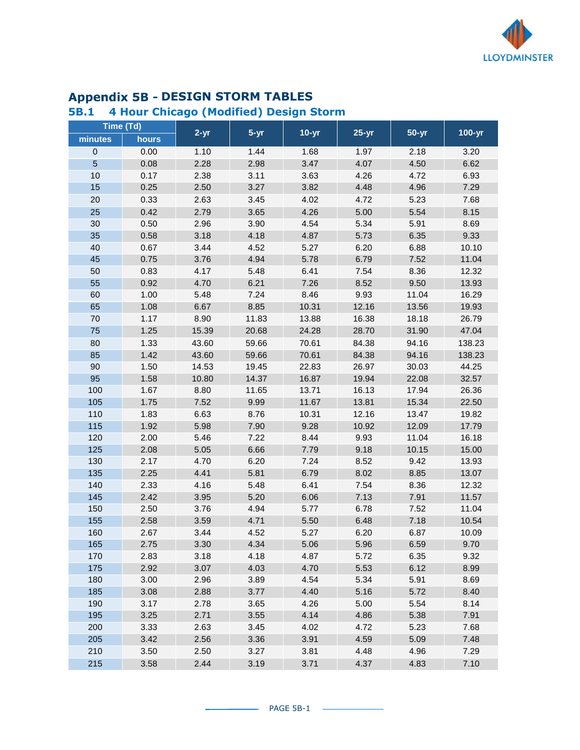# Appendix 5B - DESIGN STORM TABLES

## 5B.1 4 Hour Chicago (Modified) Design Storm

| Time (Td) | | 2-yr | 5-yr | 10-yr | 25-yr | 50-yr | 100-yr |
|---|---|---|---|---|---|---|---|
| minutes | hours | | | | | | |
| 0 | 0.00 | 1.10 | 1.44 | 1.68 | 1.97 | 2.18 | 3.20 |
| 5 | 0.08 | 2.28 | 2.98 | 3.47 | 4.07 | 4.50 | 6.62 |
| 10 | 0.17 | 2.38 | 3.11 | 3.63 | 4.26 | 4.72 | 6.93 |
| 15 | 0.25 | 2.50 | 3.27 | 3.82 | 4.48 | 4.96 | 7.29 |
| 20 | 0.33 | 2.63 | 3.45 | 4.02 | 4.72 | 5.23 | 7.68 |
| 25 | 0.42 | 2.79 | 3.65 | 4.26 | 5.00 | 5.54 | 8.15 |
| 30 | 0.50 | 2.96 | 3.90 | 4.54 | 5.34 | 5.91 | 8.69 |
| 35 | 0.58 | 3.18 | 4.18 | 4.87 | 5.73 | 6.35 | 9.33 |
| 40 | 0.67 | 3.44 | 4.52 | 5.27 | 6.20 | 6.88 | 10.10 |
| 45 | 0.75 | 3.76 | 4.94 | 5.78 | 6.79 | 7.52 | 11.04 |
| 50 | 0.83 | 4.17 | 5.48 | 6.41 | 7.54 | 8.36 | 12.32 |
| 55 | 0.92 | 4.70 | 6.21 | 7.26 | 8.52 | 9.50 | 13.93 |
| 60 | 1.00 | 5.48 | 7.24 | 8.46 | 9.93 | 11.04 | 16.29 |
| 65 | 1.08 | 6.67 | 8.85 | 10.31 | 12.16 | 13.56 | 19.93 |
| 70 | 1.17 | 8.90 | 11.83 | 13.88 | 16.38 | 18.18 | 26.79 |
| 75 | 1.25 | 15.39 | 20.68 | 24.28 | 28.70 | 31.90 | 47.04 |
| 80 | 1.33 | 43.60 | 59.66 | 70.61 | 84.38 | 94.16 | 138.23 |
| 85 | 1.42 | 43.60 | 59.66 | 70.61 | 84.38 | 94.16 | 138.23 |
| 90 | 1.50 | 14.53 | 19.45 | 22.83 | 26.97 | 30.03 | 44.25 |
| 95 | 1.58 | 10.80 | 14.37 | 16.87 | 19.94 | 22.08 | 32.57 |
| 100 | 1.67 | 8.80 | 11.65 | 13.71 | 16.13 | 17.94 | 26.36 |
| 105 | 1.75 | 7.52 | 9.99 | 11.67 | 13.81 | 15.34 | 22.50 |
| 110 | 1.83 | 6.63 | 8.76 | 10.31 | 12.16 | 13.47 | 19.82 |
| 115 | 1.92 | 5.98 | 7.90 | 9.28 | 10.92 | 12.09 | 17.79 |
| 120 | 2.00 | 5.46 | 7.22 | 8.44 | 9.93 | 11.04 | 16.18 |
| 125 | 2.08 | 5.05 | 6.66 | 7.79 | 9.18 | 10.15 | 15.00 |
| 130 | 2.17 | 4.70 | 6.20 | 7.24 | 8.52 | 9.42 | 13.93 |
| 135 | 2.25 | 4.41 | 5.81 | 6.79 | 8.02 | 8.85 | 13.07 |
| 140 | 2.33 | 4.16 | 5.48 | 6.41 | 7.54 | 8.36 | 12.32 |
| 145 | 2.42 | 3.95 | 5.20 | 6.06 | 7.13 | 7.91 | 11.57 |
| 150 | 2.50 | 3.76 | 4.94 | 5.77 | 6.78 | 7.52 | 11.04 |
| 155 | 2.58 | 3.59 | 4.71 | 5.50 | 6.48 | 7.18 | 10.54 |
| 160 | 2.67 | 3.44 | 4.52 | 5.27 | 6.20 | 6.87 | 10.09 |
| 165 | 2.75 | 3.30 | 4.34 | 5.06 | 5.96 | 6.59 | 9.70 |
| 170 | 2.83 | 3.18 | 4.18 | 4.87 | 5.72 | 6.35 | 9.32 |
| 175 | 2.92 | 3.07 | 4.03 | 4.70 | 5.53 | 6.12 | 8.99 |
| 180 | 3.00 | 2.96 | 3.89 | 4.54 | 5.34 | 5.91 | 8.69 |
| 185 | 3.08 | 2.88 | 3.77 | 4.40 | 5.16 | 5.72 | 8.40 |
| 190 | 3.17 | 2.78 | 3.65 | 4.26 | 5.00 | 5.54 | 8.14 |
| 195 | 3.25 | 2.71 | 3.55 | 4.14 | 4.86 | 5.38 | 7.91 |
| 200 | 3.33 | 2.63 | 3.45 | 4.02 | 4.72 | 5.23 | 7.68 |
| 205 | 3.42 | 2.56 | 3.36 | 3.91 | 4.59 | 5.09 | 7.48 |
| 210 | 3.50 | 2.50 | 3.27 | 3.81 | 4.48 | 4.96 | 7.29 |
| 215 | 3.58 | 2.44 | 3.19 | 3.71 | 4.37 | 4.83 | 7.10 |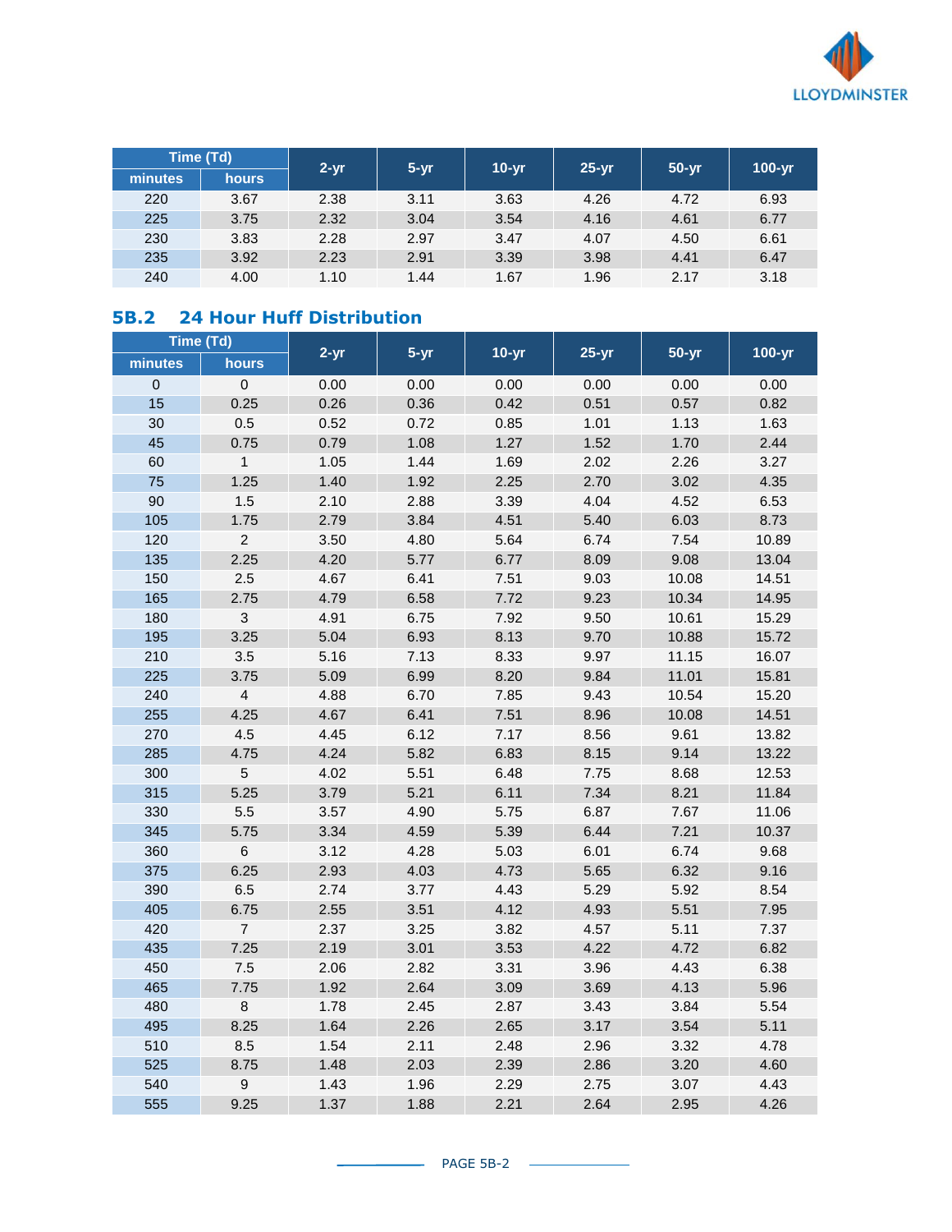| Time (Td) | | 2-yr | 5-yr | 10-yr | 25-yr | 50-yr | 100-yr |
|---|---|---|---|---|---|---|---|
| minutes | hours | | | | | | |
| 220 | 3.67 | 2.38 | 3.11 | 3.63 | 4.26 | 4.72 | 6.93 |
| 225 | 3.75 | 2.32 | 3.04 | 3.54 | 4.16 | 4.61 | 6.77 |
| 230 | 3.83 | 2.28 | 2.97 | 3.47 | 4.07 | 4.50 | 6.61 |
| 235 | 3.92 | 2.23 | 2.91 | 3.39 | 3.98 | 4.41 | 6.47 |
| 240 | 4.00 | 1.10 | 1.44 | 1.67 | 1.96 | 2.17 | 3.18 |

## 5B.2 24 Hour Huff Distribution

| Time (Td) | | 2-yr | 5-yr | 10-yr | 25-yr | 50-yr | 100-yr |
|---|---|---|---|---|---|---|---|
| minutes | hours | | | | | | |
| 0 | 0 | 0.00 | 0.00 | 0.00 | 0.00 | 0.00 | 0.00 |
| 15 | 0.25 | 0.26 | 0.36 | 0.42 | 0.51 | 0.57 | 0.82 |
| 30 | 0.5 | 0.52 | 0.72 | 0.85 | 1.01 | 1.13 | 1.63 |
| 45 | 0.75 | 0.79 | 1.08 | 1.27 | 1.52 | 1.70 | 2.44 |
| 60 | 1 | 1.05 | 1.44 | 1.69 | 2.02 | 2.26 | 3.27 |
| 75 | 1.25 | 1.40 | 1.92 | 2.25 | 2.70 | 3.02 | 4.35 |
| 90 | 1.5 | 2.10 | 2.88 | 3.39 | 4.04 | 4.52 | 6.53 |
| 105 | 1.75 | 2.79 | 3.84 | 4.51 | 5.40 | 6.03 | 8.73 |
| 120 | 2 | 3.50 | 4.80 | 5.64 | 6.74 | 7.54 | 10.89 |
| 135 | 2.25 | 4.20 | 5.77 | 6.77 | 8.09 | 9.08 | 13.04 |
| 150 | 2.5 | 4.67 | 6.41 | 7.51 | 9.03 | 10.08 | 14.51 |
| 165 | 2.75 | 4.79 | 6.58 | 7.72 | 9.23 | 10.34 | 14.95 |
| 180 | 3 | 4.91 | 6.75 | 7.92 | 9.50 | 10.61 | 15.29 |
| 195 | 3.25 | 5.04 | 6.93 | 8.13 | 9.70 | 10.88 | 15.72 |
| 210 | 3.5 | 5.16 | 7.13 | 8.33 | 9.97 | 11.15 | 16.07 |
| 225 | 3.75 | 5.09 | 6.99 | 8.20 | 9.84 | 11.01 | 15.81 |
| 240 | 4 | 4.88 | 6.70 | 7.85 | 9.43 | 10.54 | 15.20 |
| 255 | 4.25 | 4.67 | 6.41 | 7.51 | 8.96 | 10.08 | 14.51 |
| 270 | 4.5 | 4.45 | 6.12 | 7.17 | 8.56 | 9.61 | 13.82 |
| 285 | 4.75 | 4.24 | 5.82 | 6.83 | 8.15 | 9.14 | 13.22 |
| 300 | 5 | 4.02 | 5.51 | 6.48 | 7.75 | 8.68 | 12.53 |
| 315 | 5.25 | 3.79 | 5.21 | 6.11 | 7.34 | 8.21 | 11.84 |
| 330 | 5.5 | 3.57 | 4.90 | 5.75 | 6.87 | 7.67 | 11.06 |
| 345 | 5.75 | 3.34 | 4.59 | 5.39 | 6.44 | 7.21 | 10.37 |
| 360 | 6 | 3.12 | 4.28 | 5.03 | 6.01 | 6.74 | 9.68 |
| 375 | 6.25 | 2.93 | 4.03 | 4.73 | 5.65 | 6.32 | 9.16 |
| 390 | 6.5 | 2.74 | 3.77 | 4.43 | 5.29 | 5.92 | 8.54 |
| 405 | 6.75 | 2.55 | 3.51 | 4.12 | 4.93 | 5.51 | 7.95 |
| 420 | 7 | 2.37 | 3.25 | 3.82 | 4.57 | 5.11 | 7.37 |
| 435 | 7.25 | 2.19 | 3.01 | 3.53 | 4.22 | 4.72 | 6.82 |
| 450 | 7.5 | 2.06 | 2.82 | 3.31 | 3.96 | 4.43 | 6.38 |
| 465 | 7.75 | 1.92 | 2.64 | 3.09 | 3.69 | 4.13 | 5.96 |
| 480 | 8 | 1.78 | 2.45 | 2.87 | 3.43 | 3.84 | 5.54 |
| 495 | 8.25 | 1.64 | 2.26 | 2.65 | 3.17 | 3.54 | 5.11 |
| 510 | 8.5 | 1.54 | 2.11 | 2.48 | 2.96 | 3.32 | 4.78 |
| 525 | 8.75 | 1.48 | 2.03 | 2.39 | 2.86 | 3.20 | 4.60 |
| 540 | 9 | 1.43 | 1.96 | 2.29 | 2.75 | 3.07 | 4.43 |
| 555 | 9.25 | 1.37 | 1.88 | 2.21 | 2.64 | 2.95 | 4.26 |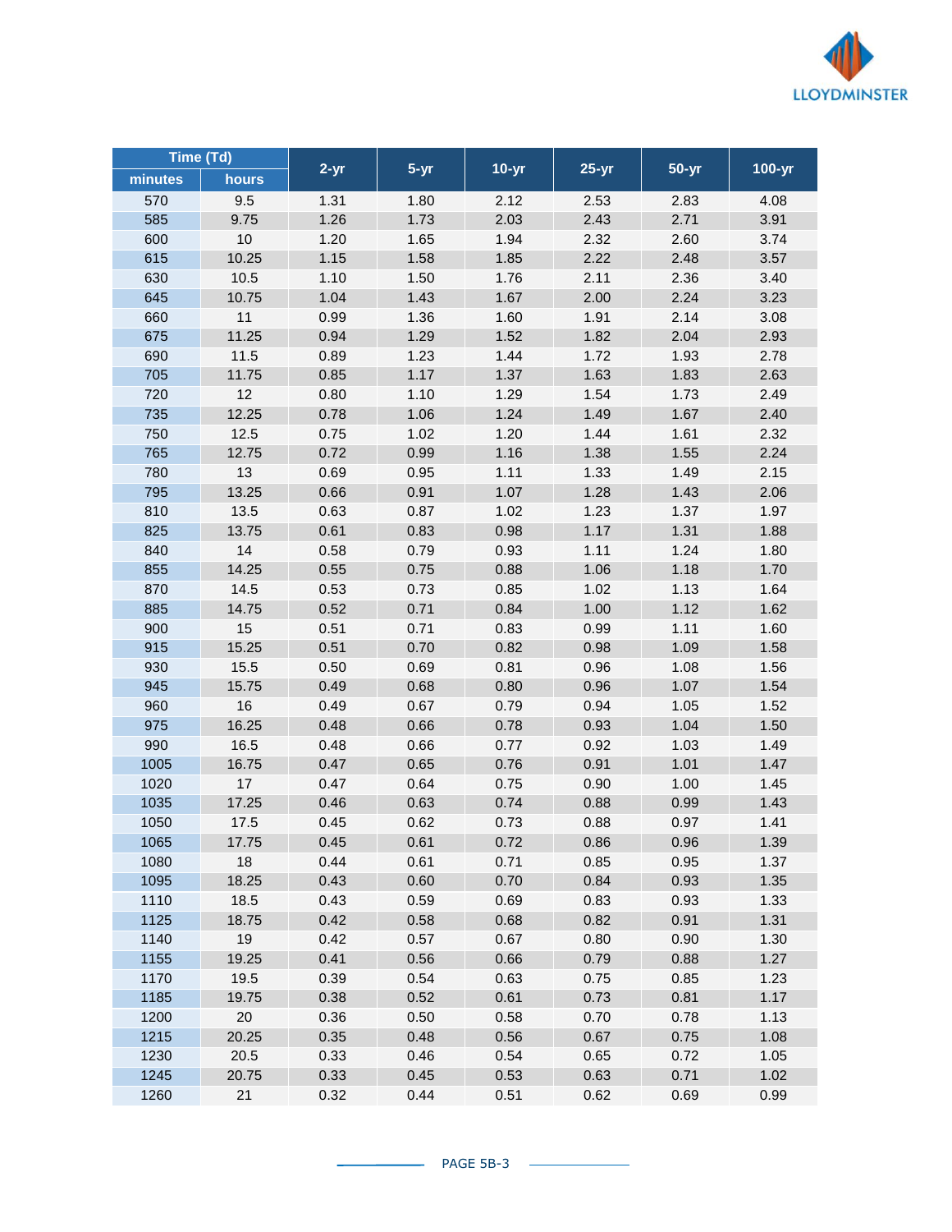| Time (Td) | | 2-yr | 5-yr | 10-yr | 25-yr | 50-yr | 100-yr |
|---|---|---|---|---|---|---|---|
| minutes | hours | | | | | | |
| 570 | 9.5 | 1.31 | 1.80 | 2.12 | 2.53 | 2.83 | 4.08 |
| 585 | 9.75 | 1.26 | 1.73 | 2.03 | 2.43 | 2.71 | 3.91 |
| 600 | 10 | 1.20 | 1.65 | 1.94 | 2.32 | 2.60 | 3.74 |
| 615 | 10.25 | 1.15 | 1.58 | 1.85 | 2.22 | 2.48 | 3.57 |
| 630 | 10.5 | 1.10 | 1.50 | 1.76 | 2.11 | 2.36 | 3.40 |
| 645 | 10.75 | 1.04 | 1.43 | 1.67 | 2.00 | 2.24 | 3.23 |
| 660 | 11 | 0.99 | 1.36 | 1.60 | 1.91 | 2.14 | 3.08 |
| 675 | 11.25 | 0.94 | 1.29 | 1.52 | 1.82 | 2.04 | 2.93 |
| 690 | 11.5 | 0.89 | 1.23 | 1.44 | 1.72 | 1.93 | 2.78 |
| 705 | 11.75 | 0.85 | 1.17 | 1.37 | 1.63 | 1.83 | 2.63 |
| 720 | 12 | 0.80 | 1.10 | 1.29 | 1.54 | 1.73 | 2.49 |
| 735 | 12.25 | 0.78 | 1.06 | 1.24 | 1.49 | 1.67 | 2.40 |
| 750 | 12.5 | 0.75 | 1.02 | 1.20 | 1.44 | 1.61 | 2.32 |
| 765 | 12.75 | 0.72 | 0.99 | 1.16 | 1.38 | 1.55 | 2.24 |
| 780 | 13 | 0.69 | 0.95 | 1.11 | 1.33 | 1.49 | 2.15 |
| 795 | 13.25 | 0.66 | 0.91 | 1.07 | 1.28 | 1.43 | 2.06 |
| 810 | 13.5 | 0.63 | 0.87 | 1.02 | 1.23 | 1.37 | 1.97 |
| 825 | 13.75 | 0.61 | 0.83 | 0.98 | 1.17 | 1.31 | 1.88 |
| 840 | 14 | 0.58 | 0.79 | 0.93 | 1.11 | 1.24 | 1.80 |
| 855 | 14.25 | 0.55 | 0.75 | 0.88 | 1.06 | 1.18 | 1.70 |
| 870 | 14.5 | 0.53 | 0.73 | 0.85 | 1.02 | 1.13 | 1.64 |
| 885 | 14.75 | 0.52 | 0.71 | 0.84 | 1.00 | 1.12 | 1.62 |
| 900 | 15 | 0.51 | 0.71 | 0.83 | 0.99 | 1.11 | 1.60 |
| 915 | 15.25 | 0.51 | 0.70 | 0.82 | 0.98 | 1.09 | 1.58 |
| 930 | 15.5 | 0.50 | 0.69 | 0.81 | 0.96 | 1.08 | 1.56 |
| 945 | 15.75 | 0.49 | 0.68 | 0.80 | 0.96 | 1.07 | 1.54 |
| 960 | 16 | 0.49 | 0.67 | 0.79 | 0.94 | 1.05 | 1.52 |
| 975 | 16.25 | 0.48 | 0.66 | 0.78 | 0.93 | 1.04 | 1.50 |
| 990 | 16.5 | 0.48 | 0.66 | 0.77 | 0.92 | 1.03 | 1.49 |
| 1005 | 16.75 | 0.47 | 0.65 | 0.76 | 0.91 | 1.01 | 1.47 |
| 1020 | 17 | 0.47 | 0.64 | 0.75 | 0.90 | 1.00 | 1.45 |
| 1035 | 17.25 | 0.46 | 0.63 | 0.74 | 0.88 | 0.99 | 1.43 |
| 1050 | 17.5 | 0.45 | 0.62 | 0.73 | 0.88 | 0.97 | 1.41 |
| 1065 | 17.75 | 0.45 | 0.61 | 0.72 | 0.86 | 0.96 | 1.39 |
| 1080 | 18 | 0.44 | 0.61 | 0.71 | 0.85 | 0.95 | 1.37 |
| 1095 | 18.25 | 0.43 | 0.60 | 0.70 | 0.84 | 0.93 | 1.35 |
| 1110 | 18.5 | 0.43 | 0.59 | 0.69 | 0.83 | 0.93 | 1.33 |
| 1125 | 18.75 | 0.42 | 0.58 | 0.68 | 0.82 | 0.91 | 1.31 |
| 1140 | 19 | 0.42 | 0.57 | 0.67 | 0.80 | 0.90 | 1.30 |
| 1155 | 19.25 | 0.41 | 0.56 | 0.66 | 0.79 | 0.88 | 1.27 |
| 1170 | 19.5 | 0.39 | 0.54 | 0.63 | 0.75 | 0.85 | 1.23 |
| 1185 | 19.75 | 0.38 | 0.52 | 0.61 | 0.73 | 0.81 | 1.17 |
| 1200 | 20 | 0.36 | 0.50 | 0.58 | 0.70 | 0.78 | 1.13 |
| 1215 | 20.25 | 0.35 | 0.48 | 0.56 | 0.67 | 0.75 | 1.08 |
| 1230 | 20.5 | 0.33 | 0.46 | 0.54 | 0.65 | 0.72 | 1.05 |
| 1245 | 20.75 | 0.33 | 0.45 | 0.53 | 0.63 | 0.71 | 1.02 |
| 1260 | 21 | 0.32 | 0.44 | 0.51 | 0.62 | 0.69 | 0.99 |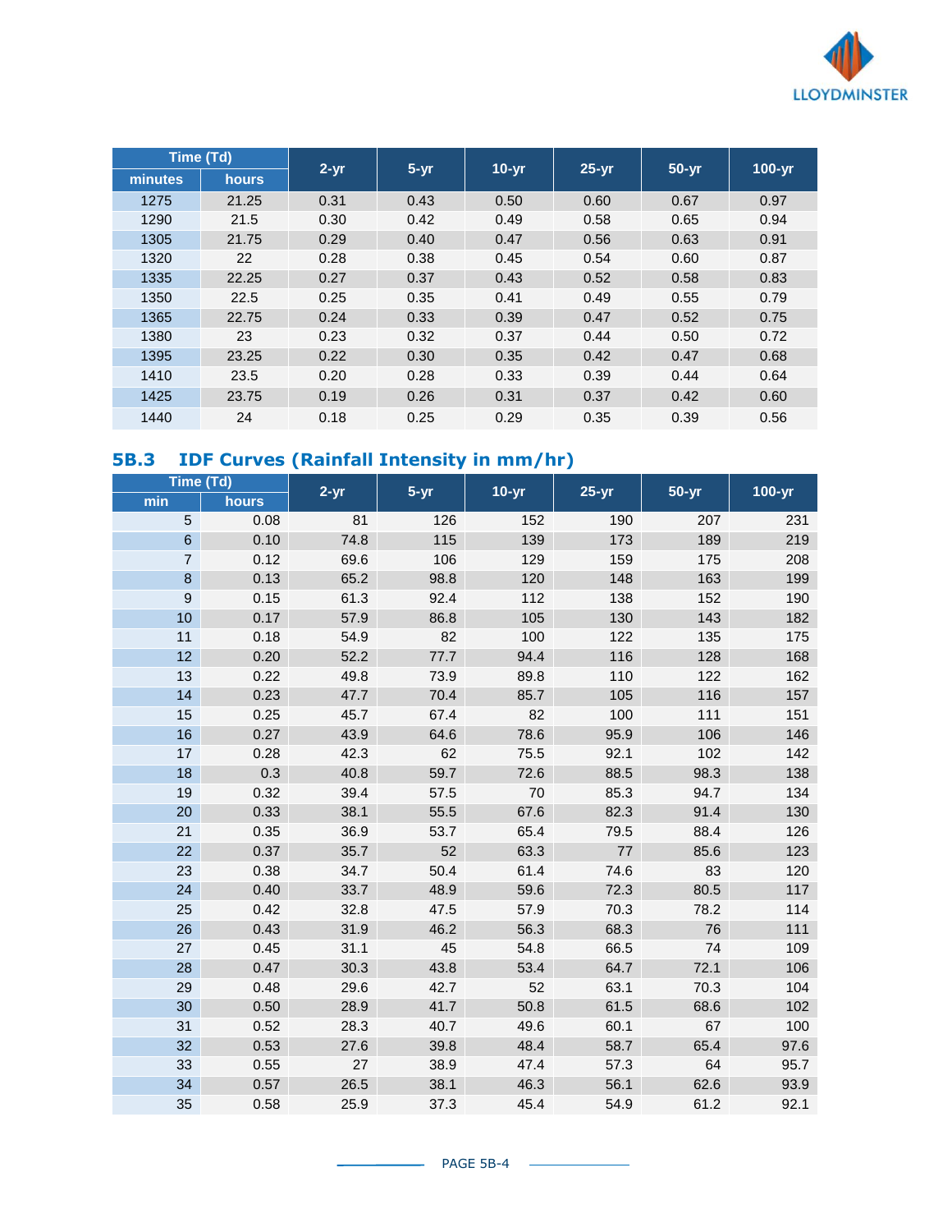| Time (Td) | | 2-yr | 5-yr | 10-yr | 25-yr | 50-yr | 100-yr |
|---|---|---|---|---|---|---|---|
| minutes | hours | | | | | | |
| 1275 | 21.25 | 0.31 | 0.43 | 0.50 | 0.60 | 0.67 | 0.97 |
| 1290 | 21.5 | 0.30 | 0.42 | 0.49 | 0.58 | 0.65 | 0.94 |
| 1305 | 21.75 | 0.29 | 0.40 | 0.47 | 0.56 | 0.63 | 0.91 |
| 1320 | 22 | 0.28 | 0.38 | 0.45 | 0.54 | 0.60 | 0.87 |
| 1335 | 22.25 | 0.27 | 0.37 | 0.43 | 0.52 | 0.58 | 0.83 |
| 1350 | 22.5 | 0.25 | 0.35 | 0.41 | 0.49 | 0.55 | 0.79 |
| 1365 | 22.75 | 0.24 | 0.33 | 0.39 | 0.47 | 0.52 | 0.75 |
| 1380 | 23 | 0.23 | 0.32 | 0.37 | 0.44 | 0.50 | 0.72 |
| 1395 | 23.25 | 0.22 | 0.30 | 0.35 | 0.42 | 0.47 | 0.68 |
| 1410 | 23.5 | 0.20 | 0.28 | 0.33 | 0.39 | 0.44 | 0.64 |
| 1425 | 23.75 | 0.19 | 0.26 | 0.31 | 0.37 | 0.42 | 0.60 |
| 1440 | 24 | 0.18 | 0.25 | 0.29 | 0.35 | 0.39 | 0.56 |

## 5B.3 IDF Curves (Rainfall Intensity in mm/hr)

| Time (Td) | | 2-yr | 5-yr | 10-yr | 25-yr | 50-yr | 100-yr |
|---|---|---|---|---|---|---|---|
| min | hours | | | | | | |
| 5 | 0.08 | 81 | 126 | 152 | 190 | 207 | 231 |
| 6 | 0.10 | 74.8 | 115 | 139 | 173 | 189 | 219 |
| 7 | 0.12 | 69.6 | 106 | 129 | 159 | 175 | 208 |
| 8 | 0.13 | 65.2 | 98.8 | 120 | 148 | 163 | 199 |
| 9 | 0.15 | 61.3 | 92.4 | 112 | 138 | 152 | 190 |
| 10 | 0.17 | 57.9 | 86.8 | 105 | 130 | 143 | 182 |
| 11 | 0.18 | 54.9 | 82 | 100 | 122 | 135 | 175 |
| 12 | 0.20 | 52.2 | 77.7 | 94.4 | 116 | 128 | 168 |
| 13 | 0.22 | 49.8 | 73.9 | 89.8 | 110 | 122 | 162 |
| 14 | 0.23 | 47.7 | 70.4 | 85.7 | 105 | 116 | 157 |
| 15 | 0.25 | 45.7 | 67.4 | 82 | 100 | 111 | 151 |
| 16 | 0.27 | 43.9 | 64.6 | 78.6 | 95.9 | 106 | 146 |
| 17 | 0.28 | 42.3 | 62 | 75.5 | 92.1 | 102 | 142 |
| 18 | 0.3 | 40.8 | 59.7 | 72.6 | 88.5 | 98.3 | 138 |
| 19 | 0.32 | 39.4 | 57.5 | 70 | 85.3 | 94.7 | 134 |
| 20 | 0.33 | 38.1 | 55.5 | 67.6 | 82.3 | 91.4 | 130 |
| 21 | 0.35 | 36.9 | 53.7 | 65.4 | 79.5 | 88.4 | 126 |
| 22 | 0.37 | 35.7 | 52 | 63.3 | 77 | 85.6 | 123 |
| 23 | 0.38 | 34.7 | 50.4 | 61.4 | 74.6 | 83 | 120 |
| 24 | 0.40 | 33.7 | 48.9 | 59.6 | 72.3 | 80.5 | 117 |
| 25 | 0.42 | 32.8 | 47.5 | 57.9 | 70.3 | 78.2 | 114 |
| 26 | 0.43 | 31.9 | 46.2 | 56.3 | 68.3 | 76 | 111 |
| 27 | 0.45 | 31.1 | 45 | 54.8 | 66.5 | 74 | 109 |
| 28 | 0.47 | 30.3 | 43.8 | 53.4 | 64.7 | 72.1 | 106 |
| 29 | 0.48 | 29.6 | 42.7 | 52 | 63.1 | 70.3 | 104 |
| 30 | 0.50 | 28.9 | 41.7 | 50.8 | 61.5 | 68.6 | 102 |
| 31 | 0.52 | 28.3 | 40.7 | 49.6 | 60.1 | 67 | 100 |
| 32 | 0.53 | 27.6 | 39.8 | 48.4 | 58.7 | 65.4 | 97.6 |
| 33 | 0.55 | 27 | 38.9 | 47.4 | 57.3 | 64 | 95.7 |
| 34 | 0.57 | 26.5 | 38.1 | 46.3 | 56.1 | 62.6 | 93.9 |
| 35 | 0.58 | 25.9 | 37.3 | 45.4 | 54.9 | 61.2 | 92.1 |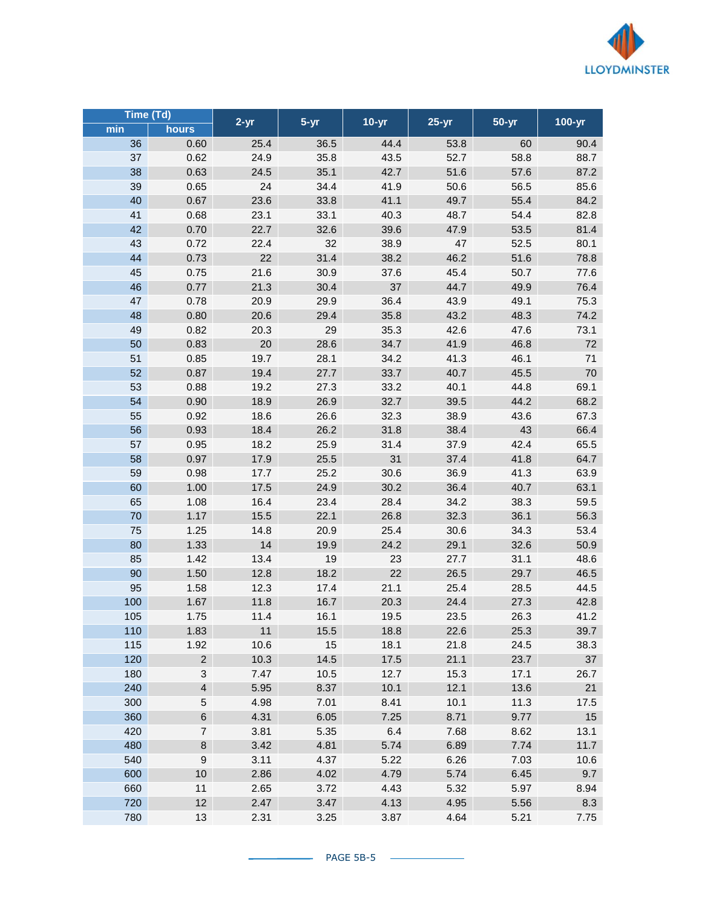| Time (Td) | | 2-yr | 5-yr | 10-yr | 25-yr | 50-yr | 100-yr |
|---|---|---|---|---|---|---|---|
| min | hours | | | | | | |
| 36 | 0.60 | 25.4 | 36.5 | 44.4 | 53.8 | 60 | 90.4 |
| 37 | 0.62 | 24.9 | 35.8 | 43.5 | 52.7 | 58.8 | 88.7 |
| 38 | 0.63 | 24.5 | 35.1 | 42.7 | 51.6 | 57.6 | 87.2 |
| 39 | 0.65 | 24 | 34.4 | 41.9 | 50.6 | 56.5 | 85.6 |
| 40 | 0.67 | 23.6 | 33.8 | 41.1 | 49.7 | 55.4 | 84.2 |
| 41 | 0.68 | 23.1 | 33.1 | 40.3 | 48.7 | 54.4 | 82.8 |
| 42 | 0.70 | 22.7 | 32.6 | 39.6 | 47.9 | 53.5 | 81.4 |
| 43 | 0.72 | 22.4 | 32 | 38.9 | 47 | 52.5 | 80.1 |
| 44 | 0.73 | 22 | 31.4 | 38.2 | 46.2 | 51.6 | 78.8 |
| 45 | 0.75 | 21.6 | 30.9 | 37.6 | 45.4 | 50.7 | 77.6 |
| 46 | 0.77 | 21.3 | 30.4 | 37 | 44.7 | 49.9 | 76.4 |
| 47 | 0.78 | 20.9 | 29.9 | 36.4 | 43.9 | 49.1 | 75.3 |
| 48 | 0.80 | 20.6 | 29.4 | 35.8 | 43.2 | 48.3 | 74.2 |
| 49 | 0.82 | 20.3 | 29 | 35.3 | 42.6 | 47.6 | 73.1 |
| 50 | 0.83 | 20 | 28.6 | 34.7 | 41.9 | 46.8 | 72 |
| 51 | 0.85 | 19.7 | 28.1 | 34.2 | 41.3 | 46.1 | 71 |
| 52 | 0.87 | 19.4 | 27.7 | 33.7 | 40.7 | 45.5 | 70 |
| 53 | 0.88 | 19.2 | 27.3 | 33.2 | 40.1 | 44.8 | 69.1 |
| 54 | 0.90 | 18.9 | 26.9 | 32.7 | 39.5 | 44.2 | 68.2 |
| 55 | 0.92 | 18.6 | 26.6 | 32.3 | 38.9 | 43.6 | 67.3 |
| 56 | 0.93 | 18.4 | 26.2 | 31.8 | 38.4 | 43 | 66.4 |
| 57 | 0.95 | 18.2 | 25.9 | 31.4 | 37.9 | 42.4 | 65.5 |
| 58 | 0.97 | 17.9 | 25.5 | 31 | 37.4 | 41.8 | 64.7 |
| 59 | 0.98 | 17.7 | 25.2 | 30.6 | 36.9 | 41.3 | 63.9 |
| 60 | 1.00 | 17.5 | 24.9 | 30.2 | 36.4 | 40.7 | 63.1 |
| 65 | 1.08 | 16.4 | 23.4 | 28.4 | 34.2 | 38.3 | 59.5 |
| 70 | 1.17 | 15.5 | 22.1 | 26.8 | 32.3 | 36.1 | 56.3 |
| 75 | 1.25 | 14.8 | 20.9 | 25.4 | 30.6 | 34.3 | 53.4 |
| 80 | 1.33 | 14 | 19.9 | 24.2 | 29.1 | 32.6 | 50.9 |
| 85 | 1.42 | 13.4 | 19 | 23 | 27.7 | 31.1 | 48.6 |
| 90 | 1.50 | 12.8 | 18.2 | 22 | 26.5 | 29.7 | 46.5 |
| 95 | 1.58 | 12.3 | 17.4 | 21.1 | 25.4 | 28.5 | 44.5 |
| 100 | 1.67 | 11.8 | 16.7 | 20.3 | 24.4 | 27.3 | 42.8 |
| 105 | 1.75 | 11.4 | 16.1 | 19.5 | 23.5 | 26.3 | 41.2 |
| 110 | 1.83 | 11 | 15.5 | 18.8 | 22.6 | 25.3 | 39.7 |
| 115 | 1.92 | 10.6 | 15 | 18.1 | 21.8 | 24.5 | 38.3 |
| 120 | 2 | 10.3 | 14.5 | 17.5 | 21.1 | 23.7 | 37 |
| 180 | 3 | 7.47 | 10.5 | 12.7 | 15.3 | 17.1 | 26.7 |
| 240 | 4 | 5.95 | 8.37 | 10.1 | 12.1 | 13.6 | 21 |
| 300 | 5 | 4.98 | 7.01 | 8.41 | 10.1 | 11.3 | 17.5 |
| 360 | 6 | 4.31 | 6.05 | 7.25 | 8.71 | 9.77 | 15 |
| 420 | 7 | 3.81 | 5.35 | 6.4 | 7.68 | 8.62 | 13.1 |
| 480 | 8 | 3.42 | 4.81 | 5.74 | 6.89 | 7.74 | 11.7 |
| 540 | 9 | 3.11 | 4.37 | 5.22 | 6.26 | 7.03 | 10.6 |
| 600 | 10 | 2.86 | 4.02 | 4.79 | 5.74 | 6.45 | 9.7 |
| 660 | 11 | 2.65 | 3.72 | 4.43 | 5.32 | 5.97 | 8.94 |
| 720 | 12 | 2.47 | 3.47 | 4.13 | 4.95 | 5.56 | 8.3 |
| 780 | 13 | 2.31 | 3.25 | 3.87 | 4.64 | 5.21 | 7.75 |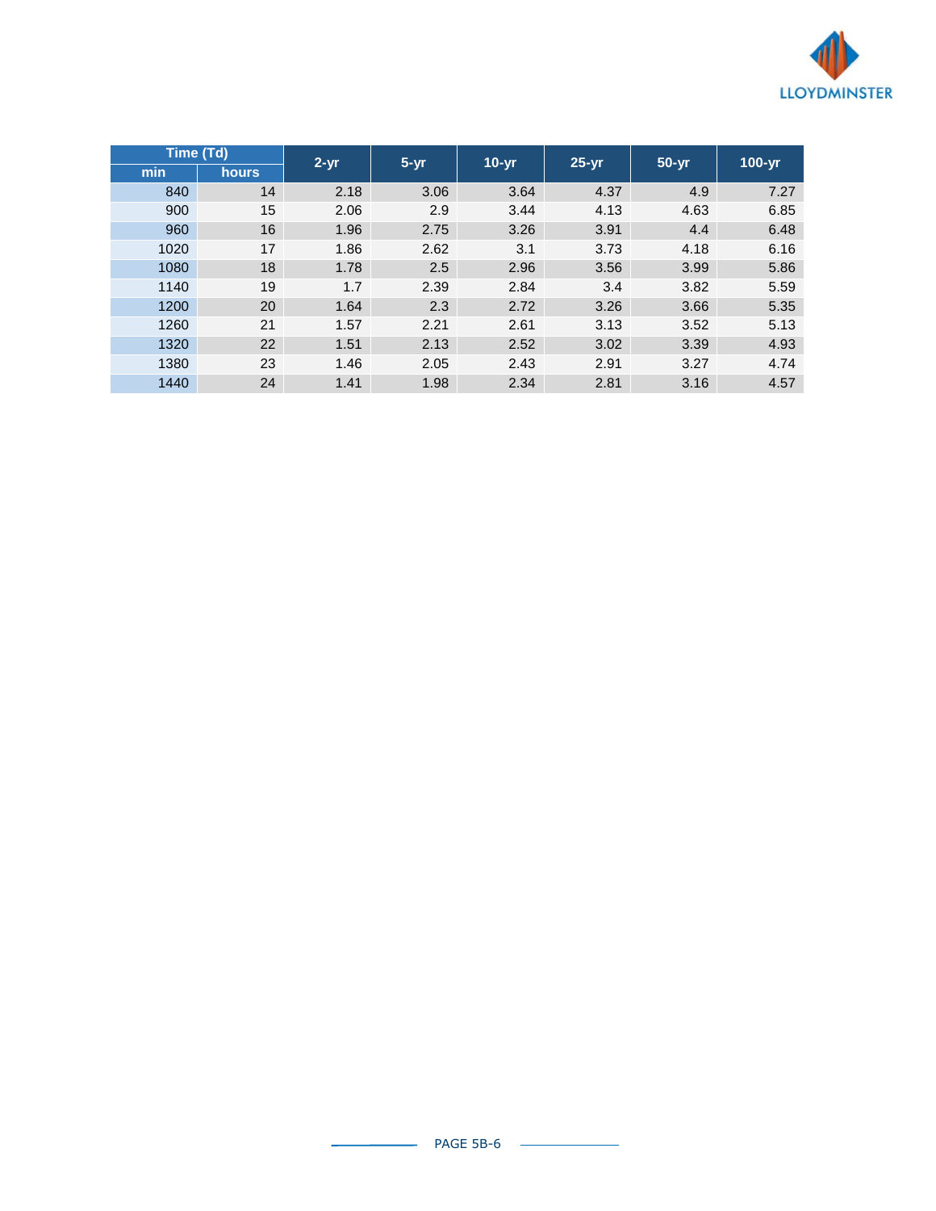| Time (Td) | | 2-yr | 5-yr | 10-yr | 25-yr | 50-yr | 100-yr |
|---|---|---|---|---|---|---|---|
| min | hours | | | | | | |
| 840 | 14 | 2.18 | 3.06 | 3.64 | 4.37 | 4.9 | 7.27 |
| 900 | 15 | 2.06 | 2.9 | 3.44 | 4.13 | 4.63 | 6.85 |
| 960 | 16 | 1.96 | 2.75 | 3.26 | 3.91 | 4.4 | 6.48 |
| 1020 | 17 | 1.86 | 2.62 | 3.1 | 3.73 | 4.18 | 6.16 |
| 1080 | 18 | 1.78 | 2.5 | 2.96 | 3.56 | 3.99 | 5.86 |
| 1140 | 19 | 1.7 | 2.39 | 2.84 | 3.4 | 3.82 | 5.59 |
| 1200 | 20 | 1.64 | 2.3 | 2.72 | 3.26 | 3.66 | 5.35 |
| 1260 | 21 | 1.57 | 2.21 | 2.61 | 3.13 | 3.52 | 5.13 |
| 1320 | 22 | 1.51 | 2.13 | 2.52 | 3.02 | 3.39 | 4.93 |
| 1380 | 23 | 1.46 | 2.05 | 2.43 | 2.91 | 3.27 | 4.74 |
| 1440 | 24 | 1.41 | 1.98 | 2.34 | 2.81 | 3.16 | 4.57 |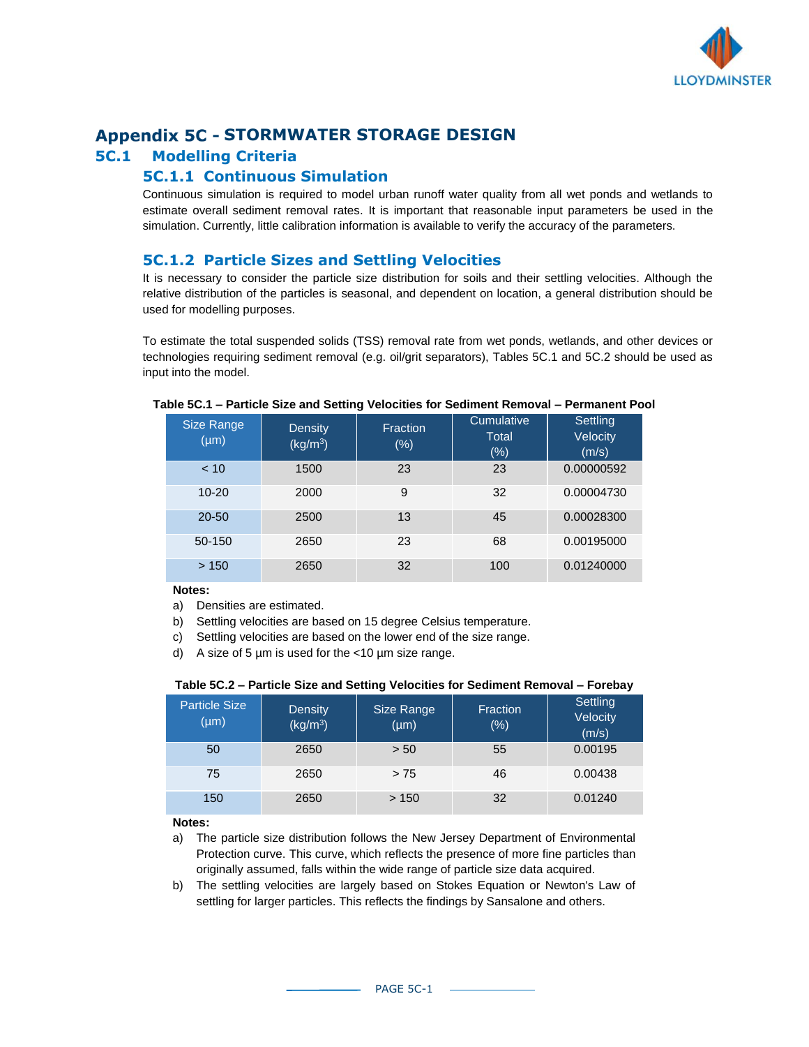# Appendix 5C - STORMWATER STORAGE DESIGN

## 5C.1 Modelling Criteria

### 5C.1.1 Continuous Simulation

Continuous simulation is required to model urban runoff water quality from all wet ponds and wetlands to estimate overall sediment removal rates. It is important that reasonable input parameters be used in the simulation. Currently, little calibration information is available to verify the accuracy of the parameters.

### 5C.1.2 Particle Sizes and Settling Velocities

It is necessary to consider the particle size distribution for soils and their settling velocities. Although the relative distribution of the particles is seasonal, and dependent on location, a general distribution should be used for modelling purposes.

To estimate the total suspended solids (TSS) removal rate from wet ponds, wetlands, and other devices or technologies requiring sediment removal (e.g. oil/grit separators), Tables 5C.1 and 5C.2 should be used as input into the model.

**Table 5C.1 – Particle Size and Setting Velocities for Sediment Removal – Permanent Pool**

| Size Range (µm) | Density (kg/m$^3$) | Fraction (%) | Cumulative Total (%) | Settling Velocity (m/s) |
|---|---|---|---|---|
| < 10 | 1500 | 23 | 23 | 0.00000592 |
| 10-20 | 2000 | 9 | 32 | 0.00004730 |
| 20-50 | 2500 | 13 | 45 | 0.00028300 |
| 50-150 | 2650 | 23 | 68 | 0.00195000 |
| > 150 | 2650 | 32 | 100 | 0.01240000 |

**Notes:**

a) Densities are estimated.

b) Settling velocities are based on 15 degree Celsius temperature.

c) Settling velocities are based on the lower end of the size range.

d) A size of 5 µm is used for the <10 µm size range.

**Table 5C.2 – Particle Size and Setting Velocities for Sediment Removal – Forebay**

| Particle Size (µm) | Density (kg/m$^3$) | Size Range (µm) | Fraction (%) | Settling Velocity (m/s) |
|---|---|---|---|---|
| 50 | 2650 | > 50 | 55 | 0.00195 |
| 75 | 2650 | > 75 | 46 | 0.00438 |
| 150 | 2650 | > 150 | 32 | 0.01240 |

**Notes:**

a) The particle size distribution follows the New Jersey Department of Environmental Protection curve. This curve, which reflects the presence of more fine particles than originally assumed, falls within the wide range of particle size data acquired.

b) The settling velocities are largely based on Stokes Equation or Newton's Law of settling for larger particles. This reflects the findings by Sansalone and others.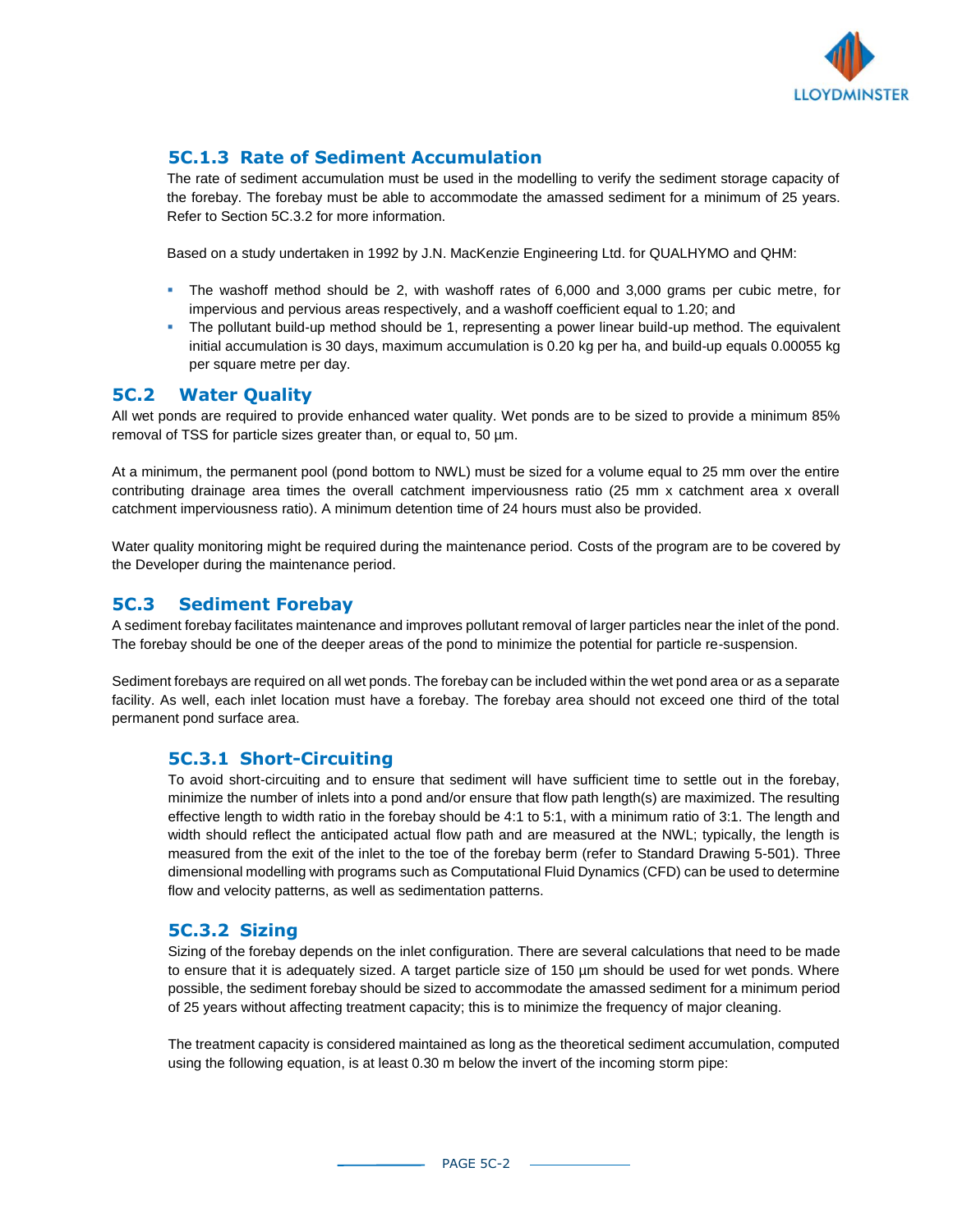### 5C.1.3 Rate of Sediment Accumulation

The rate of sediment accumulation must be used in the modelling to verify the sediment storage capacity of the forebay. The forebay must be able to accommodate the amassed sediment for a minimum of 25 years. Refer to Section 5C.3.2 for more information.

Based on a study undertaken in 1992 by J.N. MacKenzie Engineering Ltd. for QUALHYMO and QHM:

- The washoff method should be 2, with washoff rates of 6,000 and 3,000 grams per cubic metre, for impervious and pervious areas respectively, and a washoff coefficient equal to 1.20; and
- The pollutant build-up method should be 1, representing a power linear build-up method. The equivalent initial accumulation is 30 days, maximum accumulation is 0.20 kg per ha, and build-up equals 0.00055 kg per square metre per day.

## 5C.2 Water Quality

All wet ponds are required to provide enhanced water quality. Wet ponds are to be sized to provide a minimum 85% removal of TSS for particle sizes greater than, or equal to, 50 µm.

At a minimum, the permanent pool (pond bottom to NWL) must be sized for a volume equal to 25 mm over the entire contributing drainage area times the overall catchment imperviousness ratio (25 mm x catchment area x overall catchment imperviousness ratio). A minimum detention time of 24 hours must also be provided.

Water quality monitoring might be required during the maintenance period. Costs of the program are to be covered by the Developer during the maintenance period.

## 5C.3 Sediment Forebay

A sediment forebay facilitates maintenance and improves pollutant removal of larger particles near the inlet of the pond. The forebay should be one of the deeper areas of the pond to minimize the potential for particle re-suspension.

Sediment forebays are required on all wet ponds. The forebay can be included within the wet pond area or as a separate facility. As well, each inlet location must have a forebay. The forebay area should not exceed one third of the total permanent pond surface area.

### 5C.3.1 Short-Circuiting

To avoid short-circuiting and to ensure that sediment will have sufficient time to settle out in the forebay, minimize the number of inlets into a pond and/or ensure that flow path length(s) are maximized. The resulting effective length to width ratio in the forebay should be 4:1 to 5:1, with a minimum ratio of 3:1. The length and width should reflect the anticipated actual flow path and are measured at the NWL; typically, the length is measured from the exit of the inlet to the toe of the forebay berm (refer to Standard Drawing 5-501). Three dimensional modelling with programs such as Computational Fluid Dynamics (CFD) can be used to determine flow and velocity patterns, as well as sedimentation patterns.

### 5C.3.2 Sizing

Sizing of the forebay depends on the inlet configuration. There are several calculations that need to be made to ensure that it is adequately sized. A target particle size of 150 µm should be used for wet ponds. Where possible, the sediment forebay should be sized to accommodate the amassed sediment for a minimum period of 25 years without affecting treatment capacity; this is to minimize the frequency of major cleaning.

The treatment capacity is considered maintained as long as the theoretical sediment accumulation, computed using the following equation, is at least 0.30 m below the invert of the incoming storm pipe: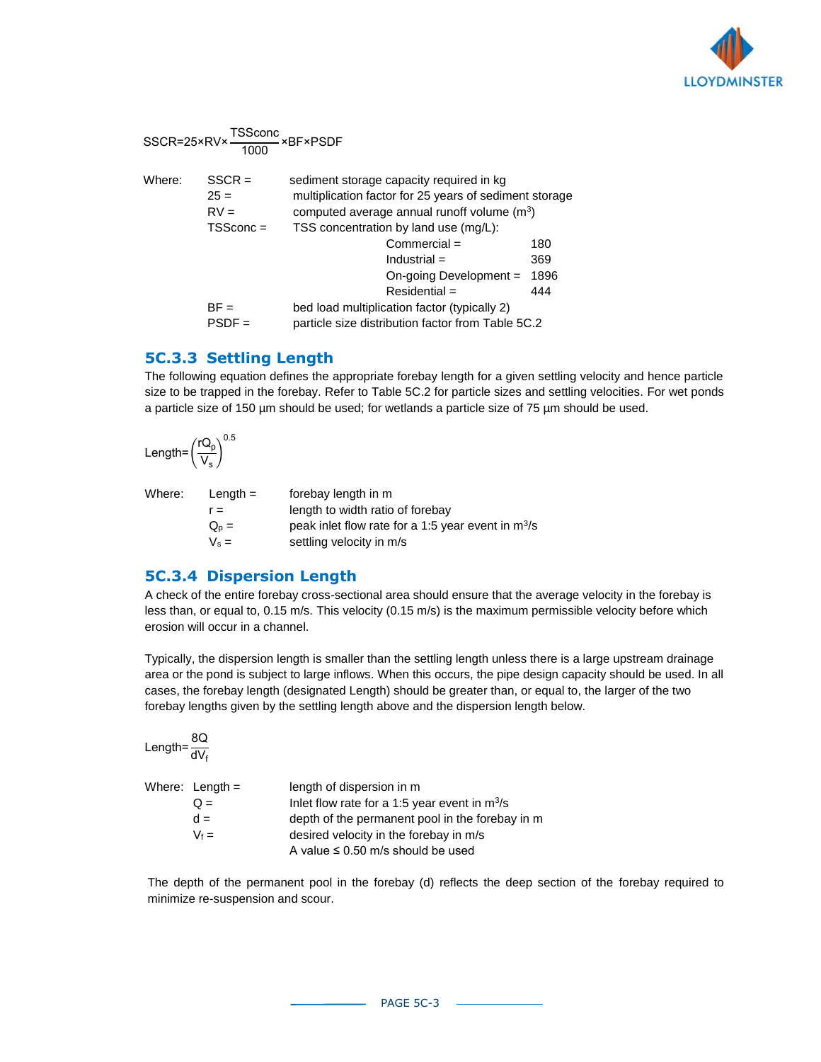$$SSCR = 25 \times RV \times \frac{TSSconc}{1000} \times BF \times PSDF$$

Where:

- SSCR = sediment storage capacity required in kg
- 25 = multiplication factor for 25 years of sediment storage
- RV = computed average annual runoff volume ($m^3$)
- TSSconc = TSS concentration by land use (mg/L):
  - Commercial = 180
  - Industrial = 369
  - On-going Development = 1896
  - Residential = 444
- BF = bed load multiplication factor (typically 2)
- PSDF = particle size distribution factor from Table 5C.2

### 5C.3.3 Settling Length

The following equation defines the appropriate forebay length for a given settling velocity and hence particle size to be trapped in the forebay. Refer to Table 5C.2 for particle sizes and settling velocities. For wet ponds a particle size of 150 µm should be used; for wetlands a particle size of 75 µm should be used.

$$Length = \left(\frac{rQ_p}{V_s}\right)^{0.5}$$

Where:

- Length = forebay length in m
- $r$ = length to width ratio of forebay
- $Q_p$ = peak inlet flow rate for a 1:5 year event in $m^3/s$
- $V_s$ = settling velocity in m/s

### 5C.3.4 Dispersion Length

A check of the entire forebay cross-sectional area should ensure that the average velocity in the forebay is less than, or equal to, 0.15 m/s. This velocity (0.15 m/s) is the maximum permissible velocity before which erosion will occur in a channel.

Typically, the dispersion length is smaller than the settling length unless there is a large upstream drainage area or the pond is subject to large inflows. When this occurs, the pipe design capacity should be used. In all cases, the forebay length (designated Length) should be greater than, or equal to, the larger of the two forebay lengths given by the settling length above and the dispersion length below.

$$Length = \frac{8Q}{dV_f}$$

Where:

- Length = length of dispersion in m
- $Q$ = Inlet flow rate for a 1:5 year event in $m^3/s$
- $d$ = depth of the permanent pool in the forebay in m
- $V_f$ = desired velocity in the forebay in m/s. A value ≤ 0.50 m/s should be used

The depth of the permanent pool in the forebay (d) reflects the deep section of the forebay required to minimize re-suspension and scour.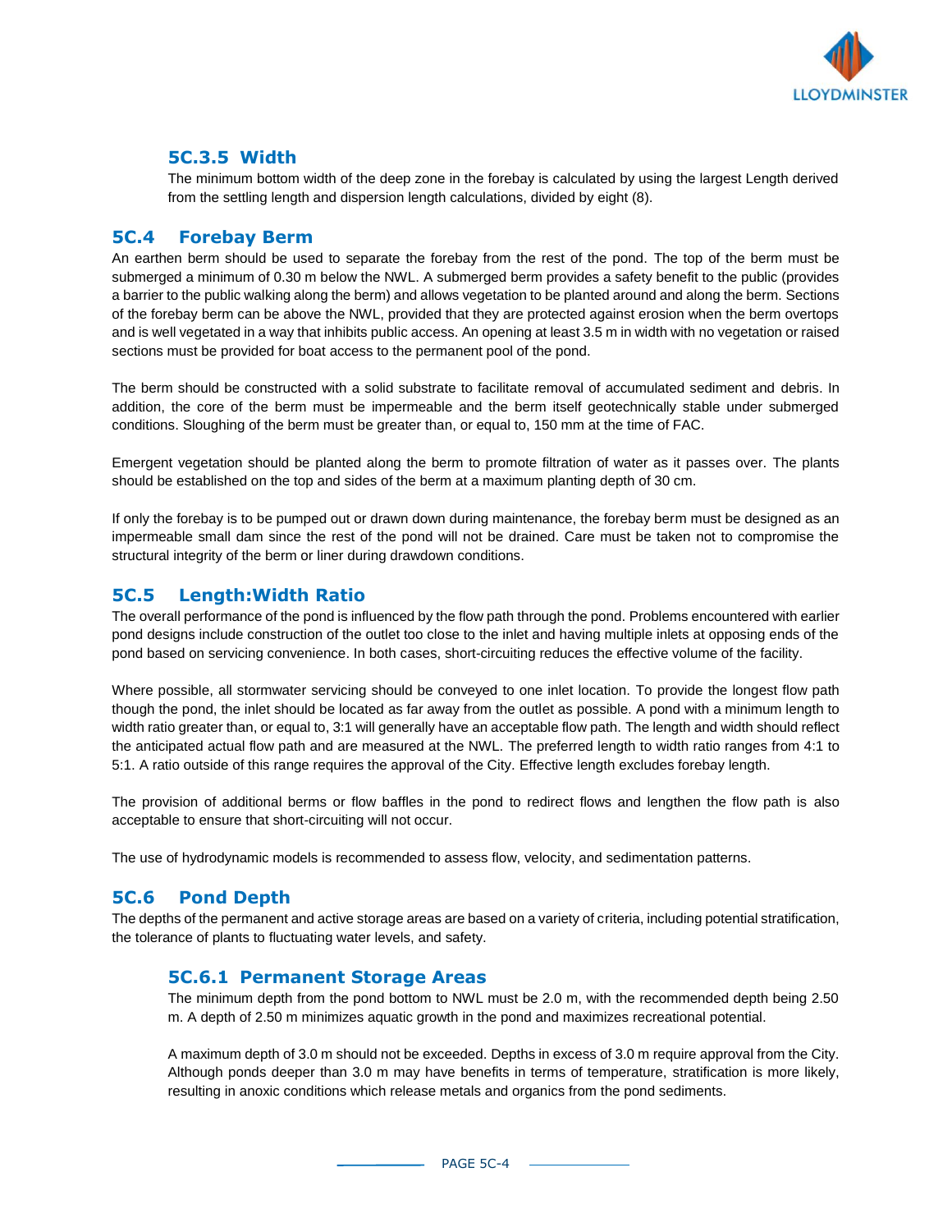### 5C.3.5 Width

The minimum bottom width of the deep zone in the forebay is calculated by using the largest Length derived from the settling length and dispersion length calculations, divided by eight (8).

## 5C.4 Forebay Berm

An earthen berm should be used to separate the forebay from the rest of the pond. The top of the berm must be submerged a minimum of 0.30 m below the NWL. A submerged berm provides a safety benefit to the public (provides a barrier to the public walking along the berm) and allows vegetation to be planted around and along the berm. Sections of the forebay berm can be above the NWL, provided that they are protected against erosion when the berm overtops and is well vegetated in a way that inhibits public access. An opening at least 3.5 m in width with no vegetation or raised sections must be provided for boat access to the permanent pool of the pond.

The berm should be constructed with a solid substrate to facilitate removal of accumulated sediment and debris. In addition, the core of the berm must be impermeable and the berm itself geotechnically stable under submerged conditions. Sloughing of the berm must be greater than, or equal to, 150 mm at the time of FAC.

Emergent vegetation should be planted along the berm to promote filtration of water as it passes over. The plants should be established on the top and sides of the berm at a maximum planting depth of 30 cm.

If only the forebay is to be pumped out or drawn down during maintenance, the forebay berm must be designed as an impermeable small dam since the rest of the pond will not be drained. Care must be taken not to compromise the structural integrity of the berm or liner during drawdown conditions.

## 5C.5 Length:Width Ratio

The overall performance of the pond is influenced by the flow path through the pond. Problems encountered with earlier pond designs include construction of the outlet too close to the inlet and having multiple inlets at opposing ends of the pond based on servicing convenience. In both cases, short-circuiting reduces the effective volume of the facility.

Where possible, all stormwater servicing should be conveyed to one inlet location. To provide the longest flow path though the pond, the inlet should be located as far away from the outlet as possible. A pond with a minimum length to width ratio greater than, or equal to, 3:1 will generally have an acceptable flow path. The length and width should reflect the anticipated actual flow path and are measured at the NWL. The preferred length to width ratio ranges from 4:1 to 5:1. A ratio outside of this range requires the approval of the City. Effective length excludes forebay length.

The provision of additional berms or flow baffles in the pond to redirect flows and lengthen the flow path is also acceptable to ensure that short-circuiting will not occur.

The use of hydrodynamic models is recommended to assess flow, velocity, and sedimentation patterns.

## 5C.6 Pond Depth

The depths of the permanent and active storage areas are based on a variety of criteria, including potential stratification, the tolerance of plants to fluctuating water levels, and safety.

### 5C.6.1 Permanent Storage Areas

The minimum depth from the pond bottom to NWL must be 2.0 m, with the recommended depth being 2.50 m. A depth of 2.50 m minimizes aquatic growth in the pond and maximizes recreational potential.

A maximum depth of 3.0 m should not be exceeded. Depths in excess of 3.0 m require approval from the City. Although ponds deeper than 3.0 m may have benefits in terms of temperature, stratification is more likely, resulting in anoxic conditions which release metals and organics from the pond sediments.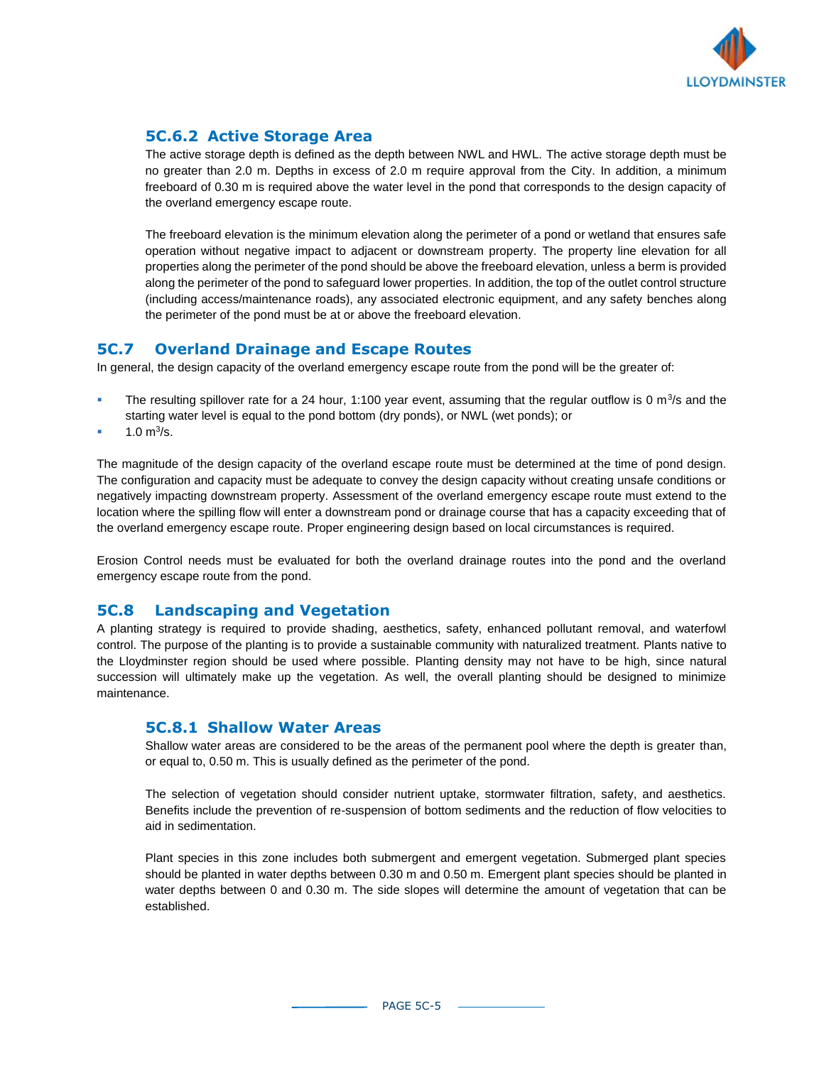### 5C.6.2 Active Storage Area

The active storage depth is defined as the depth between NWL and HWL. The active storage depth must be no greater than 2.0 m. Depths in excess of 2.0 m require approval from the City. In addition, a minimum freeboard of 0.30 m is required above the water level in the pond that corresponds to the design capacity of the overland emergency escape route.

The freeboard elevation is the minimum elevation along the perimeter of a pond or wetland that ensures safe operation without negative impact to adjacent or downstream property. The property line elevation for all properties along the perimeter of the pond should be above the freeboard elevation, unless a berm is provided along the perimeter of the pond to safeguard lower properties. In addition, the top of the outlet control structure (including access/maintenance roads), any associated electronic equipment, and any safety benches along the perimeter of the pond must be at or above the freeboard elevation.

## 5C.7 Overland Drainage and Escape Routes

In general, the design capacity of the overland emergency escape route from the pond will be the greater of:

- The resulting spillover rate for a 24 hour, 1:100 year event, assuming that the regular outflow is 0 $m^3/s$ and the starting water level is equal to the pond bottom (dry ponds), or NWL (wet ponds); or
- 1.0 $m^3/s$.

The magnitude of the design capacity of the overland escape route must be determined at the time of pond design. The configuration and capacity must be adequate to convey the design capacity without creating unsafe conditions or negatively impacting downstream property. Assessment of the overland emergency escape route must extend to the location where the spilling flow will enter a downstream pond or drainage course that has a capacity exceeding that of the overland emergency escape route. Proper engineering design based on local circumstances is required.

Erosion Control needs must be evaluated for both the overland drainage routes into the pond and the overland emergency escape route from the pond.

## 5C.8 Landscaping and Vegetation

A planting strategy is required to provide shading, aesthetics, safety, enhanced pollutant removal, and waterfowl control. The purpose of the planting is to provide a sustainable community with naturalized treatment. Plants native to the Lloydminster region should be used where possible. Planting density may not have to be high, since natural succession will ultimately make up the vegetation. As well, the overall planting should be designed to minimize maintenance.

### 5C.8.1 Shallow Water Areas

Shallow water areas are considered to be the areas of the permanent pool where the depth is greater than, or equal to, 0.50 m. This is usually defined as the perimeter of the pond.

The selection of vegetation should consider nutrient uptake, stormwater filtration, safety, and aesthetics. Benefits include the prevention of re-suspension of bottom sediments and the reduction of flow velocities to aid in sedimentation.

Plant species in this zone includes both submergent and emergent vegetation. Submerged plant species should be planted in water depths between 0.30 m and 0.50 m. Emergent plant species should be planted in water depths between 0 and 0.30 m. The side slopes will determine the amount of vegetation that can be established.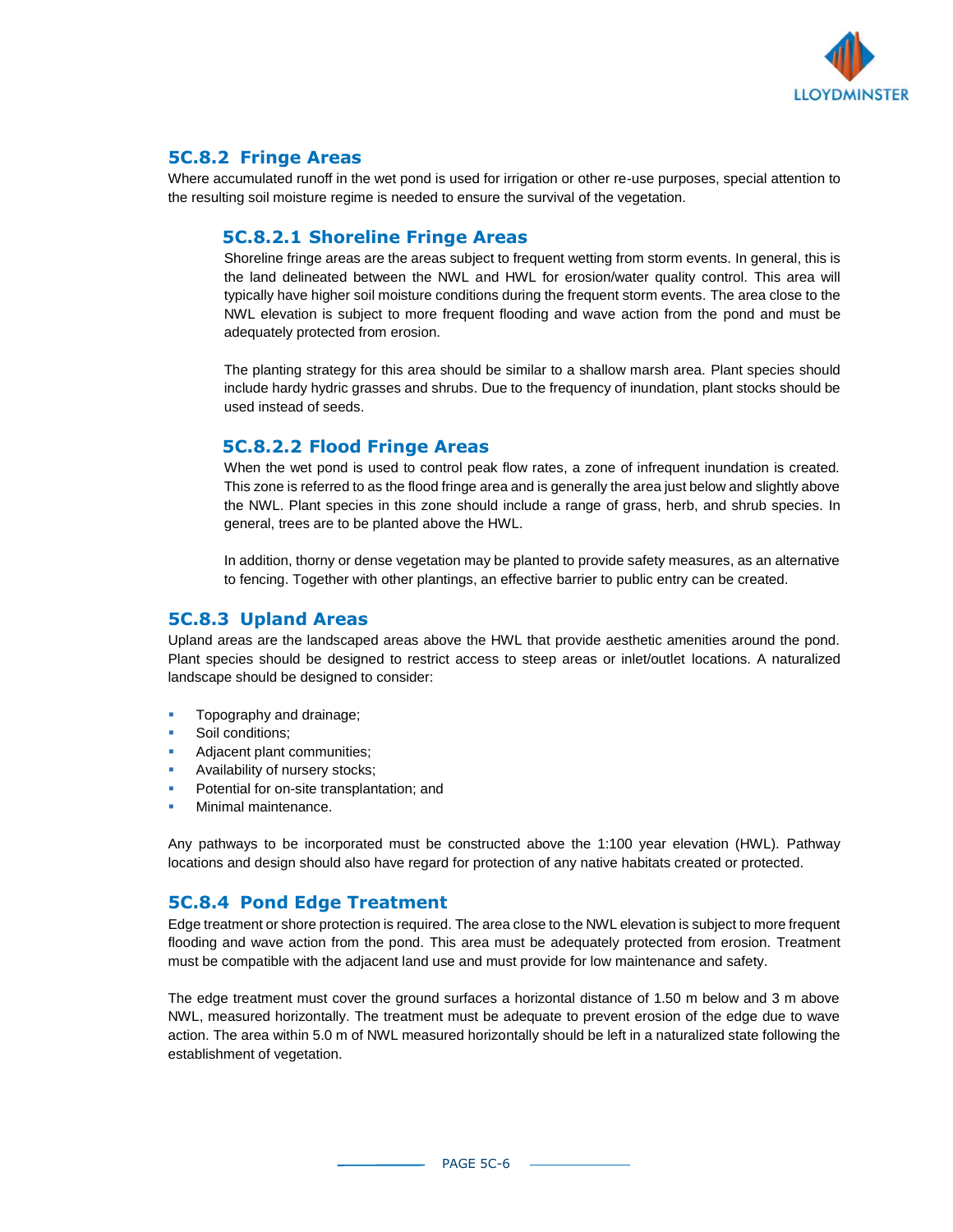## 5C.8.2 Fringe Areas

Where accumulated runoff in the wet pond is used for irrigation or other re-use purposes, special attention to the resulting soil moisture regime is needed to ensure the survival of the vegetation.

### 5C.8.2.1 Shoreline Fringe Areas

Shoreline fringe areas are the areas subject to frequent wetting from storm events. In general, this is the land delineated between the NWL and HWL for erosion/water quality control. This area will typically have higher soil moisture conditions during the frequent storm events. The area close to the NWL elevation is subject to more frequent flooding and wave action from the pond and must be adequately protected from erosion.

The planting strategy for this area should be similar to a shallow marsh area. Plant species should include hardy hydric grasses and shrubs. Due to the frequency of inundation, plant stocks should be used instead of seeds.

### 5C.8.2.2 Flood Fringe Areas

When the wet pond is used to control peak flow rates, a zone of infrequent inundation is created. This zone is referred to as the flood fringe area and is generally the area just below and slightly above the NWL. Plant species in this zone should include a range of grass, herb, and shrub species. In general, trees are to be planted above the HWL.

In addition, thorny or dense vegetation may be planted to provide safety measures, as an alternative to fencing. Together with other plantings, an effective barrier to public entry can be created.

## 5C.8.3 Upland Areas

Upland areas are the landscaped areas above the HWL that provide aesthetic amenities around the pond. Plant species should be designed to restrict access to steep areas or inlet/outlet locations. A naturalized landscape should be designed to consider:

- Topography and drainage;
- Soil conditions;
- Adjacent plant communities;
- Availability of nursery stocks;
- Potential for on-site transplantation; and
- Minimal maintenance.

Any pathways to be incorporated must be constructed above the 1:100 year elevation (HWL). Pathway locations and design should also have regard for protection of any native habitats created or protected.

## 5C.8.4 Pond Edge Treatment

Edge treatment or shore protection is required. The area close to the NWL elevation is subject to more frequent flooding and wave action from the pond. This area must be adequately protected from erosion. Treatment must be compatible with the adjacent land use and must provide for low maintenance and safety.

The edge treatment must cover the ground surfaces a horizontal distance of 1.50 m below and 3 m above NWL, measured horizontally. The treatment must be adequate to prevent erosion of the edge due to wave action. The area within 5.0 m of NWL measured horizontally should be left in a naturalized state following the establishment of vegetation.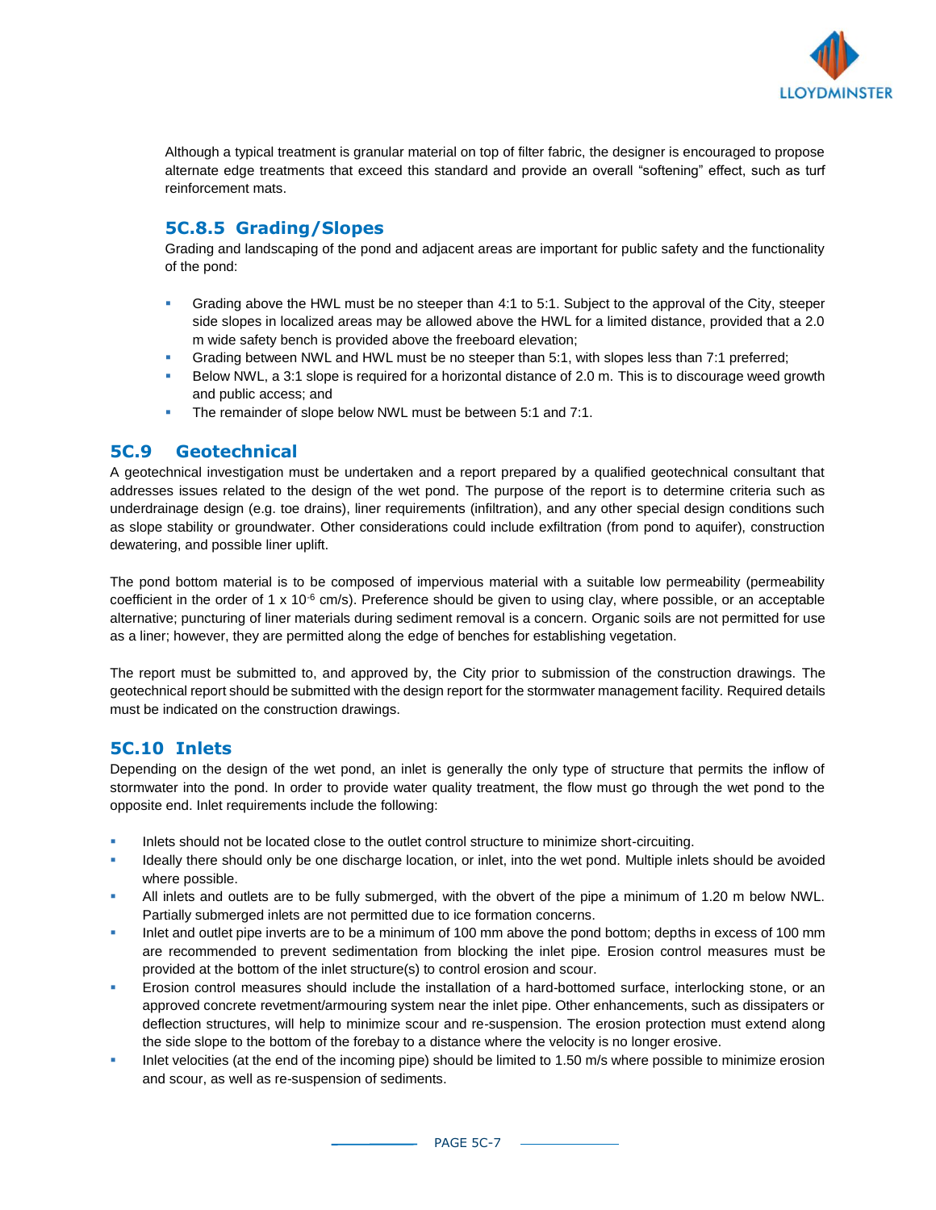Although a typical treatment is granular material on top of filter fabric, the designer is encouraged to propose alternate edge treatments that exceed this standard and provide an overall "softening" effect, such as turf reinforcement mats.

### 5C.8.5 Grading/Slopes

Grading and landscaping of the pond and adjacent areas are important for public safety and the functionality of the pond:

- Grading above the HWL must be no steeper than 4:1 to 5:1. Subject to the approval of the City, steeper side slopes in localized areas may be allowed above the HWL for a limited distance, provided that a 2.0 m wide safety bench is provided above the freeboard elevation;
- Grading between NWL and HWL must be no steeper than 5:1, with slopes less than 7:1 preferred;
- Below NWL, a 3:1 slope is required for a horizontal distance of 2.0 m. This is to discourage weed growth and public access; and
- The remainder of slope below NWL must be between 5:1 and 7:1.

## 5C.9 Geotechnical

A geotechnical investigation must be undertaken and a report prepared by a qualified geotechnical consultant that addresses issues related to the design of the wet pond. The purpose of the report is to determine criteria such as underdrainage design (e.g. toe drains), liner requirements (infiltration), and any other special design conditions such as slope stability or groundwater. Other considerations could include exfiltration (from pond to aquifer), construction dewatering, and possible liner uplift.

The pond bottom material is to be composed of impervious material with a suitable low permeability (permeability coefficient in the order of $1 \times 10^{-6}$ cm/s). Preference should be given to using clay, where possible, or an acceptable alternative; puncturing of liner materials during sediment removal is a concern. Organic soils are not permitted for use as a liner; however, they are permitted along the edge of benches for establishing vegetation.

The report must be submitted to, and approved by, the City prior to submission of the construction drawings. The geotechnical report should be submitted with the design report for the stormwater management facility. Required details must be indicated on the construction drawings.

## 5C.10 Inlets

Depending on the design of the wet pond, an inlet is generally the only type of structure that permits the inflow of stormwater into the pond. In order to provide water quality treatment, the flow must go through the wet pond to the opposite end. Inlet requirements include the following:

- Inlets should not be located close to the outlet control structure to minimize short-circuiting.
- Ideally there should only be one discharge location, or inlet, into the wet pond. Multiple inlets should be avoided where possible.
- All inlets and outlets are to be fully submerged, with the obvert of the pipe a minimum of 1.20 m below NWL. Partially submerged inlets are not permitted due to ice formation concerns.
- Inlet and outlet pipe inverts are to be a minimum of 100 mm above the pond bottom; depths in excess of 100 mm are recommended to prevent sedimentation from blocking the inlet pipe. Erosion control measures must be provided at the bottom of the inlet structure(s) to control erosion and scour.
- Erosion control measures should include the installation of a hard-bottomed surface, interlocking stone, or an approved concrete revetment/armouring system near the inlet pipe. Other enhancements, such as dissipaters or deflection structures, will help to minimize scour and re-suspension. The erosion protection must extend along the side slope to the bottom of the forebay to a distance where the velocity is no longer erosive.
- Inlet velocities (at the end of the incoming pipe) should be limited to 1.50 m/s where possible to minimize erosion and scour, as well as re-suspension of sediments.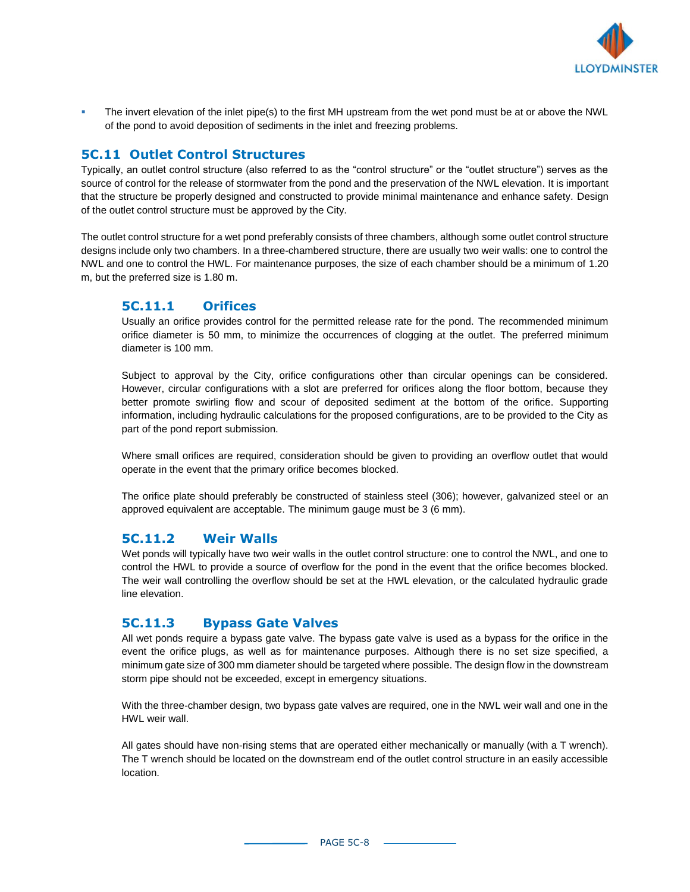- The invert elevation of the inlet pipe(s) to the first MH upstream from the wet pond must be at or above the NWL of the pond to avoid deposition of sediments in the inlet and freezing problems.

## 5C.11 Outlet Control Structures

Typically, an outlet control structure (also referred to as the "control structure" or the "outlet structure") serves as the source of control for the release of stormwater from the pond and the preservation of the NWL elevation. It is important that the structure be properly designed and constructed to provide minimal maintenance and enhance safety. Design of the outlet control structure must be approved by the City.

The outlet control structure for a wet pond preferably consists of three chambers, although some outlet control structure designs include only two chambers. In a three-chambered structure, there are usually two weir walls: one to control the NWL and one to control the HWL. For maintenance purposes, the size of each chamber should be a minimum of 1.20 m, but the preferred size is 1.80 m.

### 5C.11.1 Orifices

Usually an orifice provides control for the permitted release rate for the pond. The recommended minimum orifice diameter is 50 mm, to minimize the occurrences of clogging at the outlet. The preferred minimum diameter is 100 mm.

Subject to approval by the City, orifice configurations other than circular openings can be considered. However, circular configurations with a slot are preferred for orifices along the floor bottom, because they better promote swirling flow and scour of deposited sediment at the bottom of the orifice. Supporting information, including hydraulic calculations for the proposed configurations, are to be provided to the City as part of the pond report submission.

Where small orifices are required, consideration should be given to providing an overflow outlet that would operate in the event that the primary orifice becomes blocked.

The orifice plate should preferably be constructed of stainless steel (306); however, galvanized steel or an approved equivalent are acceptable. The minimum gauge must be 3 (6 mm).

### 5C.11.2 Weir Walls

Wet ponds will typically have two weir walls in the outlet control structure: one to control the NWL, and one to control the HWL to provide a source of overflow for the pond in the event that the orifice becomes blocked. The weir wall controlling the overflow should be set at the HWL elevation, or the calculated hydraulic grade line elevation.

### 5C.11.3 Bypass Gate Valves

All wet ponds require a bypass gate valve. The bypass gate valve is used as a bypass for the orifice in the event the orifice plugs, as well as for maintenance purposes. Although there is no set size specified, a minimum gate size of 300 mm diameter should be targeted where possible. The design flow in the downstream storm pipe should not be exceeded, except in emergency situations.

With the three-chamber design, two bypass gate valves are required, one in the NWL weir wall and one in the HWL weir wall.

All gates should have non-rising stems that are operated either mechanically or manually (with a T wrench). The T wrench should be located on the downstream end of the outlet control structure in an easily accessible location.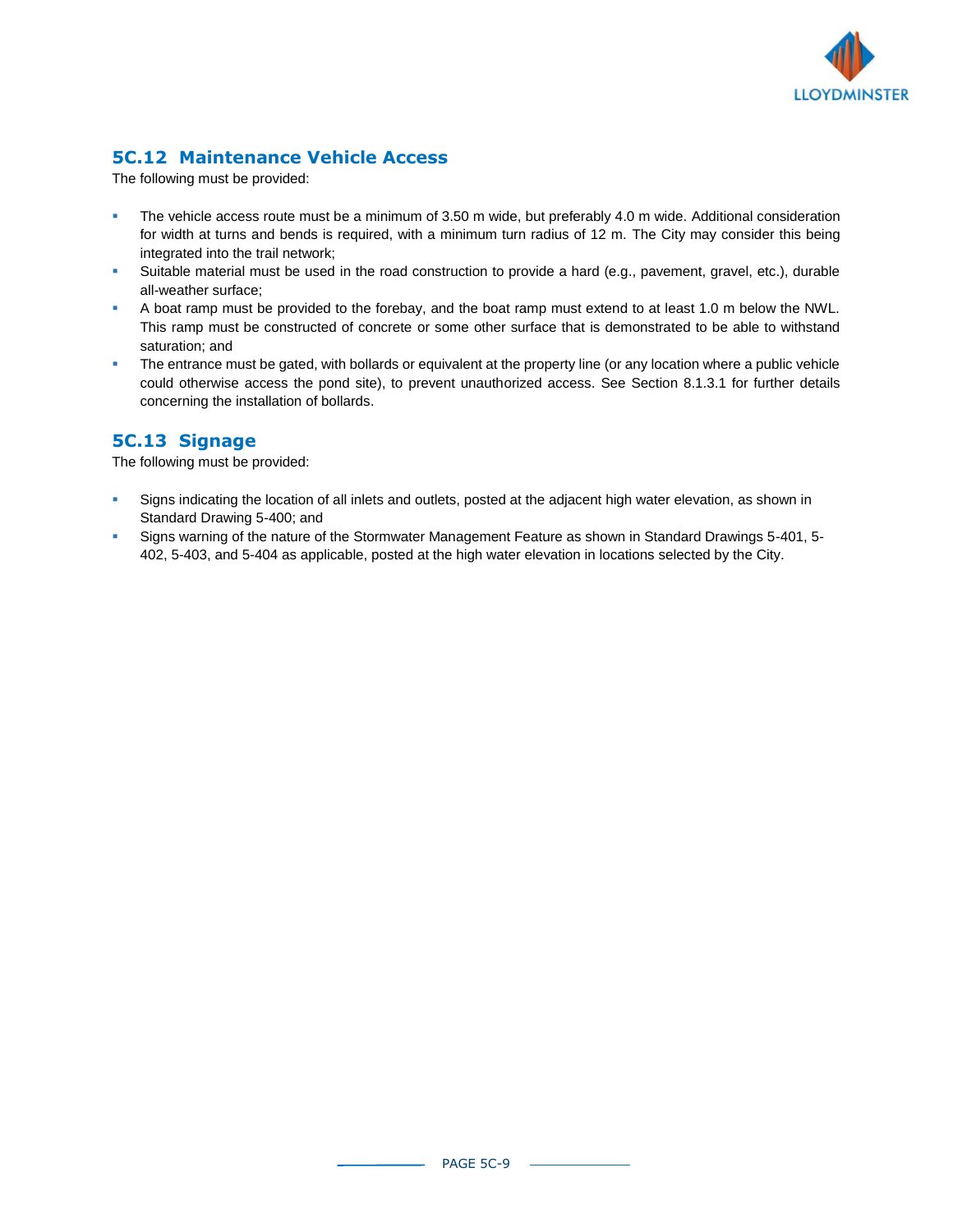## 5C.12 Maintenance Vehicle Access

The following must be provided:

- The vehicle access route must be a minimum of 3.50 m wide, but preferably 4.0 m wide. Additional consideration for width at turns and bends is required, with a minimum turn radius of 12 m. The City may consider this being integrated into the trail network;
- Suitable material must be used in the road construction to provide a hard (e.g., pavement, gravel, etc.), durable all-weather surface;
- A boat ramp must be provided to the forebay, and the boat ramp must extend to at least 1.0 m below the NWL. This ramp must be constructed of concrete or some other surface that is demonstrated to be able to withstand saturation; and
- The entrance must be gated, with bollards or equivalent at the property line (or any location where a public vehicle could otherwise access the pond site), to prevent unauthorized access. See Section 8.1.3.1 for further details concerning the installation of bollards.

## 5C.13 Signage

The following must be provided:

- Signs indicating the location of all inlets and outlets, posted at the adjacent high water elevation, as shown in Standard Drawing 5-400; and
- Signs warning of the nature of the Stormwater Management Feature as shown in Standard Drawings 5-401, 5-402, 5-403, and 5-404 as applicable, posted at the high water elevation in locations selected by the City.